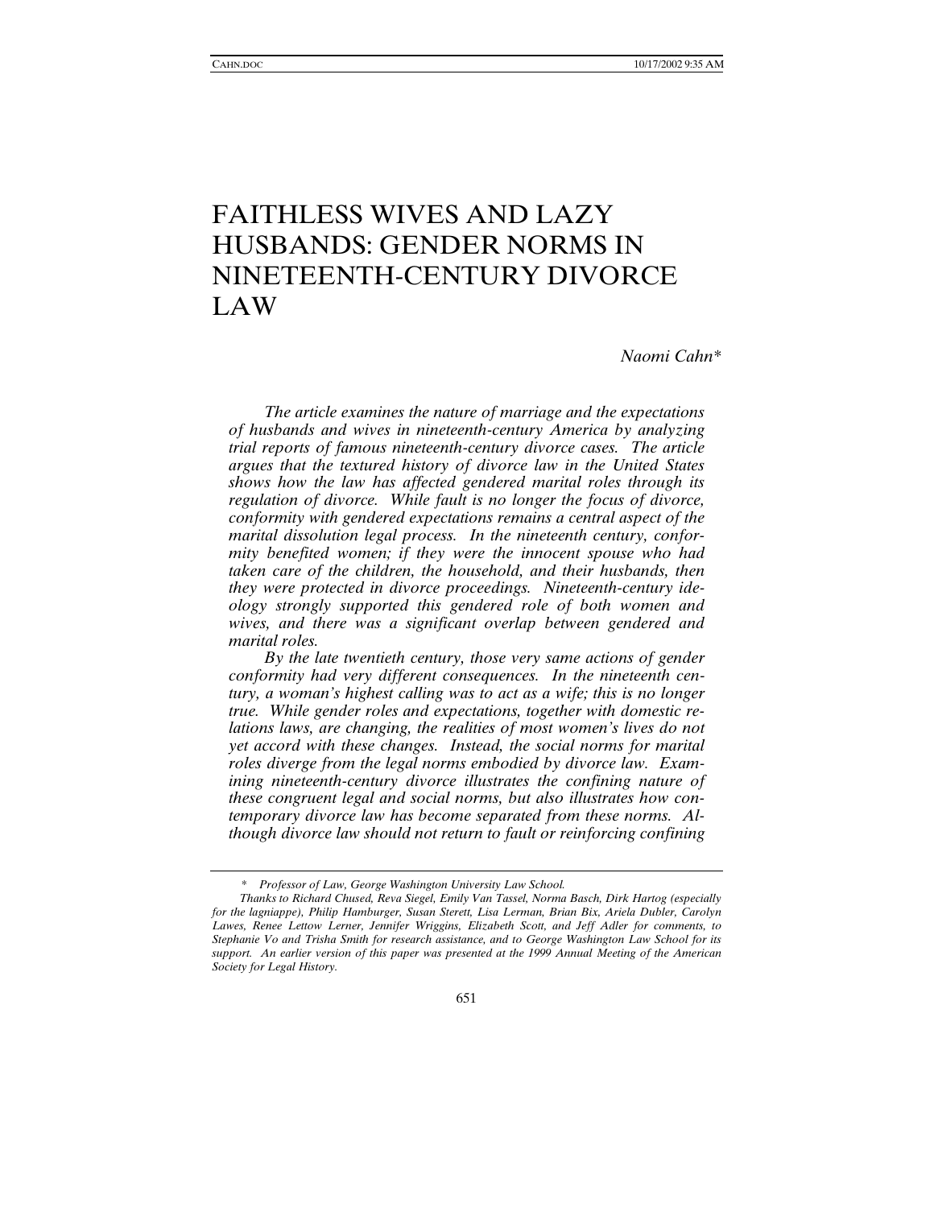# FAITHLESS WIVES AND LAZY HUSBANDS: GENDER NORMS IN NINETEENTH-CENTURY DIVORCE LAW

*Naomi Cahn\**

*The article examines the nature of marriage and the expectations of husbands and wives in nineteenth-century America by analyzing trial reports of famous nineteenth-century divorce cases. The article argues that the textured history of divorce law in the United States shows how the law has affected gendered marital roles through its regulation of divorce. While fault is no longer the focus of divorce, conformity with gendered expectations remains a central aspect of the marital dissolution legal process. In the nineteenth century, conformity benefited women; if they were the innocent spouse who had taken care of the children, the household, and their husbands, then they were protected in divorce proceedings. Nineteenth-century ideology strongly supported this gendered role of both women and wives, and there was a significant overlap between gendered and marital roles.*

*By the late twentieth century, those very same actions of gender conformity had very different consequences. In the nineteenth century, a woman's highest calling was to act as a wife; this is no longer true. While gender roles and expectations, together with domestic relations laws, are changing, the realities of most women's lives do not yet accord with these changes. Instead, the social norms for marital roles diverge from the legal norms embodied by divorce law. Examining nineteenth-century divorce illustrates the confining nature of these congruent legal and social norms, but also illustrates how contemporary divorce law has become separated from these norms. Although divorce law should not return to fault or reinforcing confining*

---

\* *Professor of Law, George Washington University Law School.*

*Thanks to Richard Chused, Reva Siegel, Emily Van Tassel, Norma Basch, Dirk Hartog (especially for the lagniappe), Philip Hamburger, Susan Sterett, Lisa Lerman, Brian Bix, Ariela Dubler, Carolyn Lawes, Renee Lettow Lerner, Jennifer Wriggins, Elizabeth Scott, and Jeff Adler for comments, to Stephanie Vo and Trisha Smith for research assistance, and to George Washington Law School for its support. An earlier version of this paper was presented at the 1999 Annual Meeting of the American Society for Legal History.*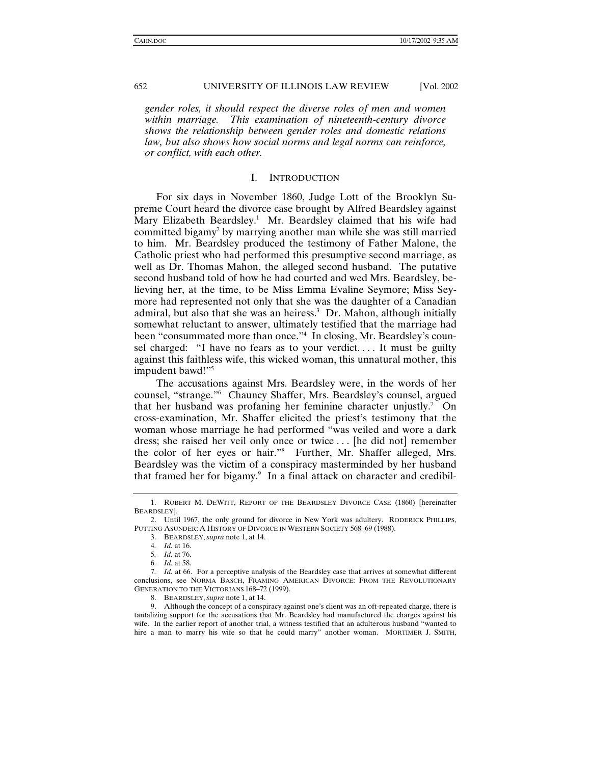*gender roles, it should respect the diverse roles of men and women within marriage. This examination of nineteenth-century divorce shows the relationship between gender roles and domestic relations law, but also shows how social norms and legal norms can reinforce, or conflict, with each other.*

## I. INTRODUCTION

For six days in November 1860, Judge Lott of the Brooklyn Supreme Court heard the divorce case brought by Alfred Beardsley against Mary Elizabeth Beardsley.[1] Mr. Beardsley claimed that his wife had committed bigamy[2] by marrying another man while she was still married to him. Mr. Beardsley produced the testimony of Father Malone, the Catholic priest who had performed this presumptive second marriage, as well as Dr. Thomas Mahon, the alleged second husband. The putative second husband told of how he had courted and wed Mrs. Beardsley, believing her, at the time, to be Miss Emma Evaline Seymore; Miss Seymore had represented not only that she was the daughter of a Canadian admiral, but also that she was an heiress.[3] Dr. Mahon, although initially somewhat reluctant to answer, ultimately testified that the marriage had been "consummated more than once."[4] In closing, Mr. Beardsley's counsel charged: "I have no fears as to your verdict. . . . It must be guilty against this faithless wife, this wicked woman, this unnatural mother, this impudent bawd!"[5]

The accusations against Mrs. Beardsley were, in the words of her counsel, "strange."[6] Chauncy Shaffer, Mrs. Beardsley's counsel, argued that her husband was profaning her feminine character unjustly.[7] On cross-examination, Mr. Shaffer elicited the priest's testimony that the woman whose marriage he had performed "was veiled and wore a dark dress; she raised her veil only once or twice . . . [he did not] remember the color of her eyes or hair."[8] Further, Mr. Shaffer alleged, Mrs. Beardsley was the victim of a conspiracy masterminded by her husband that framed her for bigamy.[9] In a final attack on character and credibil-

---

1. ROBERT M. DEWITT, REPORT OF THE BEARDSLEY DIVORCE CASE (1860) [hereinafter BEARDSLEY].

2. Until 1967, the only ground for divorce in New York was adultery. RODERICK PHILLIPS, PUTTING ASUNDER: A HISTORY OF DIVORCE IN WESTERN SOCIETY 568–69 (1988).

3. BEARDSLEY, *supra* note 1, at 14.

4. *Id.* at 16.

5. *Id.* at 76.

6. *Id.* at 58.

7. *Id.* at 66. For a perceptive analysis of the Beardsley case that arrives at somewhat different conclusions, see NORMA BASCH, FRAMING AMERICAN DIVORCE: FROM THE REVOLUTIONARY GENERATION TO THE VICTORIANS 168–72 (1999).

8. BEARDSLEY, *supra* note 1, at 14.

9. Although the concept of a conspiracy against one's client was an oft-repeated charge, there is tantalizing support for the accusations that Mr. Beardsley had manufactured the charges against his wife. In the earlier report of another trial, a witness testified that an adulterous husband "wanted to hire a man to marry his wife so that he could marry" another woman. MORTIMER J. SMITH,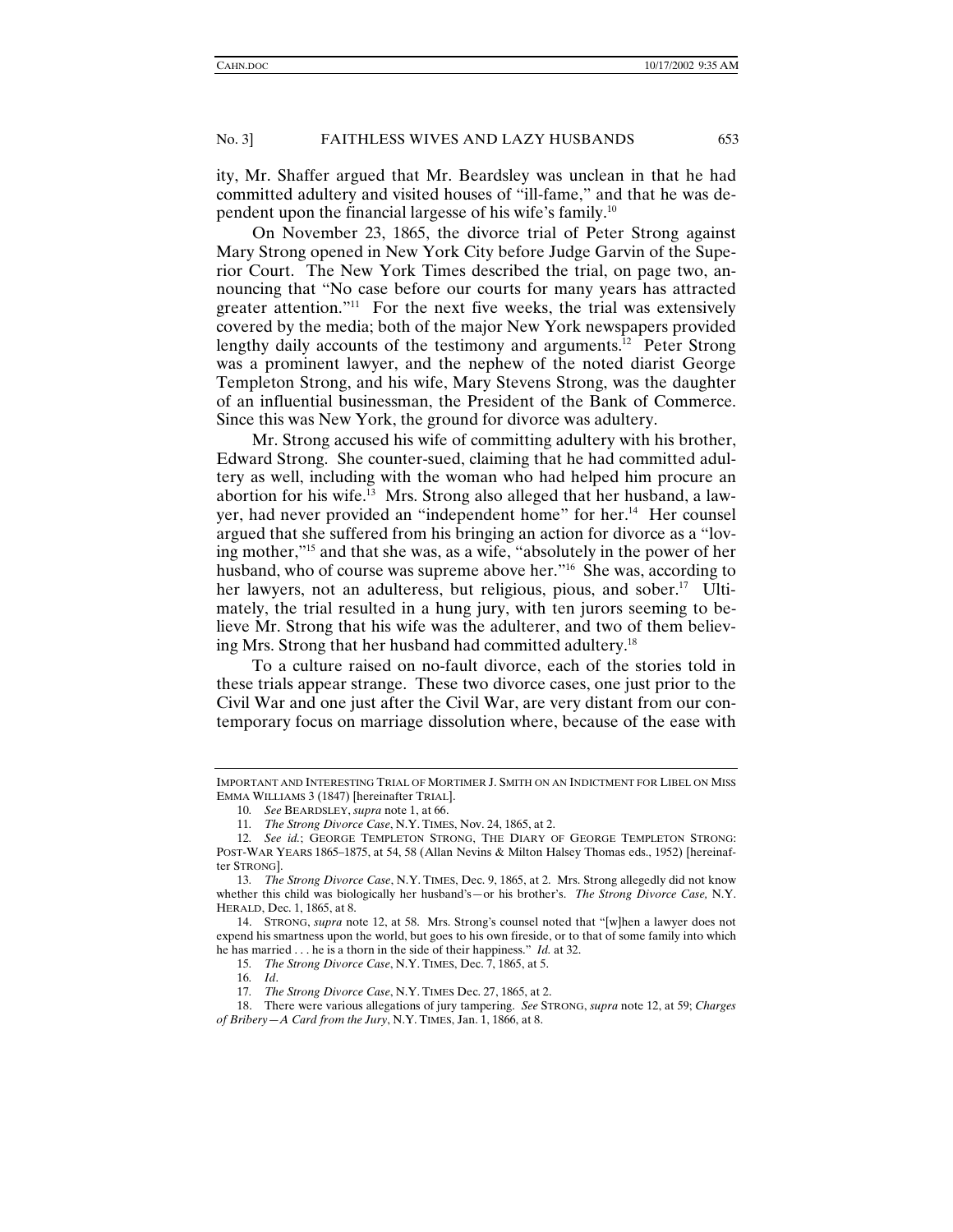ity, Mr. Shaffer argued that Mr. Beardsley was unclean in that he had committed adultery and visited houses of "ill-fame," and that he was dependent upon the financial largesse of his wife's family.[10]

On November 23, 1865, the divorce trial of Peter Strong against Mary Strong opened in New York City before Judge Garvin of the Superior Court. The New York Times described the trial, on page two, announcing that "No case before our courts for many years has attracted greater attention."[11] For the next five weeks, the trial was extensively covered by the media; both of the major New York newspapers provided lengthy daily accounts of the testimony and arguments.[12] Peter Strong was a prominent lawyer, and the nephew of the noted diarist George Templeton Strong, and his wife, Mary Stevens Strong, was the daughter of an influential businessman, the President of the Bank of Commerce. Since this was New York, the ground for divorce was adultery.

Mr. Strong accused his wife of committing adultery with his brother, Edward Strong. She counter-sued, claiming that he had committed adultery as well, including with the woman who had helped him procure an abortion for his wife.[13] Mrs. Strong also alleged that her husband, a lawyer, had never provided an "independent home" for her.[14] Her counsel argued that she suffered from his bringing an action for divorce as a "loving mother,"[15] and that she was, as a wife, "absolutely in the power of her husband, who of course was supreme above her."[16] She was, according to her lawyers, not an adulteress, but religious, pious, and sober.[17] Ultimately, the trial resulted in a hung jury, with ten jurors seeming to believe Mr. Strong that his wife was the adulterer, and two of them believing Mrs. Strong that her husband had committed adultery.[18]

To a culture raised on no-fault divorce, each of the stories told in these trials appear strange. These two divorce cases, one just prior to the Civil War and one just after the Civil War, are very distant from our contemporary focus on marriage dissolution where, because of the ease with

---

IMPORTANT AND INTERESTING TRIAL OF MORTIMER J. SMITH ON AN INDICTMENT FOR LIBEL ON MISS EMMA WILLIAMS 3 (1847) [hereinafter TRIAL].

10. *See* BEARDSLEY, *supra* note 1, at 66.

11. *The Strong Divorce Case*, N.Y. TIMES, Nov. 24, 1865, at 2.

12. *See id.*; GEORGE TEMPLETON STRONG, THE DIARY OF GEORGE TEMPLETON STRONG: POST-WAR YEARS 1865–1875, at 54, 58 (Allan Nevins & Milton Halsey Thomas eds., 1952) [hereinafter STRONG].

13. *The Strong Divorce Case*, N.Y. TIMES, Dec. 9, 1865, at 2. Mrs. Strong allegedly did not know whether this child was biologically her husband's—or his brother's. *The Strong Divorce Case,* N.Y. HERALD, Dec. 1, 1865, at 8.

14. STRONG, *supra* note 12, at 58. Mrs. Strong's counsel noted that "[w]hen a lawyer does not expend his smartness upon the world, but goes to his own fireside, or to that of some family into which he has married . . . he is a thorn in the side of their happiness." *Id.* at 32.

15. *The Strong Divorce Case*, N.Y. TIMES, Dec. 7, 1865, at 5.

16. *Id*.

17. *The Strong Divorce Case*, N.Y. TIMES Dec. 27, 1865, at 2.

18. There were various allegations of jury tampering. *See* STRONG, *supra* note 12, at 59; *Charges of Bribery—A Card from the Jury*, N.Y. TIMES, Jan. 1, 1866, at 8.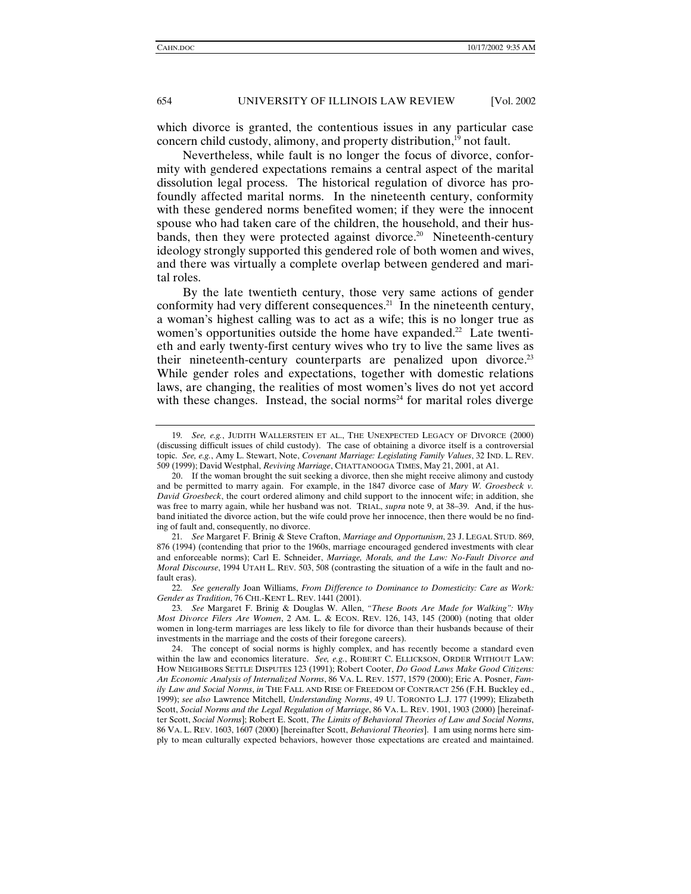which divorce is granted, the contentious issues in any particular case concern child custody, alimony, and property distribution,[19] not fault.

Nevertheless, while fault is no longer the focus of divorce, conformity with gendered expectations remains a central aspect of the marital dissolution legal process. The historical regulation of divorce has profoundly affected marital norms. In the nineteenth century, conformity with these gendered norms benefited women; if they were the innocent spouse who had taken care of the children, the household, and their husbands, then they were protected against divorce.[20] Nineteenth-century ideology strongly supported this gendered role of both women and wives, and there was virtually a complete overlap between gendered and marital roles.

By the late twentieth century, those very same actions of gender conformity had very different consequences.[21] In the nineteenth century, a woman's highest calling was to act as a wife; this is no longer true as women's opportunities outside the home have expanded.[22] Late twentieth and early twenty-first century wives who try to live the same lives as their nineteenth-century counterparts are penalized upon divorce.[23] While gender roles and expectations, together with domestic relations laws, are changing, the realities of most women's lives do not yet accord with these changes. Instead, the social norms[24] for marital roles diverge

---

19. *See, e.g.*, JUDITH WALLERSTEIN ET AL., THE UNEXPECTED LEGACY OF DIVORCE (2000) (discussing difficult issues of child custody). The case of obtaining a divorce itself is a controversial topic. *See, e.g.*, Amy L. Stewart, Note, *Covenant Marriage: Legislating Family Values*, 32 IND. L. REV. 509 (1999); David Westphal, *Reviving Marriage*, CHATTANOOGA TIMES, May 21, 2001, at A1.

20. If the woman brought the suit seeking a divorce, then she might receive alimony and custody and be permitted to marry again. For example, in the 1847 divorce case of *Mary W. Groesbeck v. David Groesbeck*, the court ordered alimony and child support to the innocent wife; in addition, she was free to marry again, while her husband was not. TRIAL, *supra* note 9, at 38–39. And, if the husband initiated the divorce action, but the wife could prove her innocence, then there would be no finding of fault and, consequently, no divorce.

21. *See* Margaret F. Brinig & Steve Crafton, *Marriage and Opportunism*, 23 J. LEGAL STUD. 869, 876 (1994) (contending that prior to the 1960s, marriage encouraged gendered investments with clear and enforceable norms); Carl E. Schneider, *Marriage, Morals, and the Law: No-Fault Divorce and Moral Discourse*, 1994 UTAH L. REV. 503, 508 (contrasting the situation of a wife in the fault and no-fault eras).

22. *See generally* Joan Williams, *From Difference to Dominance to Domesticity: Care as Work: Gender as Tradition*, 76 CHI.-KENT L. REV. 1441 (2001).

23. *See* Margaret F. Brinig & Douglas W. Allen, *"These Boots Are Made for Walking": Why Most Divorce Filers Are Women*, 2 AM. L. & ECON. REV. 126, 143, 145 (2000) (noting that older women in long-term marriages are less likely to file for divorce than their husbands because of their investments in the marriage and the costs of their foregone careers).

24. The concept of social norms is highly complex, and has recently become a standard even within the law and economics literature. *See, e.g.*, ROBERT C. ELLICKSON, ORDER WITHOUT LAW: HOW NEIGHBORS SETTLE DISPUTES 123 (1991); Robert Cooter, *Do Good Laws Make Good Citizens: An Economic Analysis of Internalized Norms*, 86 VA. L. REV. 1577, 1579 (2000); Eric A. Posner, *Family Law and Social Norms*, *in* THE FALL AND RISE OF FREEDOM OF CONTRACT 256 (F.H. Buckley ed., 1999); *see also* Lawrence Mitchell, *Understanding Norms*, 49 U. TORONTO L.J. 177 (1999); Elizabeth Scott, *Social Norms and the Legal Regulation of Marriage*, 86 VA. L. REV. 1901, 1903 (2000) [hereinafter Scott, *Social Norms*]; Robert E. Scott, *The Limits of Behavioral Theories of Law and Social Norms*, 86 VA. L. REV. 1603, 1607 (2000) [hereinafter Scott, *Behavioral Theories*]. I am using norms here simply to mean culturally expected behaviors, however those expectations are created and maintained.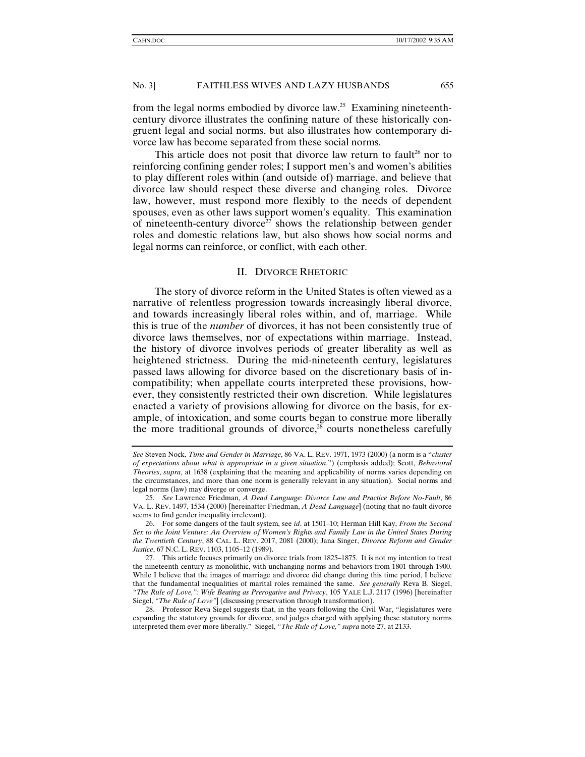from the legal norms embodied by divorce law.[25] Examining nineteenth-century divorce illustrates the confining nature of these historically congruent legal and social norms, but also illustrates how contemporary divorce law has become separated from these social norms.

This article does not posit that divorce law return to fault[26] nor to reinforcing confining gender roles; I support men's and women's abilities to play different roles within (and outside of) marriage, and believe that divorce law should respect these diverse and changing roles. Divorce law, however, must respond more flexibly to the needs of dependent spouses, even as other laws support women's equality. This examination of nineteenth-century divorce[27] shows the relationship between gender roles and domestic relations law, but also shows how social norms and legal norms can reinforce, or conflict, with each other.

## II. DIVORCE RHETORIC

The story of divorce reform in the United States is often viewed as a narrative of relentless progression towards increasingly liberal divorce, and towards increasingly liberal roles within, and of, marriage. While this is true of the *number* of divorces, it has not been consistently true of divorce laws themselves, nor of expectations within marriage. Instead, the history of divorce involves periods of greater liberality as well as heightened strictness. During the mid-nineteenth century, legislatures passed laws allowing for divorce based on the discretionary basis of incompatibility; when appellate courts interpreted these provisions, however, they consistently restricted their own discretion. While legislatures enacted a variety of provisions allowing for divorce on the basis, for example, of intoxication, and some courts began to construe more liberally the more traditional grounds of divorce,[28] courts nonetheless carefully

---

*See* Steven Nock, *Time and Gender in Marriage*, 86 VA. L. REV. 1971, 1973 (2000) (a norm is a "*cluster of expectations about what is appropriate in a given situation*.") (emphasis added); Scott, *Behavioral Theories*, *supra*, at 1638 (explaining that the meaning and applicability of norms varies depending on the circumstances, and more than one norm is generally relevant in any situation). Social norms and legal norms (law) may diverge or converge.

25. *See* Lawrence Friedman, *A Dead Language: Divorce Law and Practice Before No-Fault*, 86 VA. L. REV. 1497, 1534 (2000) [hereinafter Friedman, *A Dead Language*] (noting that no-fault divorce seems to find gender inequality irrelevant).

26. For some dangers of the fault system, see *id*. at 1501–10; Herman Hill Kay, *From the Second Sex to the Joint Venture: An Overview of Women's Rights and Family Law in the United States During the Twentieth Century*, 88 CAL. L. REV. 2017, 2081 (2000); Jana Singer, *Divorce Reform and Gender Justice*, 67 N.C. L. REV. 1103, 1105–12 (1989).

27. This article focuses primarily on divorce trials from 1825–1875. It is not my intention to treat the nineteenth century as monolithic, with unchanging norms and behaviors from 1801 through 1900. While I believe that the images of marriage and divorce did change during this time period, I believe that the fundamental inequalities of marital roles remained the same. *See generally* Reva B. Siegel, *"The Rule of Love,": Wife Beating as Prerogative and Privacy*, 105 YALE L.J. 2117 (1996) [hereinafter Siegel, *"The Rule of Love"*] (discussing preservation through transformation).

28. Professor Reva Siegel suggests that, in the years following the Civil War, "legislatures were expanding the statutory grounds for divorce, and judges charged with applying these statutory norms interpreted them ever more liberally." Siegel, *"The Rule of Love," supra* note 27, at 2133.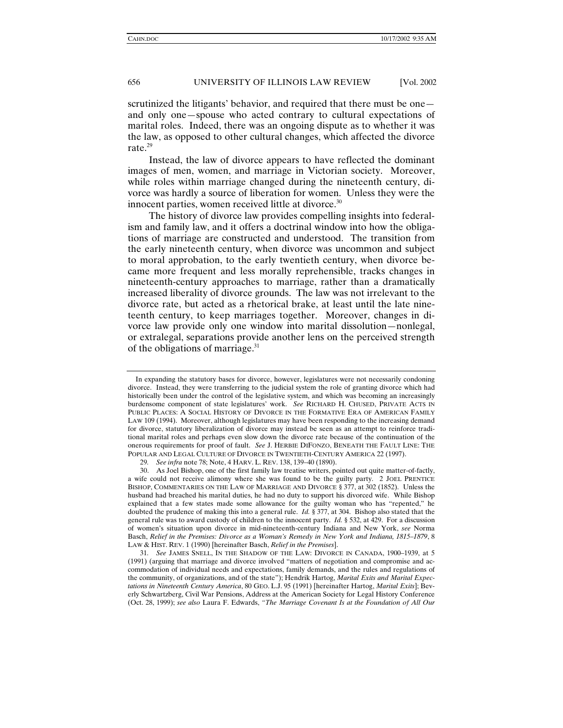scrutinized the litigants' behavior, and required that there must be one—and only one—spouse who acted contrary to cultural expectations of marital roles. Indeed, there was an ongoing dispute as to whether it was the law, as opposed to other cultural changes, which affected the divorce rate.[29]

Instead, the law of divorce appears to have reflected the dominant images of men, women, and marriage in Victorian society. Moreover, while roles within marriage changed during the nineteenth century, divorce was hardly a source of liberation for women. Unless they were the innocent parties, women received little at divorce.[30]

The history of divorce law provides compelling insights into federalism and family law, and it offers a doctrinal window into how the obligations of marriage are constructed and understood. The transition from the early nineteenth century, when divorce was uncommon and subject to moral approbation, to the early twentieth century, when divorce became more frequent and less morally reprehensible, tracks changes in nineteenth-century approaches to marriage, rather than a dramatically increased liberality of divorce grounds. The law was not irrelevant to the divorce rate, but acted as a rhetorical brake, at least until the late nineteenth century, to keep marriages together. Moreover, changes in divorce law provide only one window into marital dissolution—nonlegal, or extralegal, separations provide another lens on the perceived strength of the obligations of marriage.[31]

---

In expanding the statutory bases for divorce, however, legislatures were not necessarily condoning divorce. Instead, they were transferring to the judicial system the role of granting divorce which had historically been under the control of the legislative system, and which was becoming an increasingly burdensome component of state legislatures' work. *See* RICHARD H. CHUSED, PRIVATE ACTS IN PUBLIC PLACES: A SOCIAL HISTORY OF DIVORCE IN THE FORMATIVE ERA OF AMERICAN FAMILY LAW 109 (1994). Moreover, although legislatures may have been responding to the increasing demand for divorce, statutory liberalization of divorce may instead be seen as an attempt to reinforce traditional marital roles and perhaps even slow down the divorce rate because of the continuation of the onerous requirements for proof of fault. *See* J. HERBIE DIFONZO, BENEATH THE FAULT LINE: THE POPULAR AND LEGAL CULTURE OF DIVORCE IN TWENTIETH-CENTURY AMERICA 22 (1997).

29. *See infra* note 78; Note, 4 HARV. L. REV. 138, 139–40 (1890).

30. As Joel Bishop, one of the first family law treatise writers, pointed out quite matter-of-factly, a wife could not receive alimony where she was found to be the guilty party. 2 JOEL PRENTICE BISHOP, COMMENTARIES ON THE LAW OF MARRIAGE AND DIVORCE § 377, at 302 (1852). Unless the husband had breached his marital duties, he had no duty to support his divorced wife. While Bishop explained that a few states made some allowance for the guilty woman who has "repented," he doubted the prudence of making this into a general rule. *Id.* § 377, at 304. Bishop also stated that the general rule was to award custody of children to the innocent party. *Id.* § 532, at 429. For a discussion of women's situation upon divorce in mid-nineteenth-century Indiana and New York, *see* Norma Basch, *Relief in the Premises: Divorce as a Woman's Remedy in New York and Indiana, 1815–1879*, 8 LAW & HIST. REV. 1 (1990) [hereinafter Basch, *Relief in the Premises*].

31. *See* JAMES SNELL, IN THE SHADOW OF THE LAW: DIVORCE IN CANADA, 1900–1939, at 5 (1991) (arguing that marriage and divorce involved "matters of negotiation and compromise and accommodation of individual needs and expectations, family demands, and the rules and regulations of the community, of organizations, and of the state"); Hendrik Hartog, *Marital Exits and Marital Expectations in Nineteenth Century America*, 80 GEO. L.J. 95 (1991) [hereinafter Hartog, *Marital Exits*]; Beverly Schwartzberg, Civil War Pensions, Address at the American Society for Legal History Conference (Oct. 28, 1999); *see also* Laura F. Edwards, *"The Marriage Covenant Is at the Foundation of All Our*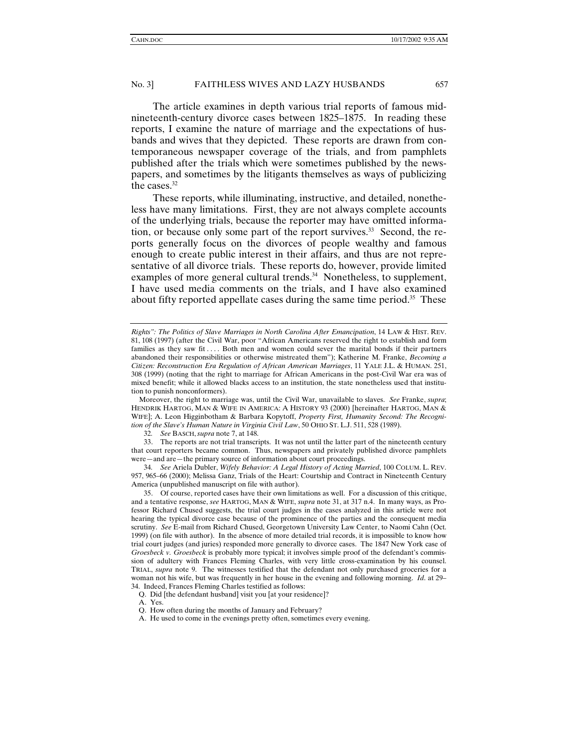The article examines in depth various trial reports of famous mid-nineteenth-century divorce cases between 1825–1875. In reading these reports, I examine the nature of marriage and the expectations of husbands and wives that they depicted. These reports are drawn from contemporaneous newspaper coverage of the trials, and from pamphlets published after the trials which were sometimes published by the newspapers, and sometimes by the litigants themselves as ways of publicizing the cases.[32]

These reports, while illuminating, instructive, and detailed, nonetheless have many limitations. First, they are not always complete accounts of the underlying trials, because the reporter may have omitted information, or because only some part of the report survives.[33] Second, the reports generally focus on the divorces of people wealthy and famous enough to create public interest in their affairs, and thus are not representative of all divorce trials. These reports do, however, provide limited examples of more general cultural trends.[34] Nonetheless, to supplement, I have used media comments on the trials, and I have also examined about fifty reported appellate cases during the same time period.[35] These

---

*Rights": The Politics of Slave Marriages in North Carolina After Emancipation*, 14 LAW & HIST. REV. 81, 108 (1997) (after the Civil War, poor "African Americans reserved the right to establish and form families as they saw fit . . . . Both men and women could sever the marital bonds if their partners abandoned their responsibilities or otherwise mistreated them"); Katherine M. Franke, *Becoming a Citizen: Reconstruction Era Regulation of African American Marriages*, 11 YALE J.L. & HUMAN. 251, 308 (1999) (noting that the right to marriage for African Americans in the post-Civil War era was of mixed benefit; while it allowed blacks access to an institution, the state nonetheless used that institution to punish nonconformers).

Moreover, the right to marriage was, until the Civil War, unavailable to slaves. *See* Franke, *supra*; HENDRIK HARTOG, MAN & WIFE IN AMERICA: A HISTORY 93 (2000) [hereinafter HARTOG, MAN & WIFE]; A. Leon Higginbotham & Barbara Kopytoff, *Property First, Humanity Second: The Recognition of the Slave's Human Nature in Virginia Civil Law*, 50 OHIO ST. L.J. 511, 528 (1989).

32. *See* BASCH, *supra* note 7, at 148.

33. The reports are not trial transcripts. It was not until the latter part of the nineteenth century that court reporters became common. Thus, newspapers and privately published divorce pamphlets were—and are—the primary source of information about court proceedings.

34. *See* Ariela Dubler, *Wifely Behavior: A Legal History of Acting Married*, 100 COLUM. L. REV. 957, 965–66 (2000); Melissa Ganz, Trials of the Heart: Courtship and Contract in Nineteenth Century America (unpublished manuscript on file with author).

35. Of course, reported cases have their own limitations as well. For a discussion of this critique, and a tentative response, *see* HARTOG, MAN & WIFE, *supra* note 31, at 317 n.4. In many ways, as Professor Richard Chused suggests, the trial court judges in the cases analyzed in this article were not hearing the typical divorce case because of the prominence of the parties and the consequent media scrutiny. *See* E-mail from Richard Chused, Georgetown University Law Center, to Naomi Cahn (Oct. 1999) (on file with author). In the absence of more detailed trial records, it is impossible to know how trial court judges (and juries) responded more generally to divorce cases. The 1847 New York case of *Groesbeck v. Groesbeck* is probably more typical; it involves simple proof of the defendant's commission of adultery with Frances Fleming Charles, with very little cross-examination by his counsel. TRIAL, *supra* note 9. The witnesses testified that the defendant not only purchased groceries for a woman not his wife, but was frequently in her house in the evening and following morning. *Id*. at 29–34. Indeed, Frances Fleming Charles testified as follows:

Q. Did [the defendant husband] visit you [at your residence]?

A. Yes.

Q. How often during the months of January and February?

A. He used to come in the evenings pretty often, sometimes every evening.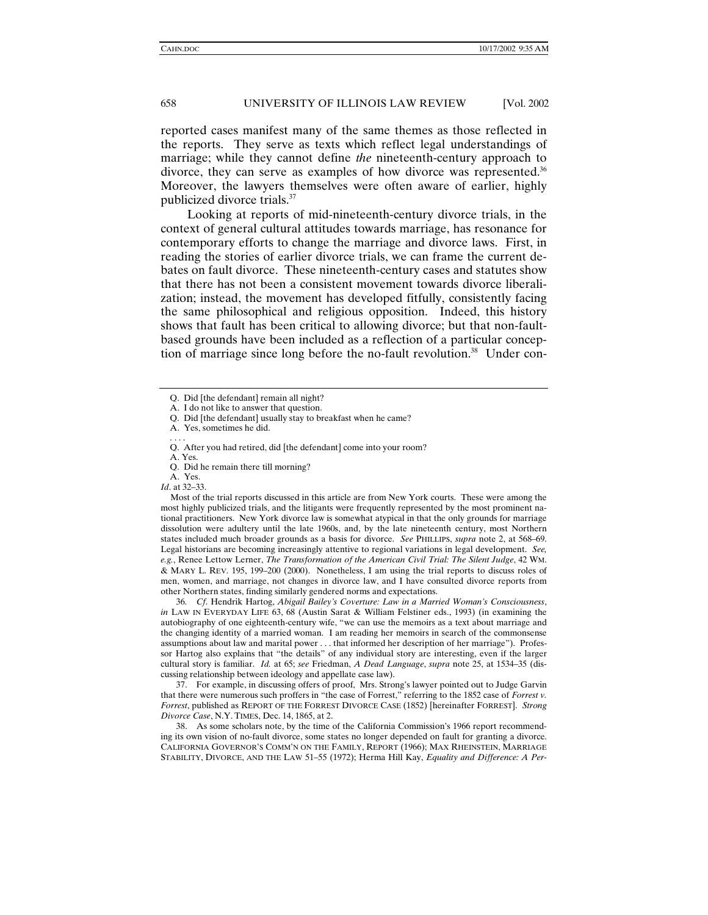reported cases manifest many of the same themes as those reflected in the reports. They serve as texts which reflect legal understandings of marriage; while they cannot define *the* nineteenth-century approach to divorce, they can serve as examples of how divorce was represented.[36] Moreover, the lawyers themselves were often aware of earlier, highly publicized divorce trials.[37]

Looking at reports of mid-nineteenth-century divorce trials, in the context of general cultural attitudes towards marriage, has resonance for contemporary efforts to change the marriage and divorce laws. First, in reading the stories of earlier divorce trials, we can frame the current debates on fault divorce. These nineteenth-century cases and statutes show that there has not been a consistent movement towards divorce liberalization; instead, the movement has developed fitfully, consistently facing the same philosophical and religious opposition. Indeed, this history shows that fault has been critical to allowing divorce; but that non-fault-based grounds have been included as a reflection of a particular conception of marriage since long before the no-fault revolution.[38] Under con-

---

Q. Did [the defendant] remain all night?

A. I do not like to answer that question.

Q. Did [the defendant] usually stay to breakfast when he came?

A. Yes, sometimes he did.

. . . .

Q. After you had retired, did [the defendant] come into your room?

A. Yes.

Q. Did he remain there till morning?

A. Yes.

*Id*. at 32–33.

Most of the trial reports discussed in this article are from New York courts. These were among the most highly publicized trials, and the litigants were frequently represented by the most prominent national practitioners. New York divorce law is somewhat atypical in that the only grounds for marriage dissolution were adultery until the late 1960s, and, by the late nineteenth century, most Northern states included much broader grounds as a basis for divorce. *See* PHILLIPS, *supra* note 2, at 568–69. Legal historians are becoming increasingly attentive to regional variations in legal development. *See, e.g.*, Renee Lettow Lerner, *The Transformation of the American Civil Trial: The Silent Judge*, 42 WM. & MARY L. REV. 195, 199–200 (2000). Nonetheless, I am using the trial reports to discuss roles of men, women, and marriage, not changes in divorce law, and I have consulted divorce reports from other Northern states, finding similarly gendered norms and expectations.

36. *Cf*. Hendrik Hartog, *Abigail Bailey's Coverture: Law in a Married Woman's Consciousness*, *in* LAW IN EVERYDAY LIFE 63, 68 (Austin Sarat & William Felstiner eds., 1993) (in examining the autobiography of one eighteenth-century wife, "we can use the memoirs as a text about marriage and the changing identity of a married woman. I am reading her memoirs in search of the commonsense assumptions about law and marital power . . . that informed her description of her marriage"). Professor Hartog also explains that "the details" of any individual story are interesting, even if the larger cultural story is familiar. *Id.* at 65; *see* Friedman, *A Dead Language*, *supra* note 25, at 1534–35 (discussing relationship between ideology and appellate case law).

37. For example, in discussing offers of proof, Mrs. Strong's lawyer pointed out to Judge Garvin that there were numerous such proffers in "the case of Forrest," referring to the 1852 case of *Forrest v. Forrest*, published as REPORT OF THE FORREST DIVORCE CASE (1852) [hereinafter FORREST]. *Strong Divorce Case*, N.Y. TIMES, Dec. 14, 1865, at 2.

38. As some scholars note, by the time of the California Commission's 1966 report recommending its own vision of no-fault divorce, some states no longer depended on fault for granting a divorce. CALIFORNIA GOVERNOR'S COMM'N ON THE FAMILY, REPORT (1966); MAX RHEINSTEIN, MARRIAGE STABILITY, DIVORCE, AND THE LAW 51–55 (1972); Herma Hill Kay, *Equality and Difference: A Per-*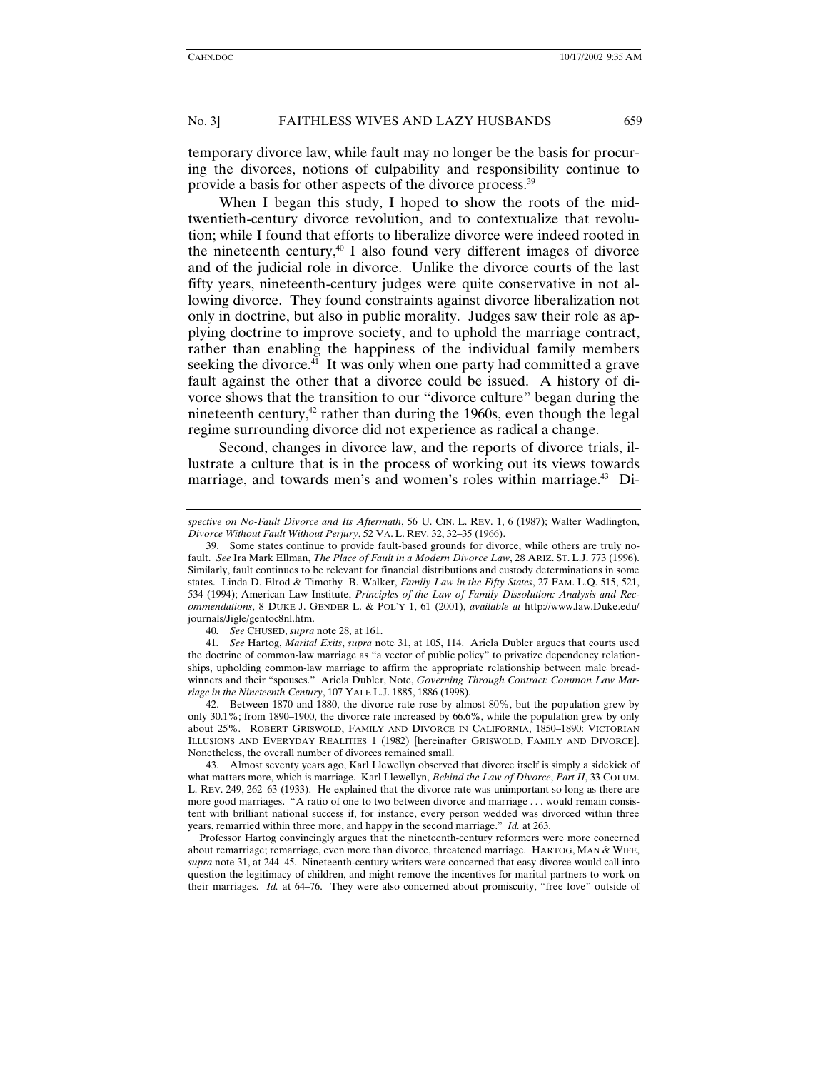temporary divorce law, while fault may no longer be the basis for procuring the divorces, notions of culpability and responsibility continue to provide a basis for other aspects of the divorce process.[39]

When I began this study, I hoped to show the roots of the mid-twentieth-century divorce revolution, and to contextualize that revolution; while I found that efforts to liberalize divorce were indeed rooted in the nineteenth century,[40] I also found very different images of divorce and of the judicial role in divorce. Unlike the divorce courts of the last fifty years, nineteenth-century judges were quite conservative in not allowing divorce. They found constraints against divorce liberalization not only in doctrine, but also in public morality. Judges saw their role as applying doctrine to improve society, and to uphold the marriage contract, rather than enabling the happiness of the individual family members seeking the divorce.[41] It was only when one party had committed a grave fault against the other that a divorce could be issued. A history of divorce shows that the transition to our "divorce culture" began during the nineteenth century,[42] rather than during the 1960s, even though the legal regime surrounding divorce did not experience as radical a change.

Second, changes in divorce law, and the reports of divorce trials, illustrate a culture that is in the process of working out its views towards marriage, and towards men's and women's roles within marriage.[43] Di-

---

*spective on No-Fault Divorce and Its Aftermath*, 56 U. CIN. L. REV. 1, 6 (1987); Walter Wadlington, *Divorce Without Fault Without Perjury*, 52 VA. L. REV. 32, 32–35 (1966).

39. Some states continue to provide fault-based grounds for divorce, while others are truly no-fault. *See* Ira Mark Ellman, *The Place of Fault in a Modern Divorce Law*, 28 ARIZ. ST. L.J. 773 (1996). Similarly, fault continues to be relevant for financial distributions and custody determinations in some states. Linda D. Elrod & Timothy B. Walker, *Family Law in the Fifty States*, 27 FAM. L.Q. 515, 521, 534 (1994); American Law Institute, *Principles of the Law of Family Dissolution: Analysis and Recommendations*, 8 DUKE J. GENDER L. & POL'Y 1, 61 (2001), *available at* http://www.law.Duke.edu/journals/Jigle/gentoc8nl.htm.

40. *See* CHUSED, *supra* note 28, at 161.

41. *See* Hartog, *Marital Exits*, *supra* note 31, at 105, 114. Ariela Dubler argues that courts used the doctrine of common-law marriage as "a vector of public policy" to privatize dependency relationships, upholding common-law marriage to affirm the appropriate relationship between male breadwinners and their "spouses." Ariela Dubler, Note, *Governing Through Contract: Common Law Marriage in the Nineteenth Century*, 107 YALE L.J. 1885, 1886 (1998).

42. Between 1870 and 1880, the divorce rate rose by almost 80%, but the population grew by only 30.1%; from 1890–1900, the divorce rate increased by 66.6%, while the population grew by only about 25%. ROBERT GRISWOLD, FAMILY AND DIVORCE IN CALIFORNIA, 1850–1890: VICTORIAN ILLUSIONS AND EVERYDAY REALITIES 1 (1982) [hereinafter GRISWOLD, FAMILY AND DIVORCE]. Nonetheless, the overall number of divorces remained small.

43. Almost seventy years ago, Karl Llewellyn observed that divorce itself is simply a sidekick of what matters more, which is marriage. Karl Llewellyn, *Behind the Law of Divorce, Part II*, 33 COLUM. L. REV. 249, 262–63 (1933). He explained that the divorce rate was unimportant so long as there are more good marriages. "A ratio of one to two between divorce and marriage . . . would remain consistent with brilliant national success if, for instance, every person wedded was divorced within three years, remarried within three more, and happy in the second marriage." *Id.* at 263.

Professor Hartog convincingly argues that the nineteenth-century reformers were more concerned about remarriage; remarriage, even more than divorce, threatened marriage. HARTOG, MAN & WIFE, *supra* note 31, at 244–45. Nineteenth-century writers were concerned that easy divorce would call into question the legitimacy of children, and might remove the incentives for marital partners to work on their marriages. *Id.* at 64–76. They were also concerned about promiscuity, "free love" outside of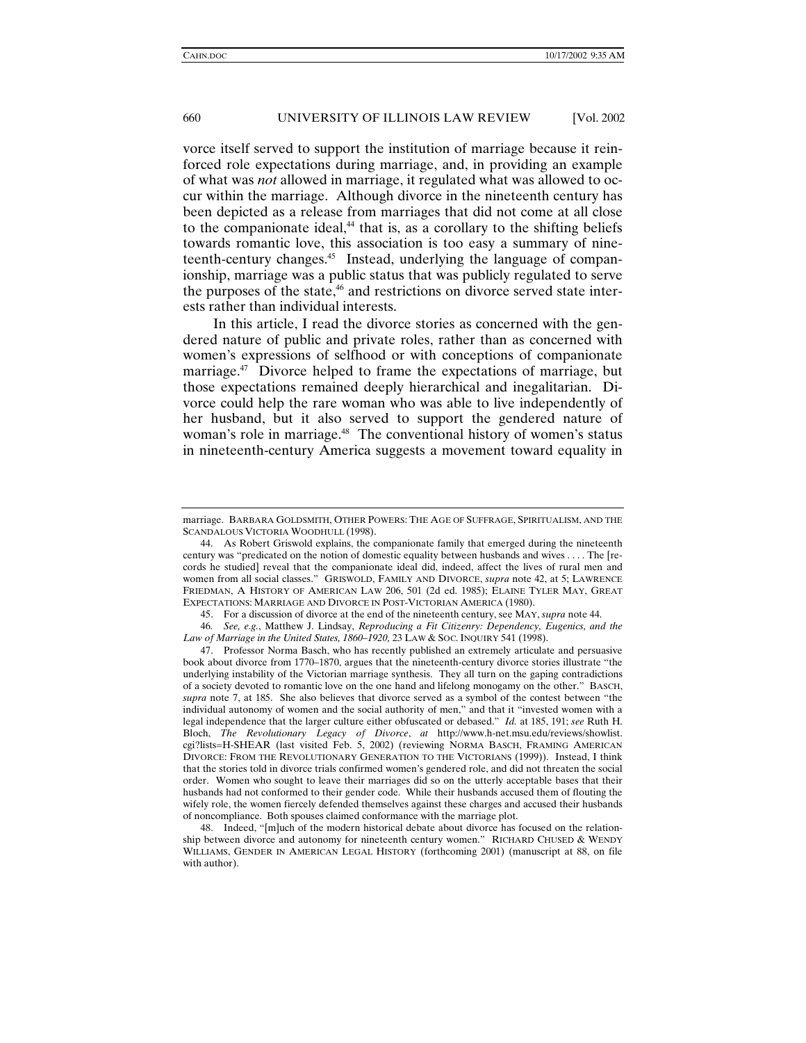vorce itself served to support the institution of marriage because it reinforced role expectations during marriage, and, in providing an example of what was *not* allowed in marriage, it regulated what was allowed to occur within the marriage. Although divorce in the nineteenth century has been depicted as a release from marriages that did not come at all close to the companionate ideal,[44] that is, as a corollary to the shifting beliefs towards romantic love, this association is too easy a summary of nineteenth-century changes.[45] Instead, underlying the language of companionship, marriage was a public status that was publicly regulated to serve the purposes of the state,[46] and restrictions on divorce served state interests rather than individual interests.

In this article, I read the divorce stories as concerned with the gendered nature of public and private roles, rather than as concerned with women's expressions of selfhood or with conceptions of companionate marriage.[47] Divorce helped to frame the expectations of marriage, but those expectations remained deeply hierarchical and inegalitarian. Divorce could help the rare woman who was able to live independently of her husband, but it also served to support the gendered nature of woman's role in marriage.[48] The conventional history of women's status in nineteenth-century America suggests a movement toward equality in

---

marriage. BARBARA GOLDSMITH, OTHER POWERS: THE AGE OF SUFFRAGE, SPIRITUALISM, AND THE SCANDALOUS VICTORIA WOODHULL (1998).

44. As Robert Griswold explains, the companionate family that emerged during the nineteenth century was "predicated on the notion of domestic equality between husbands and wives . . . . The [records he studied] reveal that the companionate ideal did, indeed, affect the lives of rural men and women from all social classes." GRISWOLD, FAMILY AND DIVORCE, *supra* note 42, at 5; LAWRENCE FRIEDMAN, A HISTORY OF AMERICAN LAW 206, 501 (2d ed. 1985); ELAINE TYLER MAY, GREAT EXPECTATIONS: MARRIAGE AND DIVORCE IN POST-VICTORIAN AMERICA (1980).

45. For a discussion of divorce at the end of the nineteenth century, see MAY, *supra* note 44.

46. *See, e.g.*, Matthew J. Lindsay, *Reproducing a Fit Citizenry: Dependency, Eugenics, and the Law of Marriage in the United States, 1860–1920*, 23 LAW & SOC. INQUIRY 541 (1998).

47. Professor Norma Basch, who has recently published an extremely articulate and persuasive book about divorce from 1770–1870, argues that the nineteenth-century divorce stories illustrate "the underlying instability of the Victorian marriage synthesis. They all turn on the gaping contradictions of a society devoted to romantic love on the one hand and lifelong monogamy on the other." BASCH, *supra* note 7, at 185. She also believes that divorce served as a symbol of the contest between "the individual autonomy of women and the social authority of men," and that it "invested women with a legal independence that the larger culture either obfuscated or debased." *Id.* at 185, 191; *see* Ruth H. Bloch, *The Revolutionary Legacy of Divorce*, *at* http://www.h-net.msu.edu/reviews/showlist.cgi?lists=H-SHEAR (last visited Feb. 5, 2002) (reviewing NORMA BASCH, FRAMING AMERICAN DIVORCE: FROM THE REVOLUTIONARY GENERATION TO THE VICTORIANS (1999)). Instead, I think that the stories told in divorce trials confirmed women's gendered role, and did not threaten the social order. Women who sought to leave their marriages did so on the utterly acceptable bases that their husbands had not conformed to their gender code. While their husbands accused them of flouting the wifely role, the women fiercely defended themselves against these charges and accused their husbands of noncompliance. Both spouses claimed conformance with the marriage plot.

48. Indeed, "[m]uch of the modern historical debate about divorce has focused on the relationship between divorce and autonomy for nineteenth century women." RICHARD CHUSED & WENDY WILLIAMS, GENDER IN AMERICAN LEGAL HISTORY (forthcoming 2001) (manuscript at 88, on file with author).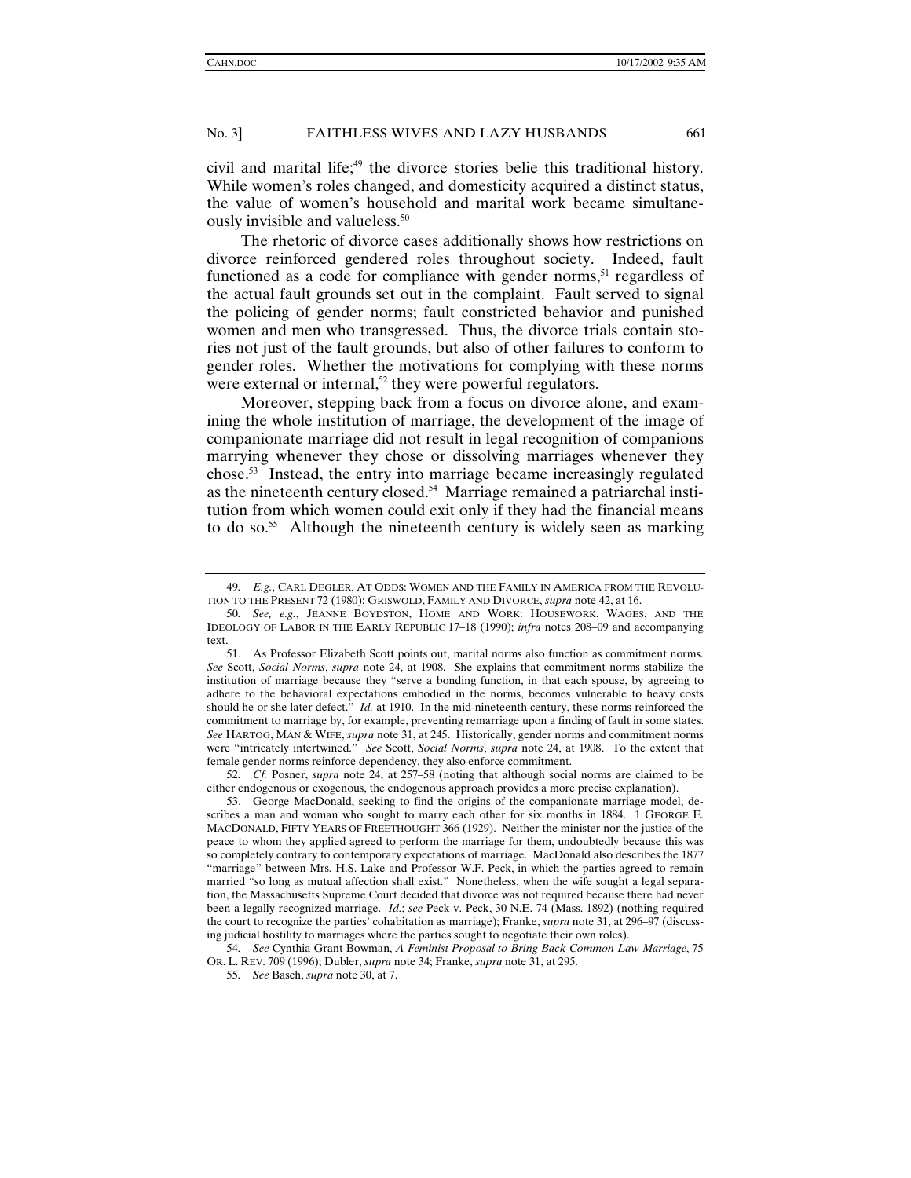civil and marital life;[49] the divorce stories belie this traditional history. While women's roles changed, and domesticity acquired a distinct status, the value of women's household and marital work became simultaneously invisible and valueless.[50]

The rhetoric of divorce cases additionally shows how restrictions on divorce reinforced gendered roles throughout society. Indeed, fault functioned as a code for compliance with gender norms,[51] regardless of the actual fault grounds set out in the complaint. Fault served to signal the policing of gender norms; fault constricted behavior and punished women and men who transgressed. Thus, the divorce trials contain stories not just of the fault grounds, but also of other failures to conform to gender roles. Whether the motivations for complying with these norms were external or internal,[52] they were powerful regulators.

Moreover, stepping back from a focus on divorce alone, and examining the whole institution of marriage, the development of the image of companionate marriage did not result in legal recognition of companions marrying whenever they chose or dissolving marriages whenever they chose.[53] Instead, the entry into marriage became increasingly regulated as the nineteenth century closed.[54] Marriage remained a patriarchal institution from which women could exit only if they had the financial means to do so.[55] Although the nineteenth century is widely seen as marking

---

49. *E.g.*, CARL DEGLER, AT ODDS: WOMEN AND THE FAMILY IN AMERICA FROM THE REVOLUTION TO THE PRESENT 72 (1980); GRISWOLD, FAMILY AND DIVORCE, *supra* note 42, at 16.

50. *See, e.g.*, JEANNE BOYDSTON, HOME AND WORK: HOUSEWORK, WAGES, AND THE IDEOLOGY OF LABOR IN THE EARLY REPUBLIC 17–18 (1990); *infra* notes 208–09 and accompanying text.

51. As Professor Elizabeth Scott points out, marital norms also function as commitment norms. *See* Scott, *Social Norms*, *supra* note 24, at 1908. She explains that commitment norms stabilize the institution of marriage because they "serve a bonding function, in that each spouse, by agreeing to adhere to the behavioral expectations embodied in the norms, becomes vulnerable to heavy costs should he or she later defect." *Id.* at 1910. In the mid-nineteenth century, these norms reinforced the commitment to marriage by, for example, preventing remarriage upon a finding of fault in some states. *See* HARTOG, MAN & WIFE, *supra* note 31, at 245. Historically, gender norms and commitment norms were "intricately intertwined." *See* Scott, *Social Norms*, *supra* note 24, at 1908. To the extent that female gender norms reinforce dependency, they also enforce commitment.

52. *Cf.* Posner, *supra* note 24, at 257–58 (noting that although social norms are claimed to be either endogenous or exogenous, the endogenous approach provides a more precise explanation).

53. George MacDonald, seeking to find the origins of the companionate marriage model, describes a man and woman who sought to marry each other for six months in 1884. 1 GEORGE E. MACDONALD, FIFTY YEARS OF FREETHOUGHT 366 (1929). Neither the minister nor the justice of the peace to whom they applied agreed to perform the marriage for them, undoubtedly because this was so completely contrary to contemporary expectations of marriage. MacDonald also describes the 1877 "marriage" between Mrs. H.S. Lake and Professor W.F. Peck, in which the parties agreed to remain married "so long as mutual affection shall exist." Nonetheless, when the wife sought a legal separation, the Massachusetts Supreme Court decided that divorce was not required because there had never been a legally recognized marriage. *Id.*; *see* Peck v. Peck, 30 N.E. 74 (Mass. 1892) (nothing required the court to recognize the parties' cohabitation as marriage); Franke, *supra* note 31, at 296–97 (discussing judicial hostility to marriages where the parties sought to negotiate their own roles).

54. *See* Cynthia Grant Bowman, *A Feminist Proposal to Bring Back Common Law Marriage*, 75 OR. L. REV. 709 (1996); Dubler, *supra* note 34; Franke, *supra* note 31, at 295.

55. *See* Basch, *supra* note 30, at 7.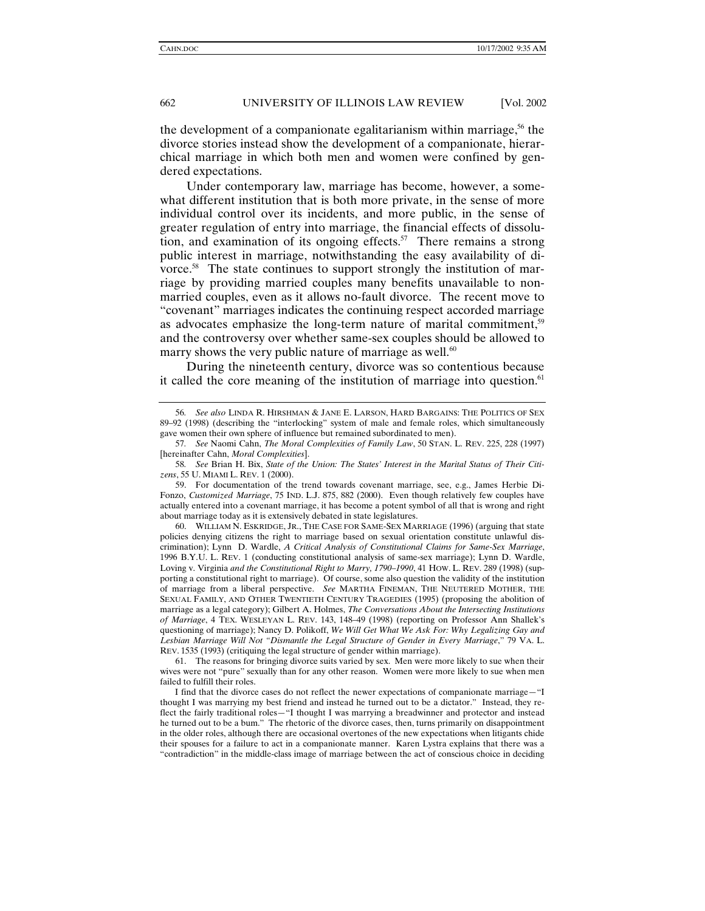the development of a companionate egalitarianism within marriage,[56] the divorce stories instead show the development of a companionate, hierarchical marriage in which both men and women were confined by gendered expectations.

Under contemporary law, marriage has become, however, a somewhat different institution that is both more private, in the sense of more individual control over its incidents, and more public, in the sense of greater regulation of entry into marriage, the financial effects of dissolution, and examination of its ongoing effects.[57] There remains a strong public interest in marriage, notwithstanding the easy availability of divorce.[58] The state continues to support strongly the institution of marriage by providing married couples many benefits unavailable to nonmarried couples, even as it allows no-fault divorce. The recent move to "covenant" marriages indicates the continuing respect accorded marriage as advocates emphasize the long-term nature of marital commitment,[59] and the controversy over whether same-sex couples should be allowed to marry shows the very public nature of marriage as well.[60]

During the nineteenth century, divorce was so contentious because it called the core meaning of the institution of marriage into question.[61]

---

56. *See also* LINDA R. HIRSHMAN & JANE E. LARSON, HARD BARGAINS: THE POLITICS OF SEX 89–92 (1998) (describing the "interlocking" system of male and female roles, which simultaneously gave women their own sphere of influence but remained subordinated to men).

57. *See* Naomi Cahn, *The Moral Complexities of Family Law*, 50 STAN. L. REV. 225, 228 (1997) [hereinafter Cahn, *Moral Complexities*].

58. *See* Brian H. Bix, *State of the Union: The States' Interest in the Marital Status of Their Citizens*, 55 U. MIAMI L. REV. 1 (2000).

59. For documentation of the trend towards covenant marriage, see, e.g., James Herbie DiFonzo, *Customized Marriage*, 75 IND. L.J. 875, 882 (2000). Even though relatively few couples have actually entered into a covenant marriage, it has become a potent symbol of all that is wrong and right about marriage today as it is extensively debated in state legislatures.

60. WILLIAM N. ESKRIDGE, JR., THE CASE FOR SAME-SEX MARRIAGE (1996) (arguing that state policies denying citizens the right to marriage based on sexual orientation constitute unlawful discrimination); Lynn D. Wardle, *A Critical Analysis of Constitutional Claims for Same-Sex Marriage*, 1996 B.Y.U. L. REV. 1 (conducting constitutional analysis of same-sex marriage); Lynn D. Wardle, *Loving v. Virginia and the Constitutional Right to Marry, 1790–1990*, 41 HOW. L. REV. 289 (1998) (supporting a constitutional right to marriage). Of course, some also question the validity of the institution of marriage from a liberal perspective. *See* MARTHA FINEMAN, THE NEUTERED MOTHER, THE SEXUAL FAMILY, AND OTHER TWENTIETH CENTURY TRAGEDIES (1995) (proposing the abolition of marriage as a legal category); Gilbert A. Holmes, *The Conversations About the Intersecting Institutions of Marriage*, 4 TEX. WESLEYAN L. REV. 143, 148–49 (1998) (reporting on Professor Ann Shallek's questioning of marriage); Nancy D. Polikoff, *We Will Get What We Ask For: Why Legalizing Gay and Lesbian Marriage Will Not "Dismantle the Legal Structure of Gender in Every Marriage*," 79 VA. L. REV. 1535 (1993) (critiquing the legal structure of gender within marriage).

61. The reasons for bringing divorce suits varied by sex. Men were more likely to sue when their wives were not "pure" sexually than for any other reason. Women were more likely to sue when men failed to fulfill their roles.

I find that the divorce cases do not reflect the newer expectations of companionate marriage—"I thought I was marrying my best friend and instead he turned out to be a dictator." Instead, they reflect the fairly traditional roles—"I thought I was marrying a breadwinner and protector and instead he turned out to be a bum." The rhetoric of the divorce cases, then, turns primarily on disappointment in the older roles, although there are occasional overtones of the new expectations when litigants chide their spouses for a failure to act in a companionate manner. Karen Lystra explains that there was a "contradiction" in the middle-class image of marriage between the act of conscious choice in deciding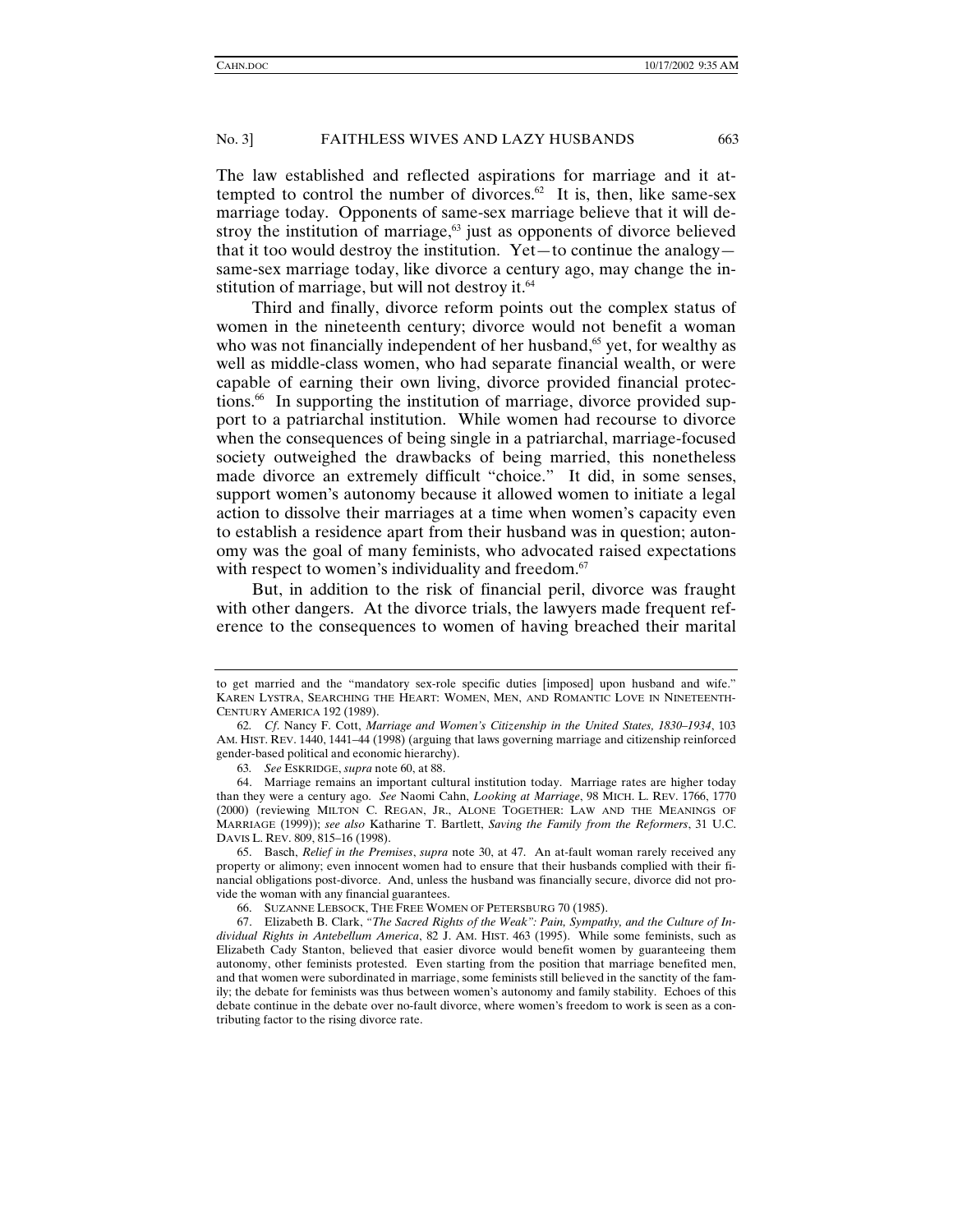The law established and reflected aspirations for marriage and it attempted to control the number of divorces.[62] It is, then, like same-sex marriage today. Opponents of same-sex marriage believe that it will destroy the institution of marriage,[63] just as opponents of divorce believed that it too would destroy the institution. Yet—to continue the analogy—same-sex marriage today, like divorce a century ago, may change the institution of marriage, but will not destroy it.[64]

Third and finally, divorce reform points out the complex status of women in the nineteenth century; divorce would not benefit a woman who was not financially independent of her husband,[65] yet, for wealthy as well as middle-class women, who had separate financial wealth, or were capable of earning their own living, divorce provided financial protections.[66] In supporting the institution of marriage, divorce provided support to a patriarchal institution. While women had recourse to divorce when the consequences of being single in a patriarchal, marriage-focused society outweighed the drawbacks of being married, this nonetheless made divorce an extremely difficult "choice." It did, in some senses, support women's autonomy because it allowed women to initiate a legal action to dissolve their marriages at a time when women's capacity even to establish a residence apart from their husband was in question; autonomy was the goal of many feminists, who advocated raised expectations with respect to women's individuality and freedom.[67]

But, in addition to the risk of financial peril, divorce was fraught with other dangers. At the divorce trials, the lawyers made frequent reference to the consequences to women of having breached their marital

---

to get married and the "mandatory sex-role specific duties [imposed] upon husband and wife." KAREN LYSTRA, SEARCHING THE HEART: WOMEN, MEN, AND ROMANTIC LOVE IN NINETEENTH-CENTURY AMERICA 192 (1989).

62. *Cf*. Nancy F. Cott, *Marriage and Women's Citizenship in the United States, 1830–1934*, 103 AM. HIST. REV. 1440, 1441–44 (1998) (arguing that laws governing marriage and citizenship reinforced gender-based political and economic hierarchy).

63. *See* ESKRIDGE, *supra* note 60, at 88.

64. Marriage remains an important cultural institution today. Marriage rates are higher today than they were a century ago. *See* Naomi Cahn, *Looking at Marriage*, 98 MICH. L. REV. 1766, 1770 (2000) (reviewing MILTON C. REGAN, JR., ALONE TOGETHER: LAW AND THE MEANINGS OF MARRIAGE (1999)); *see also* Katharine T. Bartlett, *Saving the Family from the Reformers*, 31 U.C. DAVIS L. REV. 809, 815–16 (1998).

65. Basch, *Relief in the Premises*, *supra* note 30, at 47. An at-fault woman rarely received any property or alimony; even innocent women had to ensure that their husbands complied with their financial obligations post-divorce. And, unless the husband was financially secure, divorce did not provide the woman with any financial guarantees.

66. SUZANNE LEBSOCK, THE FREE WOMEN OF PETERSBURG 70 (1985).

67. Elizabeth B. Clark, *"The Sacred Rights of the Weak": Pain, Sympathy, and the Culture of Individual Rights in Antebellum America*, 82 J. AM. HIST. 463 (1995). While some feminists, such as Elizabeth Cady Stanton, believed that easier divorce would benefit women by guaranteeing them autonomy, other feminists protested. Even starting from the position that marriage benefited men, and that women were subordinated in marriage, some feminists still believed in the sanctity of the family; the debate for feminists was thus between women's autonomy and family stability. Echoes of this debate continue in the debate over no-fault divorce, where women's freedom to work is seen as a contributing factor to the rising divorce rate.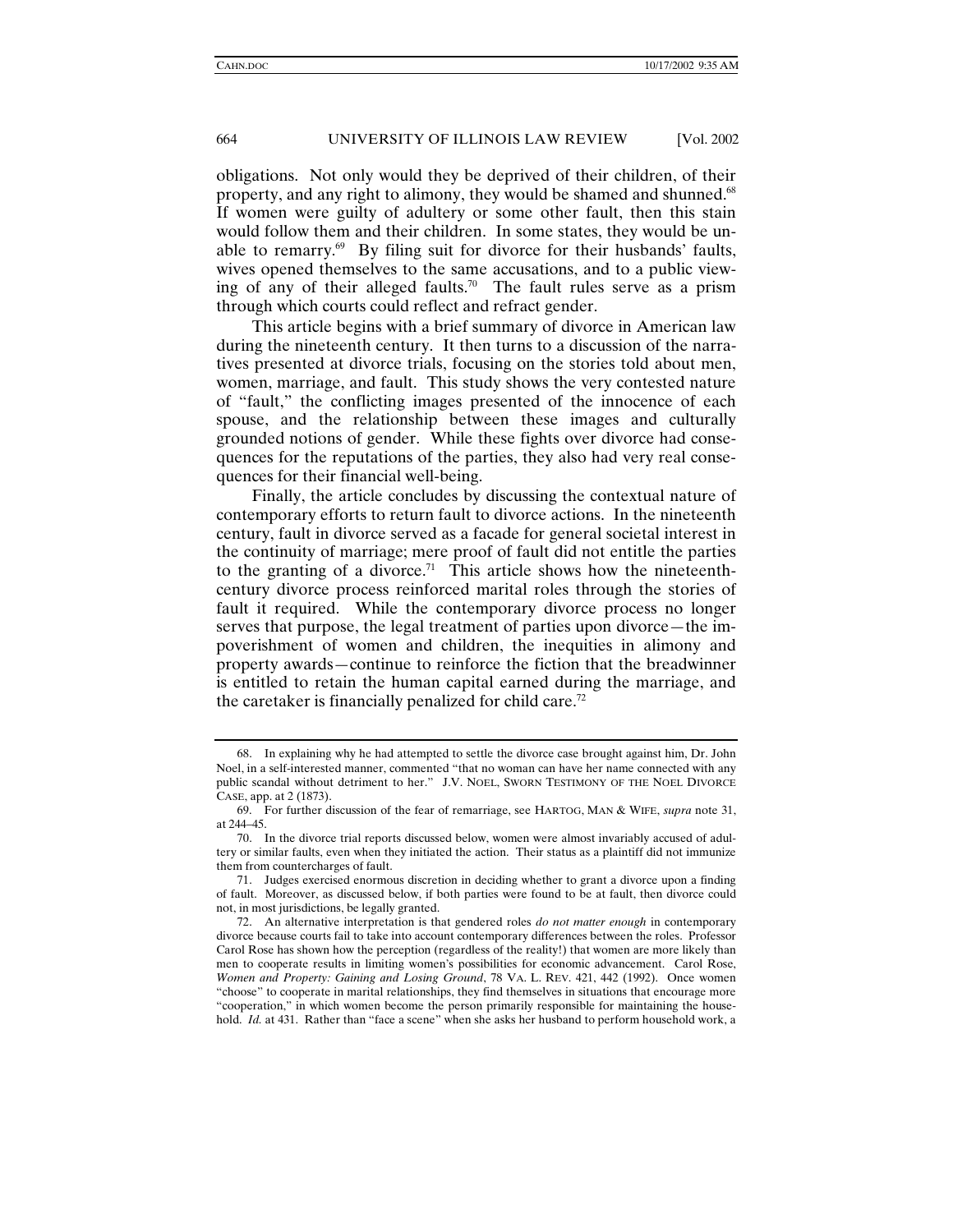obligations. Not only would they be deprived of their children, of their property, and any right to alimony, they would be shamed and shunned.[68] If women were guilty of adultery or some other fault, then this stain would follow them and their children. In some states, they would be unable to remarry.[69] By filing suit for divorce for their husbands' faults, wives opened themselves to the same accusations, and to a public viewing of any of their alleged faults.[70] The fault rules serve as a prism through which courts could reflect and refract gender.

This article begins with a brief summary of divorce in American law during the nineteenth century. It then turns to a discussion of the narratives presented at divorce trials, focusing on the stories told about men, women, marriage, and fault. This study shows the very contested nature of "fault," the conflicting images presented of the innocence of each spouse, and the relationship between these images and culturally grounded notions of gender. While these fights over divorce had consequences for the reputations of the parties, they also had very real consequences for their financial well-being.

Finally, the article concludes by discussing the contextual nature of contemporary efforts to return fault to divorce actions. In the nineteenth century, fault in divorce served as a facade for general societal interest in the continuity of marriage; mere proof of fault did not entitle the parties to the granting of a divorce.[71] This article shows how the nineteenth-century divorce process reinforced marital roles through the stories of fault it required. While the contemporary divorce process no longer serves that purpose, the legal treatment of parties upon divorce—the impoverishment of women and children, the inequities in alimony and property awards—continue to reinforce the fiction that the breadwinner is entitled to retain the human capital earned during the marriage, and the caretaker is financially penalized for child care.[72]

---

68. In explaining why he had attempted to settle the divorce case brought against him, Dr. John Noel, in a self-interested manner, commented "that no woman can have her name connected with any public scandal without detriment to her." J.V. NOEL, SWORN TESTIMONY OF THE NOEL DIVORCE CASE, app. at 2 (1873).

69. For further discussion of the fear of remarriage, see HARTOG, MAN & WIFE, *supra* note 31, at 244–45.

70. In the divorce trial reports discussed below, women were almost invariably accused of adultery or similar faults, even when they initiated the action. Their status as a plaintiff did not immunize them from countercharges of fault.

71. Judges exercised enormous discretion in deciding whether to grant a divorce upon a finding of fault. Moreover, as discussed below, if both parties were found to be at fault, then divorce could not, in most jurisdictions, be legally granted.

72. An alternative interpretation is that gendered roles *do not matter enough* in contemporary divorce because courts fail to take into account contemporary differences between the roles. Professor Carol Rose has shown how the perception (regardless of the reality!) that women are more likely than men to cooperate results in limiting women's possibilities for economic advancement. Carol Rose, *Women and Property: Gaining and Losing Ground*, 78 VA. L. REV. 421, 442 (1992). Once women "choose" to cooperate in marital relationships, they find themselves in situations that encourage more "cooperation," in which women become the person primarily responsible for maintaining the household. *Id.* at 431. Rather than "face a scene" when she asks her husband to perform household work, a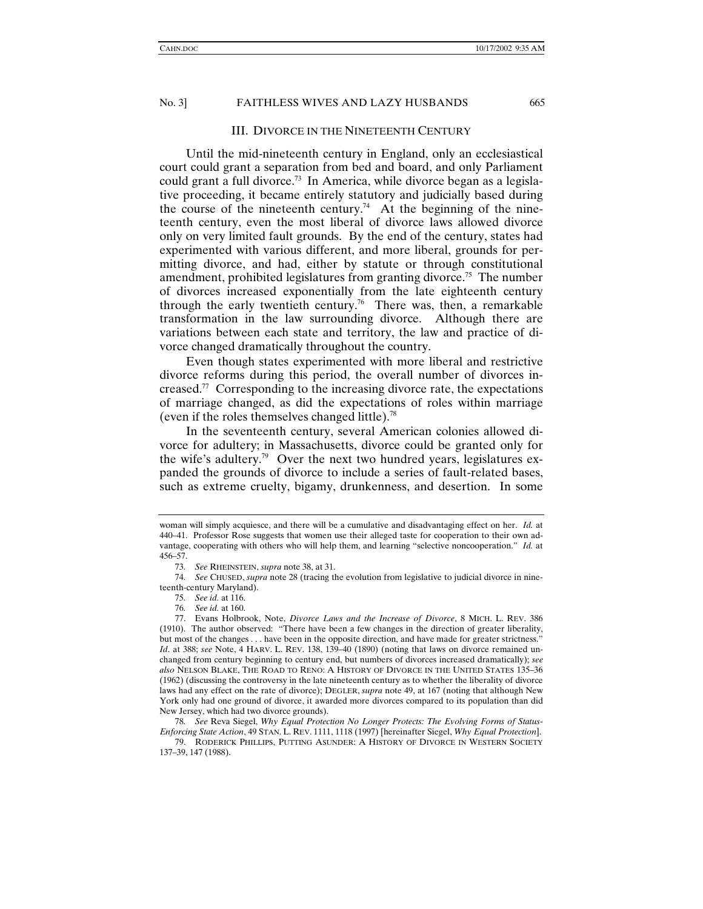## III. Divorce in the Nineteenth Century

Until the mid-nineteenth century in England, only an ecclesiastical court could grant a separation from bed and board, and only Parliament could grant a full divorce.[73] In America, while divorce began as a legislative proceeding, it became entirely statutory and judicially based during the course of the nineteenth century.[74] At the beginning of the nineteenth century, even the most liberal of divorce laws allowed divorce only on very limited fault grounds. By the end of the century, states had experimented with various different, and more liberal, grounds for permitting divorce, and had, either by statute or through constitutional amendment, prohibited legislatures from granting divorce.[75] The number of divorces increased exponentially from the late eighteenth century through the early twentieth century.[76] There was, then, a remarkable transformation in the law surrounding divorce. Although there are variations between each state and territory, the law and practice of divorce changed dramatically throughout the country.

Even though states experimented with more liberal and restrictive divorce reforms during this period, the overall number of divorces increased.[77] Corresponding to the increasing divorce rate, the expectations of marriage changed, as did the expectations of roles within marriage (even if the roles themselves changed little).[78]

In the seventeenth century, several American colonies allowed divorce for adultery; in Massachusetts, divorce could be granted only for the wife's adultery.[79] Over the next two hundred years, legislatures expanded the grounds of divorce to include a series of fault-related bases, such as extreme cruelty, bigamy, drunkenness, and desertion. In some

---

woman will simply acquiesce, and there will be a cumulative and disadvantaging effect on her. *Id.* at 440–41. Professor Rose suggests that women use their alleged taste for cooperation to their own advantage, cooperating with others who will help them, and learning "selective noncooperation." *Id.* at 456–57.

73. *See* RHEINSTEIN, *supra* note 38, at 31.

74. *See* CHUSED, *supra* note 28 (tracing the evolution from legislative to judicial divorce in nineteenth-century Maryland).

75. *See id.* at 116.

76. *See id.* at 160.

77. Evans Holbrook, Note, *Divorce Laws and the Increase of Divorce*, 8 MICH. L. REV. 386 (1910). The author observed: "There have been a few changes in the direction of greater liberality, but most of the changes . . . have been in the opposite direction, and have made for greater strictness." *Id*. at 388; *see* Note, 4 HARV. L. REV. 138, 139–40 (1890) (noting that laws on divorce remained unchanged from century beginning to century end, but numbers of divorces increased dramatically); *see also* NELSON BLAKE, THE ROAD TO RENO: A HISTORY OF DIVORCE IN THE UNITED STATES 135–36 (1962) (discussing the controversy in the late nineteenth century as to whether the liberality of divorce laws had any effect on the rate of divorce); DEGLER, *supra* note 49, at 167 (noting that although New York only had one ground of divorce, it awarded more divorces compared to its population than did New Jersey, which had two divorce grounds).

78. *See* Reva Siegel, *Why Equal Protection No Longer Protects: The Evolving Forms of Status-Enforcing State Action*, 49 STAN. L. REV. 1111, 1118 (1997) [hereinafter Siegel, *Why Equal Protection*].

79. RODERICK PHILLIPS, PUTTING ASUNDER: A HISTORY OF DIVORCE IN WESTERN SOCIETY 137–39, 147 (1988).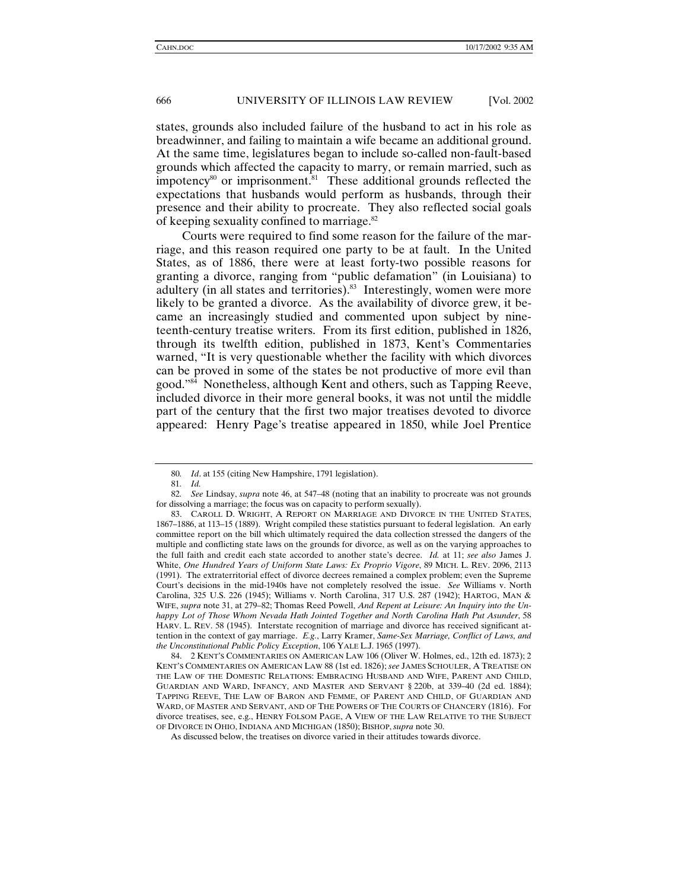states, grounds also included failure of the husband to act in his role as breadwinner, and failing to maintain a wife became an additional ground. At the same time, legislatures began to include so-called non-fault-based grounds which affected the capacity to marry, or remain married, such as impotency[80] or imprisonment.[81] These additional grounds reflected the expectations that husbands would perform as husbands, through their presence and their ability to procreate. They also reflected social goals of keeping sexuality confined to marriage.[82]

Courts were required to find some reason for the failure of the marriage, and this reason required one party to be at fault. In the United States, as of 1886, there were at least forty-two possible reasons for granting a divorce, ranging from "public defamation" (in Louisiana) to adultery (in all states and territories).[83] Interestingly, women were more likely to be granted a divorce. As the availability of divorce grew, it became an increasingly studied and commented upon subject by nineteenth-century treatise writers. From its first edition, published in 1826, through its twelfth edition, published in 1873, Kent's Commentaries warned, "It is very questionable whether the facility with which divorces can be proved in some of the states be not productive of more evil than good."[84] Nonetheless, although Kent and others, such as Tapping Reeve, included divorce in their more general books, it was not until the middle part of the century that the first two major treatises devoted to divorce appeared: Henry Page's treatise appeared in 1850, while Joel Prentice

---

80. *Id*. at 155 (citing New Hampshire, 1791 legislation).

81. *Id.*

82. *See* Lindsay, *supra* note 46, at 547–48 (noting that an inability to procreate was not grounds for dissolving a marriage; the focus was on capacity to perform sexually).

83. CAROLL D. WRIGHT, A REPORT ON MARRIAGE AND DIVORCE IN THE UNITED STATES, 1867–1886, at 113–15 (1889). Wright compiled these statistics pursuant to federal legislation. An early committee report on the bill which ultimately required the data collection stressed the dangers of the multiple and conflicting state laws on the grounds for divorce, as well as on the varying approaches to the full faith and credit each state accorded to another state's decree. *Id.* at 11; *see also* James J. White, *One Hundred Years of Uniform State Laws: Ex Proprio Vigore*, 89 MICH. L. REV. 2096, 2113 (1991). The extraterritorial effect of divorce decrees remained a complex problem; even the Supreme Court's decisions in the mid-1940s have not completely resolved the issue. *See* Williams v. North Carolina, 325 U.S. 226 (1945); Williams v. North Carolina, 317 U.S. 287 (1942); HARTOG, MAN & WIFE, *supra* note 31, at 279–82; Thomas Reed Powell, *And Repent at Leisure: An Inquiry into the Unhappy Lot of Those Whom Nevada Hath Jointed Together and North Carolina Hath Put Asunder*, 58 HARV. L. REV. 58 (1945). Interstate recognition of marriage and divorce has received significant attention in the context of gay marriage. *E.g.*, Larry Kramer, *Same-Sex Marriage, Conflict of Laws, and the Unconstitutional Public Policy Exception*, 106 YALE L.J. 1965 (1997).

84. 2 KENT'S COMMENTARIES ON AMERICAN LAW 106 (Oliver W. Holmes, ed., 12th ed. 1873); 2 KENT'S COMMENTARIES ON AMERICAN LAW 88 (1st ed. 1826); *see* JAMES SCHOULER, A TREATISE ON THE LAW OF THE DOMESTIC RELATIONS: EMBRACING HUSBAND AND WIFE, PARENT AND CHILD, GUARDIAN AND WARD, INFANCY, AND MASTER AND SERVANT § 220b, at 339–40 (2d ed. 1884); TAPPING REEVE, THE LAW OF BARON AND FEMME, OF PARENT AND CHILD, OF GUARDIAN AND WARD, OF MASTER AND SERVANT, AND OF THE POWERS OF THE COURTS OF CHANCERY (1816). For divorce treatises, see, e.g., HENRY FOLSOM PAGE, A VIEW OF THE LAW RELATIVE TO THE SUBJECT OF DIVORCE IN OHIO, INDIANA AND MICHIGAN (1850); BISHOP, *supra* note 30.

As discussed below, the treatises on divorce varied in their attitudes towards divorce.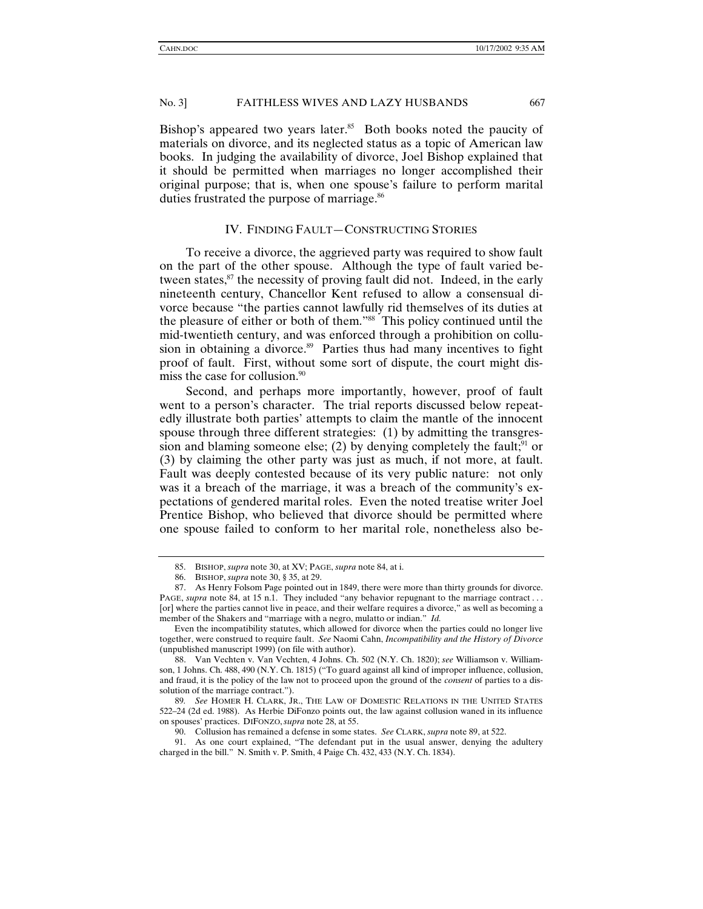Bishop's appeared two years later.[85] Both books noted the paucity of materials on divorce, and its neglected status as a topic of American law books. In judging the availability of divorce, Joel Bishop explained that it should be permitted when marriages no longer accomplished their original purpose; that is, when one spouse's failure to perform marital duties frustrated the purpose of marriage.[86]

## IV. FINDING FAULT—CONSTRUCTING STORIES

To receive a divorce, the aggrieved party was required to show fault on the part of the other spouse. Although the type of fault varied between states,[87] the necessity of proving fault did not. Indeed, in the early nineteenth century, Chancellor Kent refused to allow a consensual divorce because "the parties cannot lawfully rid themselves of its duties at the pleasure of either or both of them."[88] This policy continued until the mid-twentieth century, and was enforced through a prohibition on collusion in obtaining a divorce.[89] Parties thus had many incentives to fight proof of fault. First, without some sort of dispute, the court might dismiss the case for collusion.[90]

Second, and perhaps more importantly, however, proof of fault went to a person's character. The trial reports discussed below repeatedly illustrate both parties' attempts to claim the mantle of the innocent spouse through three different strategies: (1) by admitting the transgression and blaming someone else; (2) by denying completely the fault;[91] or (3) by claiming the other party was just as much, if not more, at fault. Fault was deeply contested because of its very public nature: not only was it a breach of the marriage, it was a breach of the community's expectations of gendered marital roles. Even the noted treatise writer Joel Prentice Bishop, who believed that divorce should be permitted where one spouse failed to conform to her marital role, nonetheless also be-

---

85. BISHOP, *supra* note 30, at XV; PAGE, *supra* note 84, at i.

86. BISHOP, *supra* note 30, § 35, at 29.

87. As Henry Folsom Page pointed out in 1849, there were more than thirty grounds for divorce. PAGE, *supra* note 84, at 15 n.1. They included "any behavior repugnant to the marriage contract . . . [or] where the parties cannot live in peace, and their welfare requires a divorce," as well as becoming a member of the Shakers and "marriage with a negro, mulatto or indian." *Id.*

Even the incompatibility statutes, which allowed for divorce when the parties could no longer live together, were construed to require fault. *See* Naomi Cahn, *Incompatibility and the History of Divorce* (unpublished manuscript 1999) (on file with author).

88. Van Vechten v. Van Vechten, 4 Johns. Ch. 502 (N.Y. Ch. 1820); *see* Williamson v. Williamson, 1 Johns. Ch. 488, 490 (N.Y. Ch. 1815) ("To guard against all kind of improper influence, collusion, and fraud, it is the policy of the law not to proceed upon the ground of the *consent* of parties to a dissolution of the marriage contract.").

89. *See* HOMER H. CLARK, JR., THE LAW OF DOMESTIC RELATIONS IN THE UNITED STATES 522–24 (2d ed. 1988). As Herbie DiFonzo points out, the law against collusion waned in its influence on spouses' practices. DIFONZO, *supra* note 28, at 55.

90. Collusion has remained a defense in some states. *See* CLARK, *supra* note 89, at 522.

91. As one court explained, "The defendant put in the usual answer, denying the adultery charged in the bill." N. Smith v. P. Smith, 4 Paige Ch. 432, 433 (N.Y. Ch. 1834).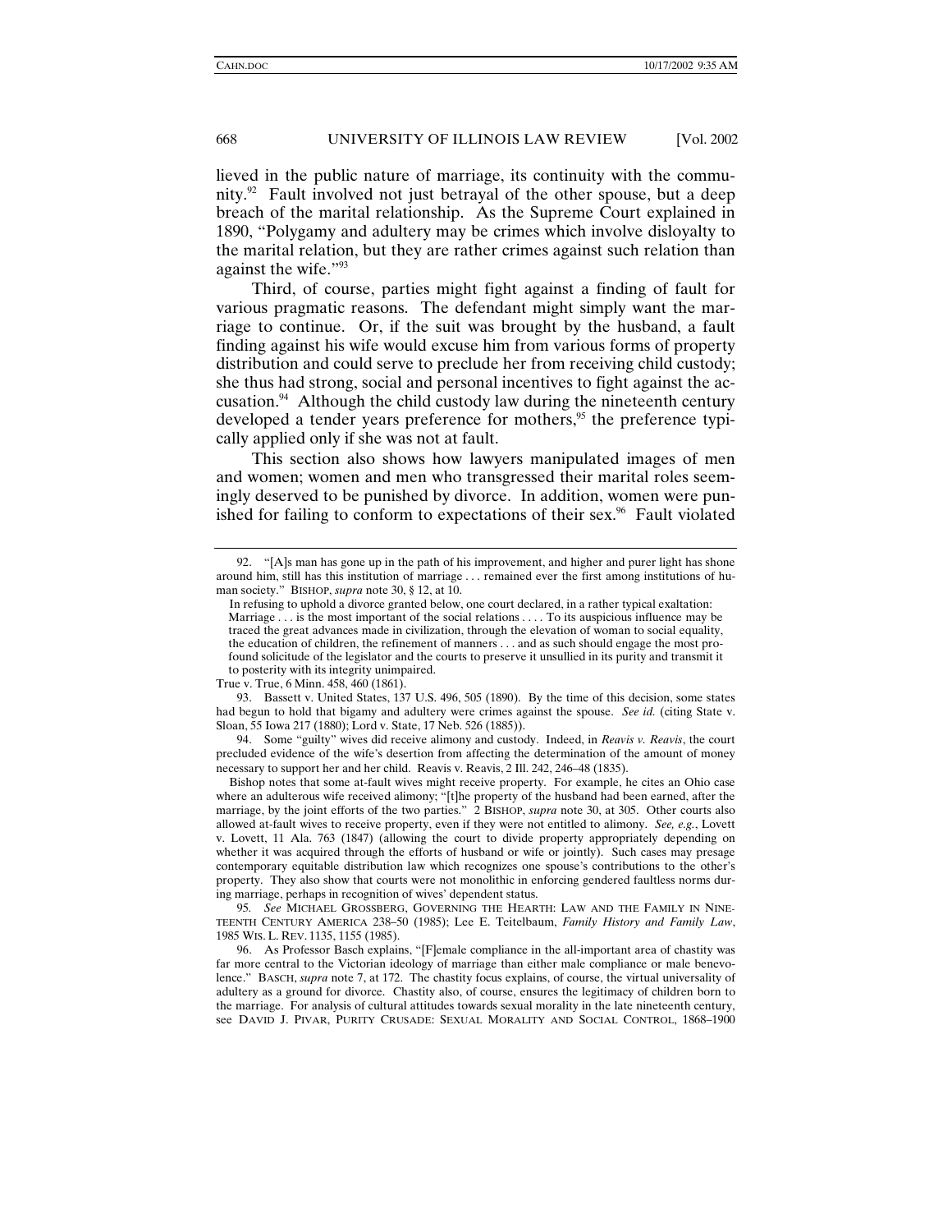lieved in the public nature of marriage, its continuity with the community.[92] Fault involved not just betrayal of the other spouse, but a deep breach of the marital relationship. As the Supreme Court explained in 1890, "Polygamy and adultery may be crimes which involve disloyalty to the marital relation, but they are rather crimes against such relation than against the wife."[93]

Third, of course, parties might fight against a finding of fault for various pragmatic reasons. The defendant might simply want the marriage to continue. Or, if the suit was brought by the husband, a fault finding against his wife would excuse him from various forms of property distribution and could serve to preclude her from receiving child custody; she thus had strong, social and personal incentives to fight against the accusation.[94] Although the child custody law during the nineteenth century developed a tender years preference for mothers,[95] the preference typically applied only if she was not at fault.

This section also shows how lawyers manipulated images of men and women; women and men who transgressed their marital roles seemingly deserved to be punished by divorce. In addition, women were punished for failing to conform to expectations of their sex.[96] Fault violated

---

92. "[A]s man has gone up in the path of his improvement, and higher and purer light has shone around him, still has this institution of marriage . . . remained ever the first among institutions of human society." BISHOP, *supra* note 30, § 12, at 10.

In refusing to uphold a divorce granted below, one court declared, in a rather typical exaltation:

> Marriage . . . is the most important of the social relations . . . . To its auspicious influence may be traced the great advances made in civilization, through the elevation of woman to social equality, the education of children, the refinement of manners . . . and as such should engage the most profound solicitude of the legislator and the courts to preserve it unsullied in its purity and transmit it to posterity with its integrity unimpaired.

True v. True, 6 Minn. 458, 460 (1861).

93. Bassett v. United States, 137 U.S. 496, 505 (1890). By the time of this decision, some states had begun to hold that bigamy and adultery were crimes against the spouse. *See id.* (citing State v. Sloan, 55 Iowa 217 (1880); Lord v. State, 17 Neb. 526 (1885)).

94. Some "guilty" wives did receive alimony and custody. Indeed, in *Reavis v. Reavis*, the court precluded evidence of the wife's desertion from affecting the determination of the amount of money necessary to support her and her child. Reavis v. Reavis, 2 Ill. 242, 246–48 (1835).

Bishop notes that some at-fault wives might receive property. For example, he cites an Ohio case where an adulterous wife received alimony; "[t]he property of the husband had been earned, after the marriage, by the joint efforts of the two parties." 2 BISHOP, *supra* note 30, at 305. Other courts also allowed at-fault wives to receive property, even if they were not entitled to alimony. *See, e.g.*, Lovett v. Lovett, 11 Ala. 763 (1847) (allowing the court to divide property appropriately depending on whether it was acquired through the efforts of husband or wife or jointly). Such cases may presage contemporary equitable distribution law which recognizes one spouse's contributions to the other's property. They also show that courts were not monolithic in enforcing gendered faultless norms during marriage, perhaps in recognition of wives' dependent status.

95. *See* MICHAEL GROSSBERG, GOVERNING THE HEARTH: LAW AND THE FAMILY IN NINETEENTH CENTURY AMERICA 238–50 (1985); Lee E. Teitelbaum, *Family History and Family Law*, 1985 WIS. L. REV. 1135, 1155 (1985).

96. As Professor Basch explains, "[F]emale compliance in the all-important area of chastity was far more central to the Victorian ideology of marriage than either male compliance or male benevolence." BASCH, *supra* note 7, at 172. The chastity focus explains, of course, the virtual universality of adultery as a ground for divorce. Chastity also, of course, ensures the legitimacy of children born to the marriage. For analysis of cultural attitudes towards sexual morality in the late nineteenth century, see DAVID J. PIVAR, PURITY CRUSADE: SEXUAL MORALITY AND SOCIAL CONTROL, 1868–1900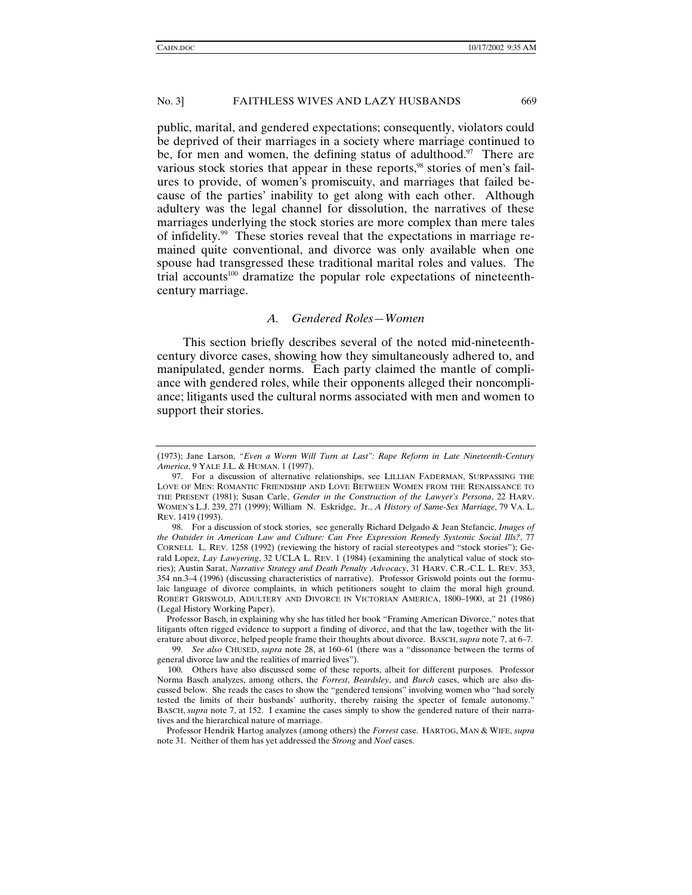public, marital, and gendered expectations; consequently, violators could be deprived of their marriages in a society where marriage continued to be, for men and women, the defining status of adulthood.[97] There are various stock stories that appear in these reports,[98] stories of men's failures to provide, of women's promiscuity, and marriages that failed because of the parties' inability to get along with each other. Although adultery was the legal channel for dissolution, the narratives of these marriages underlying the stock stories are more complex than mere tales of infidelity.[99] These stories reveal that the expectations in marriage remained quite conventional, and divorce was only available when one spouse had transgressed these traditional marital roles and values. The trial accounts[100] dramatize the popular role expectations of nineteenth-century marriage.

### *A. Gendered Roles—Women*

This section briefly describes several of the noted mid-nineteenth-century divorce cases, showing how they simultaneously adhered to, and manipulated, gender norms. Each party claimed the mantle of compliance with gendered roles, while their opponents alleged their noncompliance; litigants used the cultural norms associated with men and women to support their stories.

---

(1973); Jane Larson, *"Even a Worm Will Turn at Last": Rape Reform in Late Nineteenth-Century America*, 9 YALE J.L. & HUMAN. 1 (1997).

97. For a discussion of alternative relationships, see LILLIAN FADERMAN, SURPASSING THE LOVE OF MEN: ROMANTIC FRIENDSHIP AND LOVE BETWEEN WOMEN FROM THE RENAISSANCE TO THE PRESENT (1981); Susan Carle, *Gender in the Construction of the Lawyer's Persona*, 22 HARV. WOMEN'S L.J. 239, 271 (1999); William N. Eskridge, Jr., *A History of Same-Sex Marriage*, 79 VA. L. REV. 1419 (1993).

98. For a discussion of stock stories, see generally Richard Delgado & Jean Stefancic, *Images of the Outsider in American Law and Culture: Can Free Expression Remedy Systemic Social Ills?*, 77 CORNELL L. REV. 1258 (1992) (reviewing the history of racial stereotypes and "stock stories"); Gerald Lopez, *Lay Lawyering*, 32 UCLA L. REV. 1 (1984) (examining the analytical value of stock stories); Austin Sarat, *Narrative Strategy and Death Penalty Advocacy*, 31 HARV. C.R.-C.L. L. REV. 353, 354 nn.3–4 (1996) (discussing characteristics of narrative). Professor Griswold points out the formulaic language of divorce complaints, in which petitioners sought to claim the moral high ground. ROBERT GRISWOLD, ADULTERY AND DIVORCE IN VICTORIAN AMERICA, 1800–1900, at 21 (1986) (Legal History Working Paper).

Professor Basch, in explaining why she has titled her book "Framing American Divorce," notes that litigants often rigged evidence to support a finding of divorce, and that the law, together with the literature about divorce, helped people frame their thoughts about divorce. BASCH, *supra* note 7, at 6–7.

99. *See also* CHUSED, *supra* note 28, at 160–61 (there was a "dissonance between the terms of general divorce law and the realities of married lives").

100. Others have also discussed some of these reports, albeit for different purposes. Professor Norma Basch analyzes, among others, the *Forrest*, *Beardsley*, and *Burch* cases, which are also discussed below. She reads the cases to show the "gendered tensions" involving women who "had sorely tested the limits of their husbands' authority, thereby raising the specter of female autonomy." BASCH, *supra* note 7, at 152. I examine the cases simply to show the gendered nature of their narratives and the hierarchical nature of marriage.

Professor Hendrik Hartog analyzes (among others) the *Forrest* case. HARTOG, MAN & WIFE, *supra* note 31. Neither of them has yet addressed the *Strong* and *Noel* cases.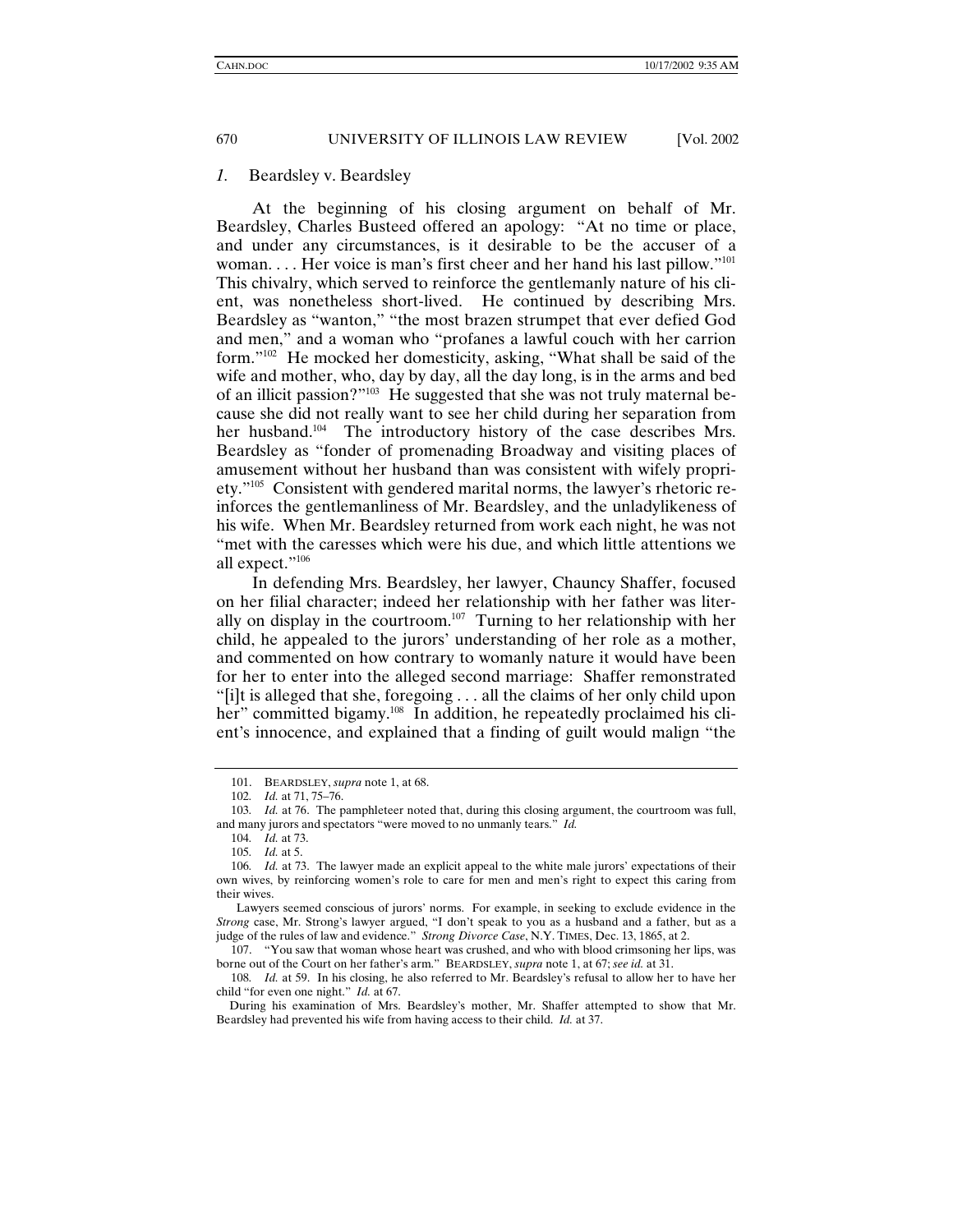### *1.* Beardsley v. Beardsley

At the beginning of his closing argument on behalf of Mr. Beardsley, Charles Busteed offered an apology: "At no time or place, and under any circumstances, is it desirable to be the accuser of a woman. . . . Her voice is man's first cheer and her hand his last pillow."[101] This chivalry, which served to reinforce the gentlemanly nature of his client, was nonetheless short-lived. He continued by describing Mrs. Beardsley as "wanton," "the most brazen strumpet that ever defied God and men," and a woman who "profanes a lawful couch with her carrion form."[102] He mocked her domesticity, asking, "What shall be said of the wife and mother, who, day by day, all the day long, is in the arms and bed of an illicit passion?"[103] He suggested that she was not truly maternal because she did not really want to see her child during her separation from her husband.[104] The introductory history of the case describes Mrs. Beardsley as "fonder of promenading Broadway and visiting places of amusement without her husband than was consistent with wifely propriety."[105] Consistent with gendered marital norms, the lawyer's rhetoric reinforces the gentlemanliness of Mr. Beardsley, and the unladylikeness of his wife. When Mr. Beardsley returned from work each night, he was not "met with the caresses which were his due, and which little attentions we all expect."[106]

In defending Mrs. Beardsley, her lawyer, Chauncy Shaffer, focused on her filial character; indeed her relationship with her father was literally on display in the courtroom.[107] Turning to her relationship with her child, he appealed to the jurors' understanding of her role as a mother, and commented on how contrary to womanly nature it would have been for her to enter into the alleged second marriage: Shaffer remonstrated "[i]t is alleged that she, foregoing . . . all the claims of her only child upon her" committed bigamy.[108] In addition, he repeatedly proclaimed his client's innocence, and explained that a finding of guilt would malign "the

---

101. BEARDSLEY, *supra* note 1, at 68.

102. *Id.* at 71, 75–76.

103. *Id.* at 76. The pamphleteer noted that, during this closing argument, the courtroom was full, and many jurors and spectators "were moved to no unmanly tears." *Id.*

104. *Id.* at 73.

105. *Id.* at 5.

106. *Id.* at 73. The lawyer made an explicit appeal to the white male jurors' expectations of their own wives, by reinforcing women's role to care for men and men's right to expect this caring from their wives.

Lawyers seemed conscious of jurors' norms. For example, in seeking to exclude evidence in the *Strong* case, Mr. Strong's lawyer argued, "I don't speak to you as a husband and a father, but as a judge of the rules of law and evidence." *Strong Divorce Case*, N.Y. TIMES, Dec. 13, 1865, at 2.

107. "You saw that woman whose heart was crushed, and who with blood crimsoning her lips, was borne out of the Court on her father's arm." BEARDSLEY, *supra* note 1, at 67; *see id.* at 31.

108. *Id.* at 59. In his closing, he also referred to Mr. Beardsley's refusal to allow her to have her child "for even one night." *Id.* at 67.

During his examination of Mrs. Beardsley's mother, Mr. Shaffer attempted to show that Mr. Beardsley had prevented his wife from having access to their child. *Id.* at 37.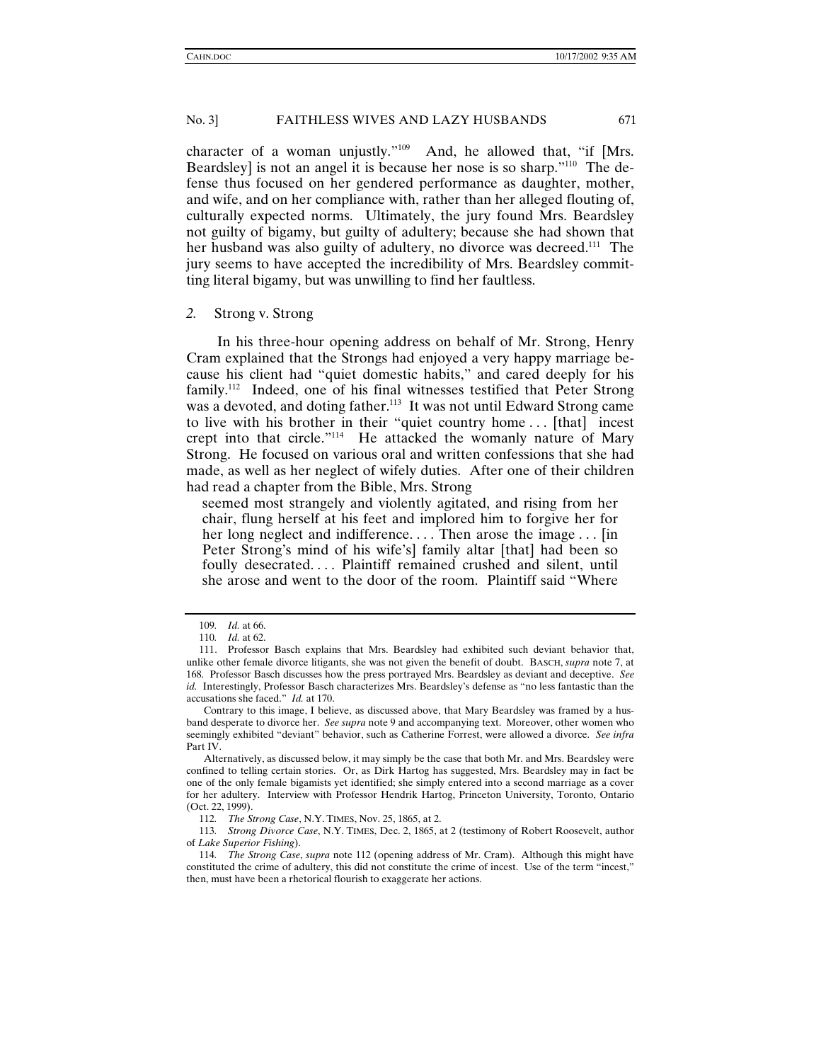character of a woman unjustly."[109] And, he allowed that, "if [Mrs. Beardsley] is not an angel it is because her nose is so sharp."[110] The defense thus focused on her gendered performance as daughter, mother, and wife, and on her compliance with, rather than her alleged flouting of, culturally expected norms. Ultimately, the jury found Mrs. Beardsley not guilty of bigamy, but guilty of adultery; because she had shown that her husband was also guilty of adultery, no divorce was decreed.[111] The jury seems to have accepted the incredibility of Mrs. Beardsley committing literal bigamy, but was unwilling to find her faultless.

### *2.* Strong v. Strong

In his three-hour opening address on behalf of Mr. Strong, Henry Cram explained that the Strongs had enjoyed a very happy marriage because his client had "quiet domestic habits," and cared deeply for his family.[112] Indeed, one of his final witnesses testified that Peter Strong was a devoted, and doting father.[113] It was not until Edward Strong came to live with his brother in their "quiet country home . . . [that] incest crept into that circle."[114] He attacked the womanly nature of Mary Strong. He focused on various oral and written confessions that she had made, as well as her neglect of wifely duties. After one of their children had read a chapter from the Bible, Mrs. Strong

> seemed most strangely and violently agitated, and rising from her chair, flung herself at his feet and implored him to forgive her for her long neglect and indifference. . . . Then arose the image . . . [in Peter Strong's mind of his wife's] family altar [that] had been so foully desecrated. . . . Plaintiff remained crushed and silent, until she arose and went to the door of the room. Plaintiff said "Where

---

109. *Id.* at 66.

110. *Id.* at 62.

111. Professor Basch explains that Mrs. Beardsley had exhibited such deviant behavior that, unlike other female divorce litigants, she was not given the benefit of doubt. BASCH, *supra* note 7, at 168. Professor Basch discusses how the press portrayed Mrs. Beardsley as deviant and deceptive. *See id.* Interestingly, Professor Basch characterizes Mrs. Beardsley's defense as "no less fantastic than the accusations she faced." *Id.* at 170.

Contrary to this image, I believe, as discussed above, that Mary Beardsley was framed by a husband desperate to divorce her. *See supra* note 9 and accompanying text. Moreover, other women who seemingly exhibited "deviant" behavior, such as Catherine Forrest, were allowed a divorce. *See infra* Part IV.

Alternatively, as discussed below, it may simply be the case that both Mr. and Mrs. Beardsley were confined to telling certain stories. Or, as Dirk Hartog has suggested, Mrs. Beardsley may in fact be one of the only female bigamists yet identified; she simply entered into a second marriage as a cover for her adultery. Interview with Professor Hendrik Hartog, Princeton University, Toronto, Ontario (Oct. 22, 1999).

112. *The Strong Case*, N.Y. TIMES, Nov. 25, 1865, at 2.

113. *Strong Divorce Case*, N.Y. TIMES, Dec. 2, 1865, at 2 (testimony of Robert Roosevelt, author of *Lake Superior Fishing*).

114. *The Strong Case*, *supra* note 112 (opening address of Mr. Cram). Although this might have constituted the crime of adultery, this did not constitute the crime of incest. Use of the term "incest," then, must have been a rhetorical flourish to exaggerate her actions.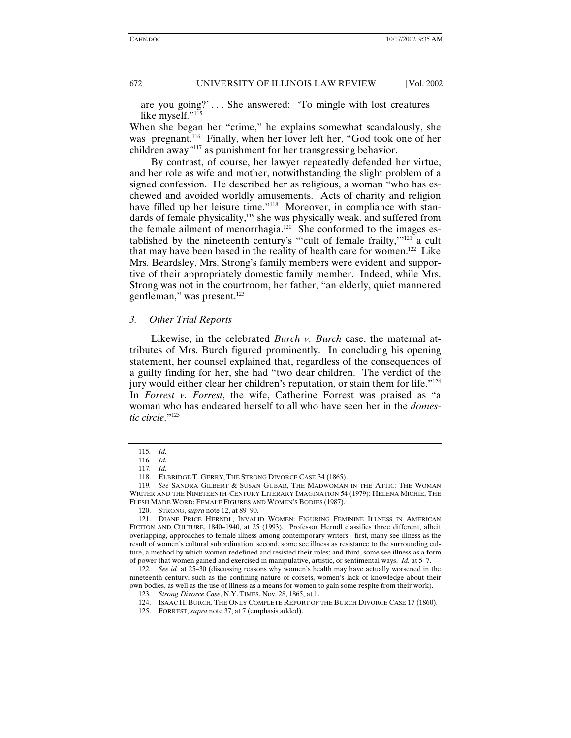are you going?' . . . She answered: 'To mingle with lost creatures like myself."[115]

When she began her "crime," he explains somewhat scandalously, she was pregnant.[116] Finally, when her lover left her, "God took one of her children away"[117] as punishment for her transgressing behavior.

By contrast, of course, her lawyer repeatedly defended her virtue, and her role as wife and mother, notwithstanding the slight problem of a signed confession. He described her as religious, a woman "who has eschewed and avoided worldly amusements. Acts of charity and religion have filled up her leisure time."[118] Moreover, in compliance with standards of female physicality,[119] she was physically weak, and suffered from the female ailment of menorrhagia.[120] She conformed to the images established by the nineteenth century's "'cult of female frailty,'"[121] a cult that may have been based in the reality of health care for women.[122] Like Mrs. Beardsley, Mrs. Strong's family members were evident and supportive of their appropriately domestic family member. Indeed, while Mrs. Strong was not in the courtroom, her father, "an elderly, quiet mannered gentleman," was present.[123]

### 3. *Other Trial Reports*

Likewise, in the celebrated *Burch v. Burch* case, the maternal attributes of Mrs. Burch figured prominently. In concluding his opening statement, her counsel explained that, regardless of the consequences of a guilty finding for her, she had "two dear children. The verdict of the jury would either clear her children's reputation, or stain them for life."[124] In *Forrest v. Forrest*, the wife, Catherine Forrest was praised as "a woman who has endeared herself to all who have seen her in the *domestic circle*."[125]

---

115. *Id.*

116. *Id.*

117. *Id.*

118. ELBRIDGE T. GERRY, THE STRONG DIVORCE CASE 34 (1865).

119. *See* SANDRA GILBERT & SUSAN GUBAR, THE MADWOMAN IN THE ATTIC: THE WOMAN WRITER AND THE NINETEENTH-CENTURY LITERARY IMAGINATION 54 (1979); HELENA MICHIE, THE FLESH MADE WORD: FEMALE FIGURES AND WOMEN'S BODIES (1987).

120. STRONG, *supra* note 12, at 89–90.

121. DIANE PRICE HERNDL, INVALID WOMEN: FIGURING FEMININE ILLNESS IN AMERICAN FICTION AND CULTURE, 1840–1940, at 25 (1993). Professor Herndl classifies three different, albeit overlapping, approaches to female illness among contemporary writers: first, many see illness as the result of women's cultural subordination; second, some see illness as resistance to the surrounding culture, a method by which women redefined and resisted their roles; and third, some see illness as a form of power that women gained and exercised in manipulative, artistic, or sentimental ways. *Id.* at 5–7.

122. *See id.* at 25–30 (discussing reasons why women's health may have actually worsened in the nineteenth century, such as the confining nature of corsets, women's lack of knowledge about their own bodies, as well as the use of illness as a means for women to gain some respite from their work).

123. *Strong Divorce Case*, N.Y. TIMES, Nov. 28, 1865, at 1.

124. ISAAC H. BURCH, THE ONLY COMPLETE REPORT OF THE BURCH DIVORCE CASE 17 (1860).

125. FORREST, *supra* note 37, at 7 (emphasis added).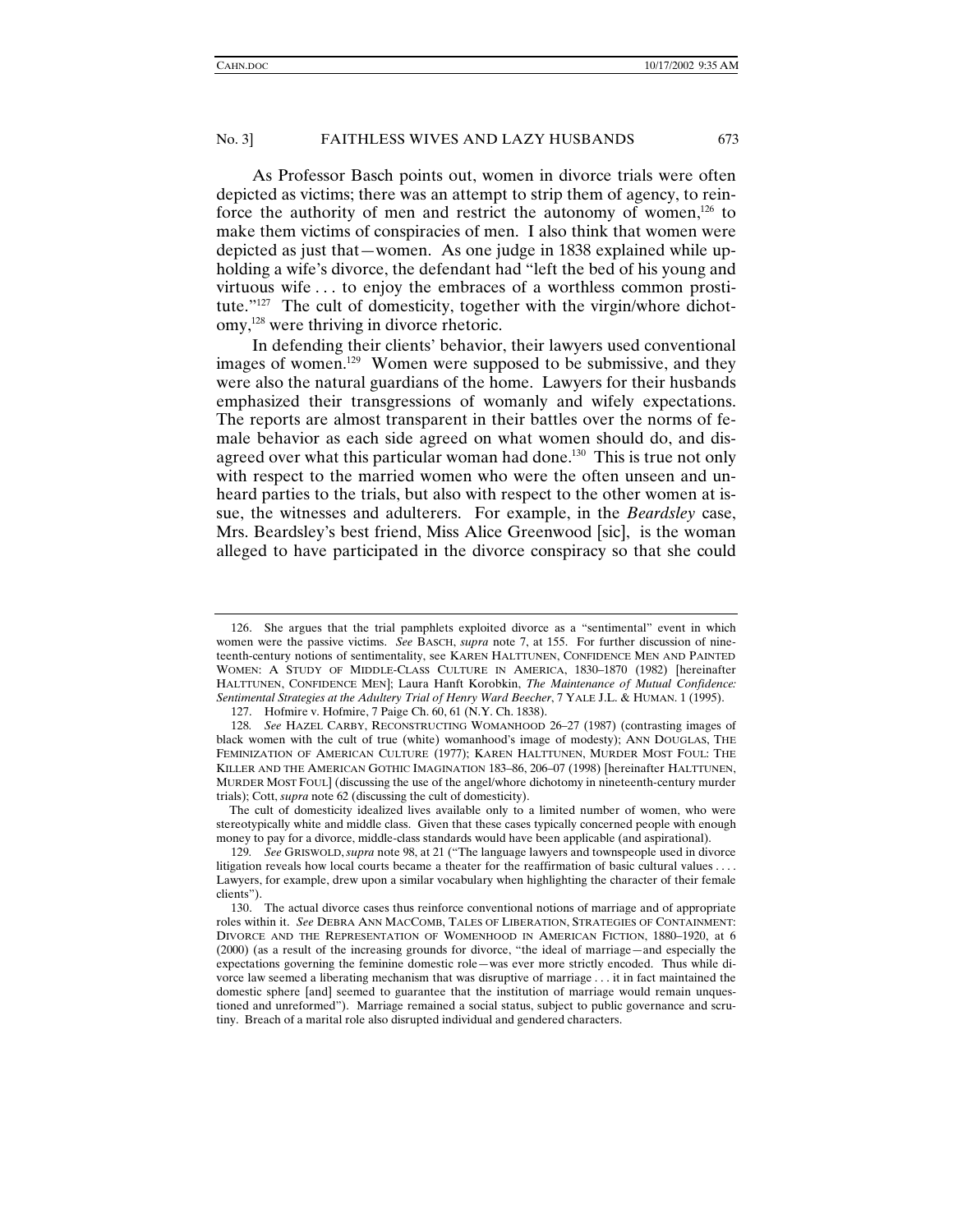As Professor Basch points out, women in divorce trials were often depicted as victims; there was an attempt to strip them of agency, to reinforce the authority of men and restrict the autonomy of women,[126] to make them victims of conspiracies of men. I also think that women were depicted as just that—women. As one judge in 1838 explained while upholding a wife's divorce, the defendant had "left the bed of his young and virtuous wife . . . to enjoy the embraces of a worthless common prostitute."[127] The cult of domesticity, together with the virgin/whore dichotomy,[128] were thriving in divorce rhetoric.

In defending their clients' behavior, their lawyers used conventional images of women.[129] Women were supposed to be submissive, and they were also the natural guardians of the home. Lawyers for their husbands emphasized their transgressions of womanly and wifely expectations. The reports are almost transparent in their battles over the norms of female behavior as each side agreed on what women should do, and disagreed over what this particular woman had done.[130] This is true not only with respect to the married women who were the often unseen and unheard parties to the trials, but also with respect to the other women at issue, the witnesses and adulterers. For example, in the *Beardsley* case, Mrs. Beardsley's best friend, Miss Alice Greenwood [sic], is the woman alleged to have participated in the divorce conspiracy so that she could

---

126. She argues that the trial pamphlets exploited divorce as a "sentimental" event in which women were the passive victims. *See* BASCH, *supra* note 7, at 155. For further discussion of nineteenth-century notions of sentimentality, see KAREN HALTTUNEN, CONFIDENCE MEN AND PAINTED WOMEN: A STUDY OF MIDDLE-CLASS CULTURE IN AMERICA, 1830–1870 (1982) [hereinafter HALTTUNEN, CONFIDENCE MEN]; Laura Hanft Korobkin, *The Maintenance of Mutual Confidence: Sentimental Strategies at the Adultery Trial of Henry Ward Beecher*, 7 YALE J.L. & HUMAN. 1 (1995).

127. Hofmire v. Hofmire, 7 Paige Ch. 60, 61 (N.Y. Ch. 1838).

128. *See* HAZEL CARBY, RECONSTRUCTING WOMANHOOD 26–27 (1987) (contrasting images of black women with the cult of true (white) womanhood's image of modesty); ANN DOUGLAS, THE FEMINIZATION OF AMERICAN CULTURE (1977); KAREN HALTTUNEN, MURDER MOST FOUL: THE KILLER AND THE AMERICAN GOTHIC IMAGINATION 183–86, 206–07 (1998) [hereinafter HALTTUNEN, MURDER MOST FOUL] (discussing the use of the angel/whore dichotomy in nineteenth-century murder trials); Cott, *supra* note 62 (discussing the cult of domesticity).

The cult of domesticity idealized lives available only to a limited number of women, who were stereotypically white and middle class. Given that these cases typically concerned people with enough money to pay for a divorce, middle-class standards would have been applicable (and aspirational).

129. *See* GRISWOLD, *supra* note 98, at 21 ("The language lawyers and townspeople used in divorce litigation reveals how local courts became a theater for the reaffirmation of basic cultural values . . . . Lawyers, for example, drew upon a similar vocabulary when highlighting the character of their female clients").

130. The actual divorce cases thus reinforce conventional notions of marriage and of appropriate roles within it. *See* DEBRA ANN MACCOMB, TALES OF LIBERATION, STRATEGIES OF CONTAINMENT: DIVORCE AND THE REPRESENTATION OF WOMENHOOD IN AMERICAN FICTION, 1880–1920, at 6 (2000) (as a result of the increasing grounds for divorce, "the ideal of marriage—and especially the expectations governing the feminine domestic role—was ever more strictly encoded. Thus while divorce law seemed a liberating mechanism that was disruptive of marriage . . . it in fact maintained the domestic sphere [and] seemed to guarantee that the institution of marriage would remain unquestioned and unreformed"). Marriage remained a social status, subject to public governance and scrutiny. Breach of a marital role also disrupted individual and gendered characters.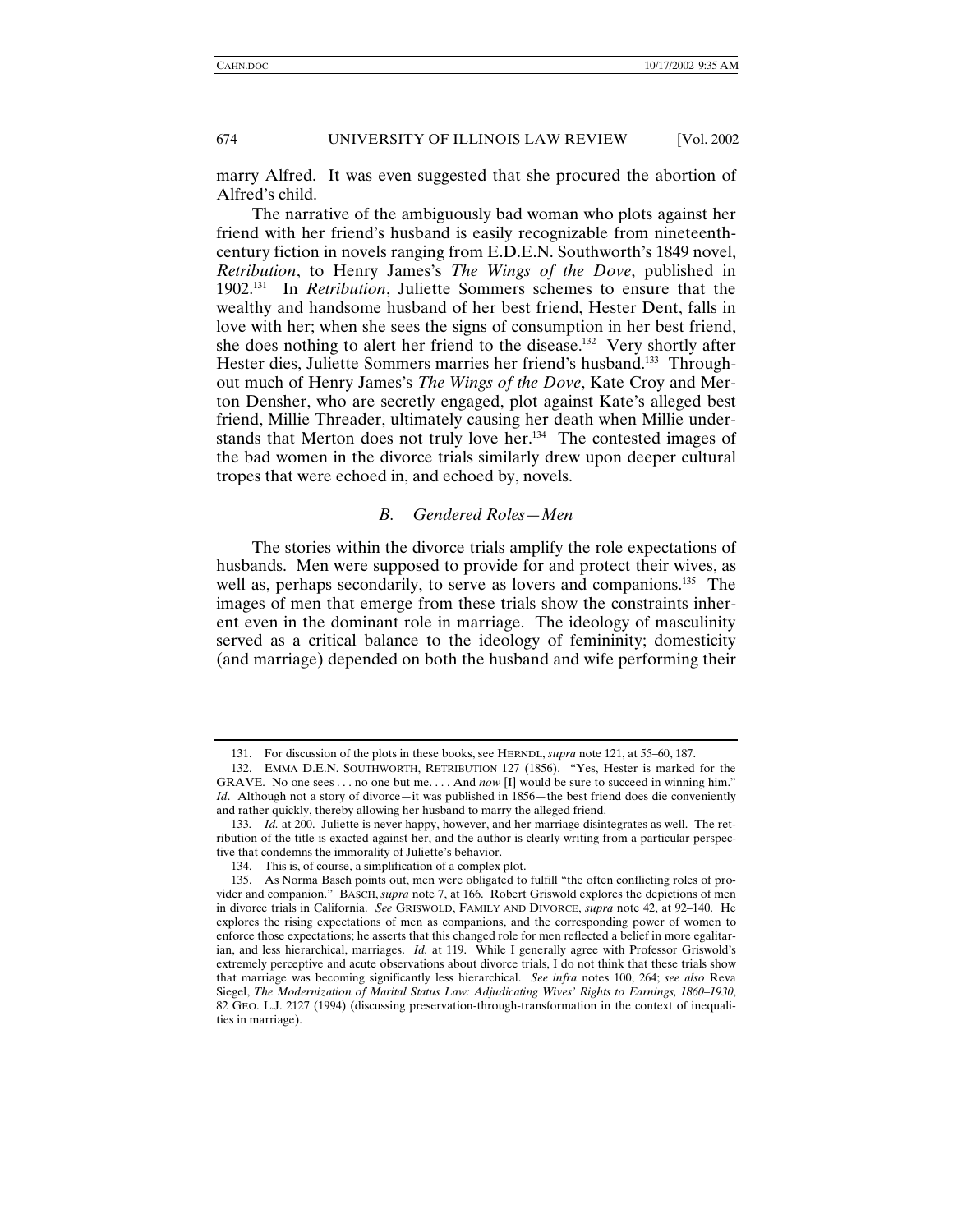marry Alfred. It was even suggested that she procured the abortion of Alfred's child.

The narrative of the ambiguously bad woman who plots against her friend with her friend's husband is easily recognizable from nineteenth-century fiction in novels ranging from E.D.E.N. Southworth's 1849 novel, *Retribution*, to Henry James's *The Wings of the Dove*, published in 1902.[131] In *Retribution*, Juliette Sommers schemes to ensure that the wealthy and handsome husband of her best friend, Hester Dent, falls in love with her; when she sees the signs of consumption in her best friend, she does nothing to alert her friend to the disease.[132] Very shortly after Hester dies, Juliette Sommers marries her friend's husband.[133] Throughout much of Henry James's *The Wings of the Dove*, Kate Croy and Merton Densher, who are secretly engaged, plot against Kate's alleged best friend, Millie Threader, ultimately causing her death when Millie understands that Merton does not truly love her.[134] The contested images of the bad women in the divorce trials similarly drew upon deeper cultural tropes that were echoed in, and echoed by, novels.

### *B. Gendered Roles—Men*

The stories within the divorce trials amplify the role expectations of husbands. Men were supposed to provide for and protect their wives, as well as, perhaps secondarily, to serve as lovers and companions.[135] The images of men that emerge from these trials show the constraints inherent even in the dominant role in marriage. The ideology of masculinity served as a critical balance to the ideology of femininity; domesticity (and marriage) depended on both the husband and wife performing their

---

131. For discussion of the plots in these books, see HERNDL, *supra* note 121, at 55–60, 187.

132. EMMA D.E.N. SOUTHWORTH, RETRIBUTION 127 (1856). "Yes, Hester is marked for the GRAVE. No one sees . . . no one but me. . . . And *now* [I] would be sure to succeed in winning him." *Id*. Although not a story of divorce—it was published in 1856—the best friend does die conveniently and rather quickly, thereby allowing her husband to marry the alleged friend.

133. *Id.* at 200. Juliette is never happy, however, and her marriage disintegrates as well. The retribution of the title is exacted against her, and the author is clearly writing from a particular perspective that condemns the immorality of Juliette's behavior.

134. This is, of course, a simplification of a complex plot.

135. As Norma Basch points out, men were obligated to fulfill "the often conflicting roles of provider and companion." BASCH, *supra* note 7, at 166. Robert Griswold explores the depictions of men in divorce trials in California. *See* GRISWOLD, FAMILY AND DIVORCE, *supra* note 42, at 92–140. He explores the rising expectations of men as companions, and the corresponding power of women to enforce those expectations; he asserts that this changed role for men reflected a belief in more egalitarian, and less hierarchical, marriages. *Id.* at 119. While I generally agree with Professor Griswold's extremely perceptive and acute observations about divorce trials, I do not think that these trials show that marriage was becoming significantly less hierarchical. *See infra* notes 100, 264; *see also* Reva Siegel, *The Modernization of Marital Status Law: Adjudicating Wives' Rights to Earnings, 1860–1930*, 82 GEO. L.J. 2127 (1994) (discussing preservation-through-transformation in the context of inequalities in marriage).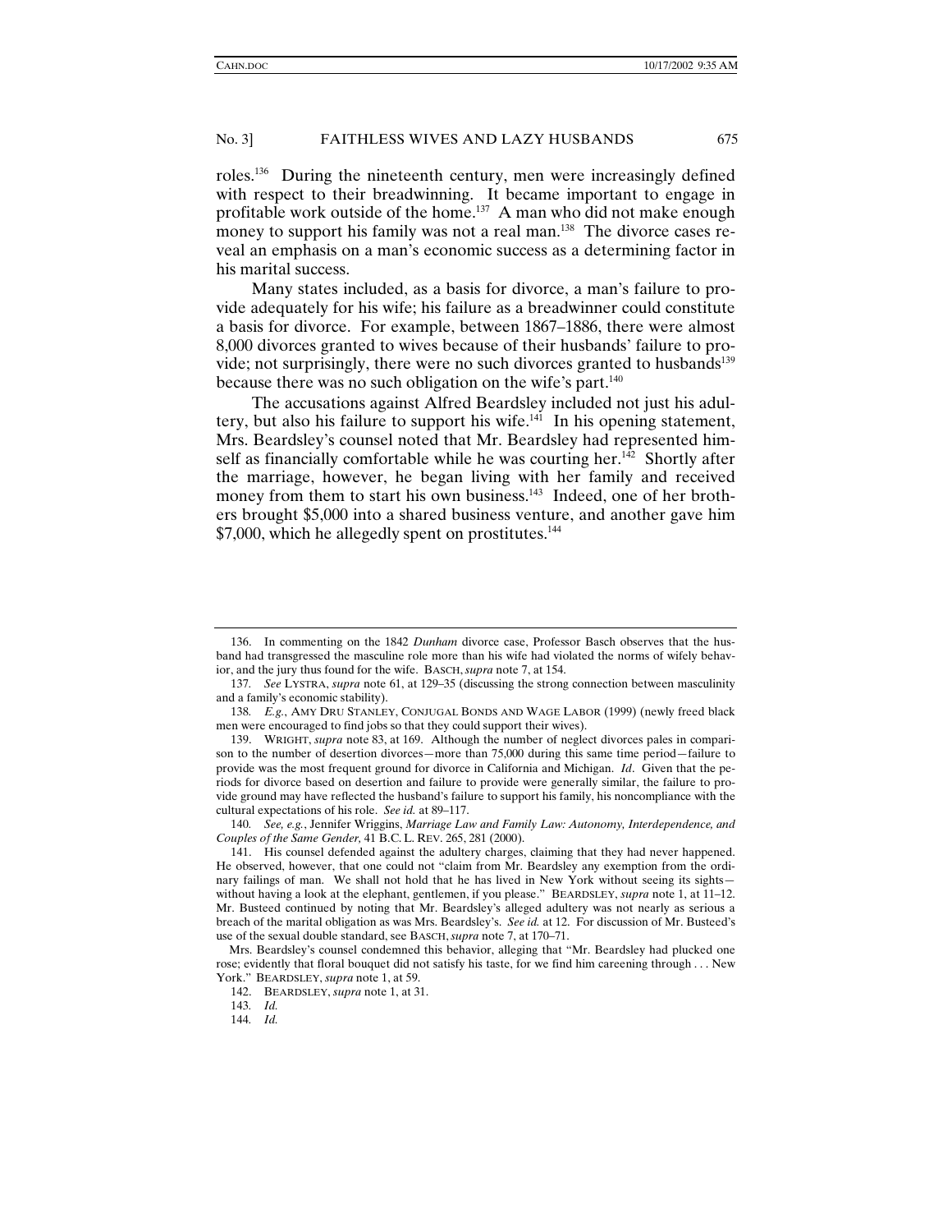roles.[136] During the nineteenth century, men were increasingly defined with respect to their breadwinning. It became important to engage in profitable work outside of the home.[137] A man who did not make enough money to support his family was not a real man.[138] The divorce cases reveal an emphasis on a man's economic success as a determining factor in his marital success.

Many states included, as a basis for divorce, a man's failure to provide adequately for his wife; his failure as a breadwinner could constitute a basis for divorce. For example, between 1867–1886, there were almost 8,000 divorces granted to wives because of their husbands' failure to provide; not surprisingly, there were no such divorces granted to husbands[139] because there was no such obligation on the wife's part.[140]

The accusations against Alfred Beardsley included not just his adultery, but also his failure to support his wife.[141] In his opening statement, Mrs. Beardsley's counsel noted that Mr. Beardsley had represented himself as financially comfortable while he was courting her.[142] Shortly after the marriage, however, he began living with her family and received money from them to start his own business.[143] Indeed, one of her brothers brought $5,000 into a shared business venture, and another gave him $7,000, which he allegedly spent on prostitutes.[144]

---

136. In commenting on the 1842 *Dunham* divorce case, Professor Basch observes that the husband had transgressed the masculine role more than his wife had violated the norms of wifely behavior, and the jury thus found for the wife. BASCH, *supra* note 7, at 154.

137. *See* LYSTRA, *supra* note 61, at 129–35 (discussing the strong connection between masculinity and a family's economic stability).

138. *E.g.*, AMY DRU STANLEY, CONJUGAL BONDS AND WAGE LABOR (1999) (newly freed black men were encouraged to find jobs so that they could support their wives).

139. WRIGHT, *supra* note 83, at 169. Although the number of neglect divorces pales in comparison to the number of desertion divorces—more than 75,000 during this same time period—failure to provide was the most frequent ground for divorce in California and Michigan. *Id*. Given that the periods for divorce based on desertion and failure to provide were generally similar, the failure to provide ground may have reflected the husband's failure to support his family, his noncompliance with the cultural expectations of his role. *See id.* at 89–117.

140. *See, e.g.*, Jennifer Wriggins, *Marriage Law and Family Law: Autonomy, Interdependence, and Couples of the Same Gender*, 41 B.C. L. REV. 265, 281 (2000).

141. His counsel defended against the adultery charges, claiming that they had never happened. He observed, however, that one could not "claim from Mr. Beardsley any exemption from the ordinary failings of man. We shall not hold that he has lived in New York without seeing its sights—without having a look at the elephant, gentlemen, if you please." BEARDSLEY, *supra* note 1, at 11–12. Mr. Busteed continued by noting that Mr. Beardsley's alleged adultery was not nearly as serious a breach of the marital obligation as was Mrs. Beardsley's. *See id.* at 12. For discussion of Mr. Busteed's use of the sexual double standard, see BASCH, *supra* note 7, at 170–71.

Mrs. Beardsley's counsel condemned this behavior, alleging that "Mr. Beardsley had plucked one rose; evidently that floral bouquet did not satisfy his taste, for we find him careening through . . . New York." BEARDSLEY, *supra* note 1, at 59.

142. BEARDSLEY, *supra* note 1, at 31.

143. *Id.*

144. *Id.*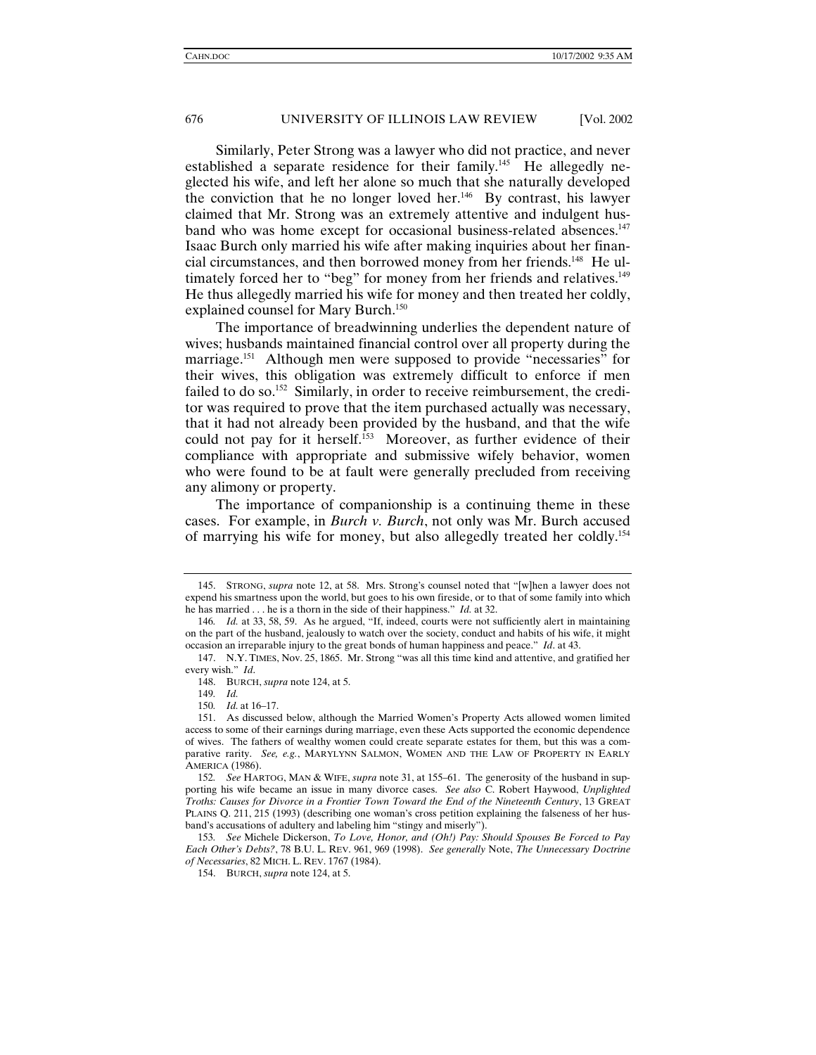Similarly, Peter Strong was a lawyer who did not practice, and never established a separate residence for their family.[145] He allegedly neglected his wife, and left her alone so much that she naturally developed the conviction that he no longer loved her.[146] By contrast, his lawyer claimed that Mr. Strong was an extremely attentive and indulgent husband who was home except for occasional business-related absences.[147] Isaac Burch only married his wife after making inquiries about her financial circumstances, and then borrowed money from her friends.[148] He ultimately forced her to "beg" for money from her friends and relatives.[149] He thus allegedly married his wife for money and then treated her coldly, explained counsel for Mary Burch.[150]

The importance of breadwinning underlies the dependent nature of wives; husbands maintained financial control over all property during the marriage.[151] Although men were supposed to provide "necessaries" for their wives, this obligation was extremely difficult to enforce if men failed to do so.[152] Similarly, in order to receive reimbursement, the creditor was required to prove that the item purchased actually was necessary, that it had not already been provided by the husband, and that the wife could not pay for it herself.[153] Moreover, as further evidence of their compliance with appropriate and submissive wifely behavior, women who were found to be at fault were generally precluded from receiving any alimony or property.

The importance of companionship is a continuing theme in these cases. For example, in *Burch v. Burch*, not only was Mr. Burch accused of marrying his wife for money, but also allegedly treated her coldly.[154]

---

145. STRONG, *supra* note 12, at 58. Mrs. Strong's counsel noted that "[w]hen a lawyer does not expend his smartness upon the world, but goes to his own fireside, or to that of some family into which he has married . . . he is a thorn in the side of their happiness." *Id.* at 32.

146. *Id.* at 33, 58, 59. As he argued, "If, indeed, courts were not sufficiently alert in maintaining on the part of the husband, jealously to watch over the society, conduct and habits of his wife, it might occasion an irreparable injury to the great bonds of human happiness and peace." *Id*. at 43.

147. N.Y. TIMES, Nov. 25, 1865. Mr. Strong "was all this time kind and attentive, and gratified her every wish." *Id*.

148. BURCH, *supra* note 124, at 5.

149. *Id.*

150. *Id.* at 16–17.

151. As discussed below, although the Married Women's Property Acts allowed women limited access to some of their earnings during marriage, even these Acts supported the economic dependence of wives. The fathers of wealthy women could create separate estates for them, but this was a comparative rarity. *See, e.g.*, MARYLYNN SALMON, WOMEN AND THE LAW OF PROPERTY IN EARLY AMERICA (1986).

152. *See* HARTOG, MAN & WIFE, *supra* note 31, at 155–61. The generosity of the husband in supporting his wife became an issue in many divorce cases. *See also* C. Robert Haywood, *Unplighted Troths: Causes for Divorce in a Frontier Town Toward the End of the Nineteenth Century*, 13 GREAT PLAINS Q. 211, 215 (1993) (describing one woman's cross petition explaining the falseness of her husband's accusations of adultery and labeling him "stingy and miserly").

153. *See* Michele Dickerson, *To Love, Honor, and (Oh!) Pay: Should Spouses Be Forced to Pay Each Other's Debts?*, 78 B.U. L. REV. 961, 969 (1998). *See generally* Note, *The Unnecessary Doctrine of Necessaries*, 82 MICH. L. REV. 1767 (1984).

154. BURCH, *supra* note 124, at 5.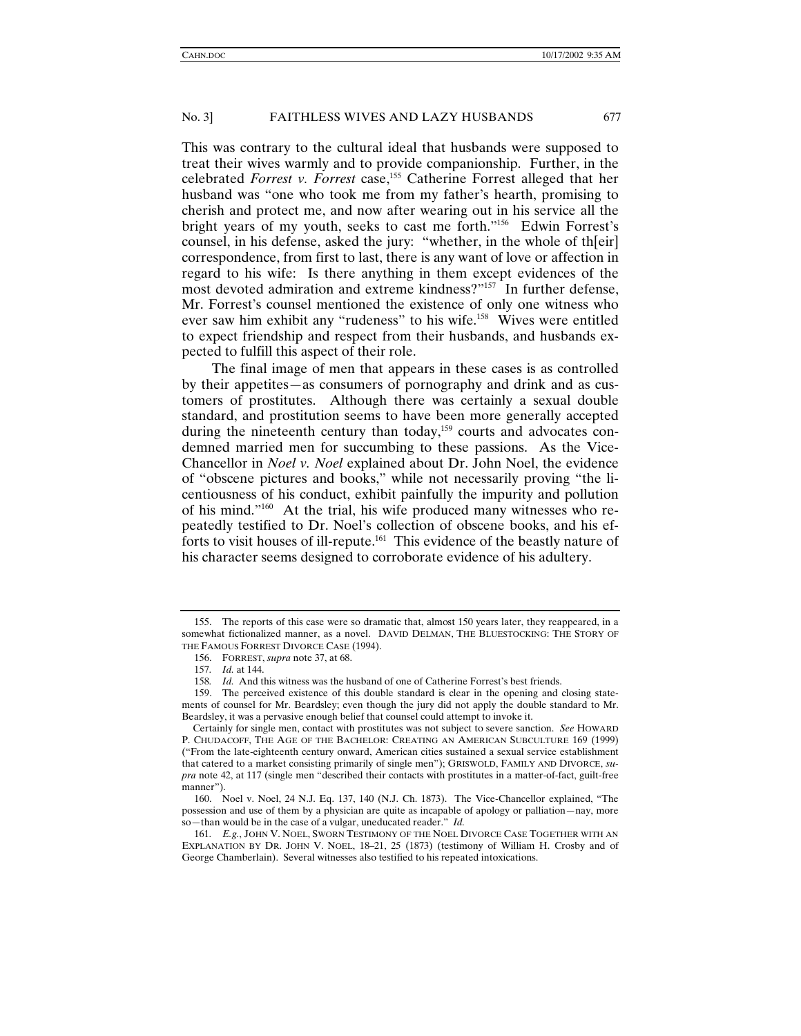This was contrary to the cultural ideal that husbands were supposed to treat their wives warmly and to provide companionship. Further, in the celebrated *Forrest v. Forrest* case,[155] Catherine Forrest alleged that her husband was "one who took me from my father's hearth, promising to cherish and protect me, and now after wearing out in his service all the bright years of my youth, seeks to cast me forth."[156] Edwin Forrest's counsel, in his defense, asked the jury: "whether, in the whole of th[eir] correspondence, from first to last, there is any want of love or affection in regard to his wife: Is there anything in them except evidences of the most devoted admiration and extreme kindness?"[157] In further defense, Mr. Forrest's counsel mentioned the existence of only one witness who ever saw him exhibit any "rudeness" to his wife.[158] Wives were entitled to expect friendship and respect from their husbands, and husbands expected to fulfill this aspect of their role.

The final image of men that appears in these cases is as controlled by their appetites—as consumers of pornography and drink and as customers of prostitutes. Although there was certainly a sexual double standard, and prostitution seems to have been more generally accepted during the nineteenth century than today,[159] courts and advocates condemned married men for succumbing to these passions. As the Vice-Chancellor in *Noel v. Noel* explained about Dr. John Noel, the evidence of "obscene pictures and books," while not necessarily proving "the licentiousness of his conduct, exhibit painfully the impurity and pollution of his mind."[160] At the trial, his wife produced many witnesses who repeatedly testified to Dr. Noel's collection of obscene books, and his efforts to visit houses of ill-repute.[161] This evidence of the beastly nature of his character seems designed to corroborate evidence of his adultery.

---

155. The reports of this case were so dramatic that, almost 150 years later, they reappeared, in a somewhat fictionalized manner, as a novel. DAVID DELMAN, THE BLUESTOCKING: THE STORY OF THE FAMOUS FORREST DIVORCE CASE (1994).

156. FORREST, *supra* note 37, at 68.

157. *Id.* at 144.

158. *Id.* And this witness was the husband of one of Catherine Forrest's best friends.

159. The perceived existence of this double standard is clear in the opening and closing statements of counsel for Mr. Beardsley; even though the jury did not apply the double standard to Mr. Beardsley, it was a pervasive enough belief that counsel could attempt to invoke it.

Certainly for single men, contact with prostitutes was not subject to severe sanction. *See* HOWARD P. CHUDACOFF, THE AGE OF THE BACHELOR: CREATING AN AMERICAN SUBCULTURE 169 (1999) ("From the late-eighteenth century onward, American cities sustained a sexual service establishment that catered to a market consisting primarily of single men"); GRISWOLD, FAMILY AND DIVORCE, *supra* note 42, at 117 (single men "described their contacts with prostitutes in a matter-of-fact, guilt-free manner").

160. Noel v. Noel, 24 N.J. Eq. 137, 140 (N.J. Ch. 1873). The Vice-Chancellor explained, "The possession and use of them by a physician are quite as incapable of apology or palliation—nay, more so—than would be in the case of a vulgar, uneducated reader." *Id.*

161. *E.g.*, JOHN V. NOEL, SWORN TESTIMONY OF THE NOEL DIVORCE CASE TOGETHER WITH AN EXPLANATION BY DR. JOHN V. NOEL, 18–21, 25 (1873) (testimony of William H. Crosby and of George Chamberlain). Several witnesses also testified to his repeated intoxications.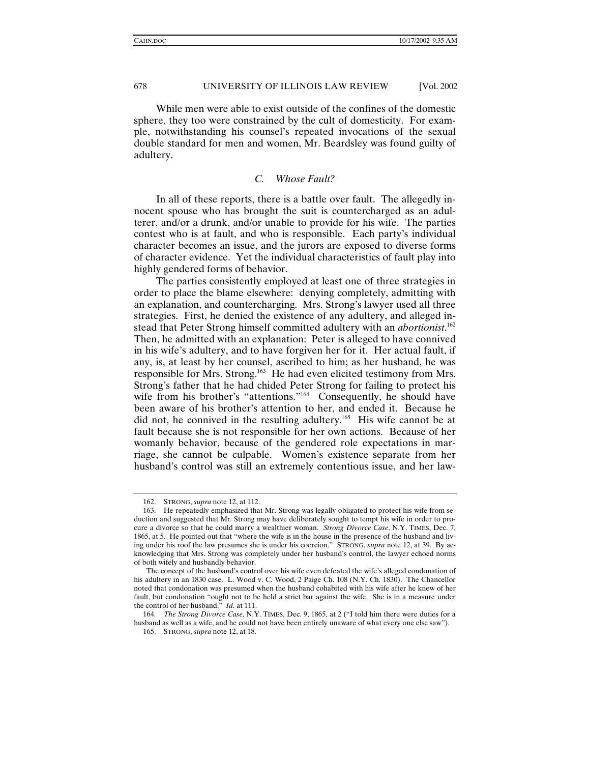While men were able to exist outside of the confines of the domestic sphere, they too were constrained by the cult of domesticity. For example, notwithstanding his counsel's repeated invocations of the sexual double standard for men and women, Mr. Beardsley was found guilty of adultery.

### *C. Whose Fault?*

In all of these reports, there is a battle over fault. The allegedly innocent spouse who has brought the suit is countercharged as an adulterer, and/or a drunk, and/or unable to provide for his wife. The parties contest who is at fault, and who is responsible. Each party's individual character becomes an issue, and the jurors are exposed to diverse forms of character evidence. Yet the individual characteristics of fault play into highly gendered forms of behavior.

The parties consistently employed at least one of three strategies in order to place the blame elsewhere: denying completely, admitting with an explanation, and countercharging. Mrs. Strong's lawyer used all three strategies. First, he denied the existence of any adultery, and alleged instead that Peter Strong himself committed adultery with an *abortionist*.[162] Then, he admitted with an explanation: Peter is alleged to have connived in his wife's adultery, and to have forgiven her for it. Her actual fault, if any, is, at least by her counsel, ascribed to him; as her husband, he was responsible for Mrs. Strong.[163] He had even elicited testimony from Mrs. Strong's father that he had chided Peter Strong for failing to protect his wife from his brother's "attentions."[164] Consequently, he should have been aware of his brother's attention to her, and ended it. Because he did not, he connived in the resulting adultery.[165] His wife cannot be at fault because she is not responsible for her own actions. Because of her womanly behavior, because of the gendered role expectations in marriage, she cannot be culpable. Women's existence separate from her husband's control was still an extremely contentious issue, and her law-

---

162. STRONG, *supra* note 12, at 112.

163. He repeatedly emphasized that Mr. Strong was legally obligated to protect his wife from seduction and suggested that Mr. Strong may have deliberately sought to tempt his wife in order to procure a divorce so that he could marry a wealthier woman. *Strong Divorce Case*, N.Y. TIMES, Dec. 7, 1865, at 5. He pointed out that "where the wife is in the house in the presence of the husband and living under his roof the law presumes she is under his coercion." STRONG, *supra* note 12, at 39. By acknowledging that Mrs. Strong was completely under her husband's control, the lawyer echoed norms of both wifely and husbandly behavior.

The concept of the husband's control over his wife even defeated the wife's alleged condonation of his adultery in an 1830 case. L. Wood v. C. Wood, 2 Paige Ch. 108 (N.Y. Ch. 1830). The Chancellor noted that condonation was presumed when the husband cohabited with his wife after he knew of her fault, but condonation "ought not to be held a strict bar against the wife. She is in a measure under the control of her husband." *Id.* at 111.

164. *The Strong Divorce Case*, N.Y. TIMES, Dec. 9, 1865, at 2 ("I told him there were duties for a husband as well as a wife, and he could not have been entirely unaware of what every one else saw").

165. STRONG, *supra* note 12, at 18.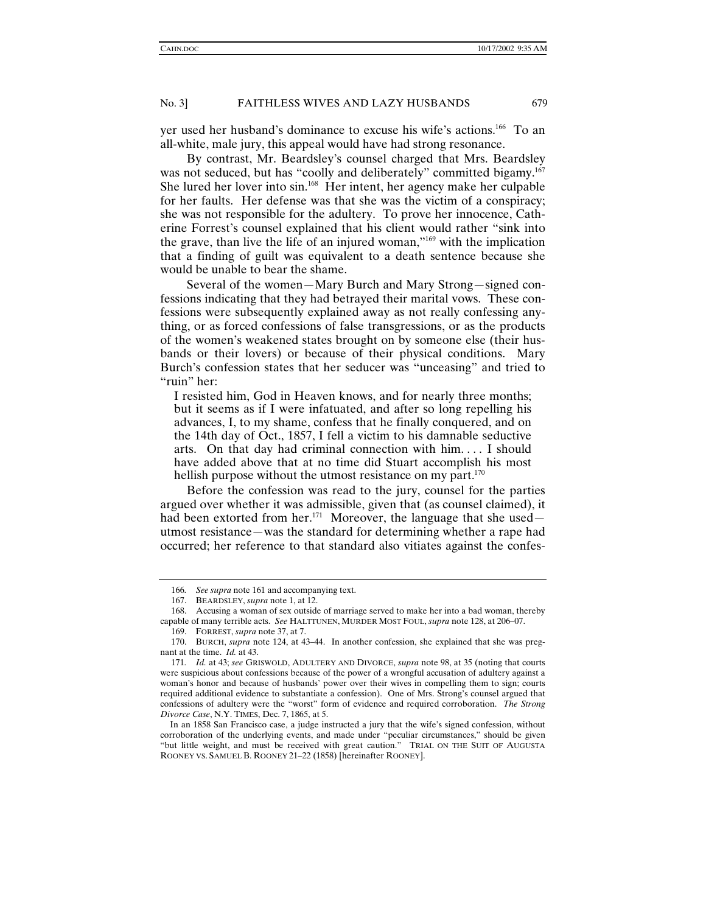yer used her husband's dominance to excuse his wife's actions.[166] To an all-white, male jury, this appeal would have had strong resonance.

By contrast, Mr. Beardsley's counsel charged that Mrs. Beardsley was not seduced, but has "coolly and deliberately" committed bigamy.[167] She lured her lover into sin.[168] Her intent, her agency make her culpable for her faults. Her defense was that she was the victim of a conspiracy; she was not responsible for the adultery. To prove her innocence, Catherine Forrest's counsel explained that his client would rather "sink into the grave, than live the life of an injured woman,"[169] with the implication that a finding of guilt was equivalent to a death sentence because she would be unable to bear the shame.

Several of the women—Mary Burch and Mary Strong—signed confessions indicating that they had betrayed their marital vows. These confessions were subsequently explained away as not really confessing anything, or as forced confessions of false transgressions, or as the products of the women's weakened states brought on by someone else (their husbands or their lovers) or because of their physical conditions. Mary Burch's confession states that her seducer was "unceasing" and tried to "ruin" her:

> I resisted him, God in Heaven knows, and for nearly three months; but it seems as if I were infatuated, and after so long repelling his advances, I, to my shame, confess that he finally conquered, and on the 14th day of Oct., 1857, I fell a victim to his damnable seductive arts. On that day had criminal connection with him. . . . I should have added above that at no time did Stuart accomplish his most hellish purpose without the utmost resistance on my part.[170]

Before the confession was read to the jury, counsel for the parties argued over whether it was admissible, given that (as counsel claimed), it had been extorted from her.[171] Moreover, the language that she used—utmost resistance—was the standard for determining whether a rape had occurred; her reference to that standard also vitiates against the confes-

---

166. *See supra* note 161 and accompanying text.

167. BEARDSLEY, *supra* note 1, at 12.

168. Accusing a woman of sex outside of marriage served to make her into a bad woman, thereby capable of many terrible acts. *See* HALTTUNEN, MURDER MOST FOUL, *supra* note 128, at 206–07.

169. FORREST, *supra* note 37, at 7.

170. BURCH, *supra* note 124, at 43–44. In another confession, she explained that she was pregnant at the time. *Id.* at 43.

171. *Id.* at 43; *see* GRISWOLD, ADULTERY AND DIVORCE, *supra* note 98, at 35 (noting that courts were suspicious about confessions because of the power of a wrongful accusation of adultery against a woman's honor and because of husbands' power over their wives in compelling them to sign; courts required additional evidence to substantiate a confession). One of Mrs. Strong's counsel argued that confessions of adultery were the "worst" form of evidence and required corroboration. *The Strong Divorce Case*, N.Y. TIMES, Dec. 7, 1865, at 5.

In an 1858 San Francisco case, a judge instructed a jury that the wife's signed confession, without corroboration of the underlying events, and made under "peculiar circumstances," should be given "but little weight, and must be received with great caution." TRIAL ON THE SUIT OF AUGUSTA ROONEY VS. SAMUEL B. ROONEY 21–22 (1858) [hereinafter ROONEY].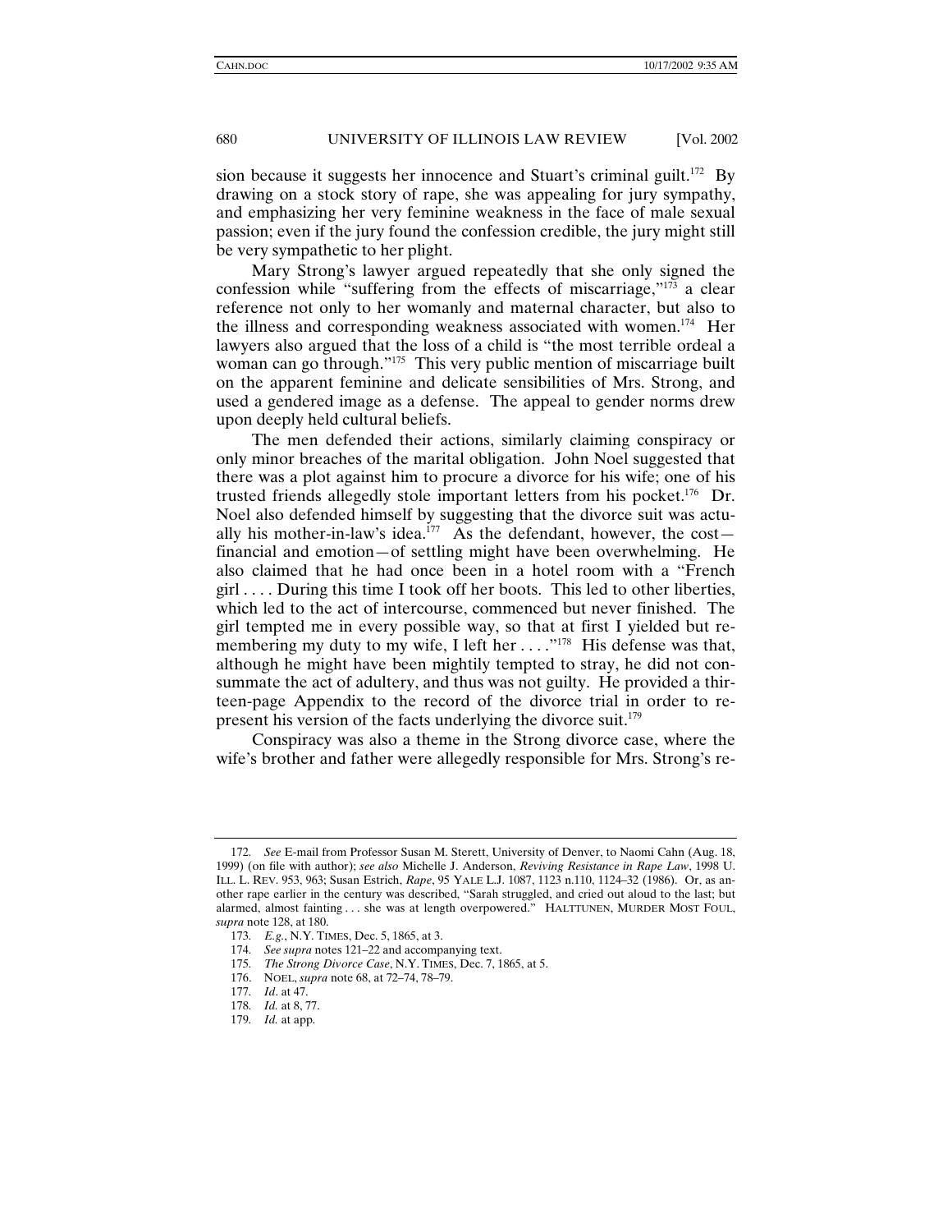sion because it suggests her innocence and Stuart's criminal guilt.[172] By drawing on a stock story of rape, she was appealing for jury sympathy, and emphasizing her very feminine weakness in the face of male sexual passion; even if the jury found the confession credible, the jury might still be very sympathetic to her plight.

Mary Strong's lawyer argued repeatedly that she only signed the confession while "suffering from the effects of miscarriage,"[173] a clear reference not only to her womanly weakness and maternal character, but also to the illness and corresponding weakness associated with women.[174] Her lawyers also argued that the loss of a child is "the most terrible ordeal a woman can go through."[175] This very public mention of miscarriage built on the apparent feminine and delicate sensibilities of Mrs. Strong, and used a gendered image as a defense. The appeal to gender norms drew upon deeply held cultural beliefs.

The men defended their actions, similarly claiming conspiracy or only minor breaches of the marital obligation. John Noel suggested that there was a plot against him to procure a divorce for his wife; one of his trusted friends allegedly stole important letters from his pocket.[176] Dr. Noel also defended himself by suggesting that the divorce suit was actually his mother-in-law's idea.[177] As the defendant, however, the cost—financial and emotion—of settling might have been overwhelming. He also claimed that he had once been in a hotel room with a "French girl . . . . During this time I took off her boots. This led to other liberties, which led to the act of intercourse, commenced but never finished. The girl tempted me in every possible way, so that at first I yielded but remembering my duty to my wife, I left her . . . ."[178] His defense was that, although he might have been mightily tempted to stray, he did not consummate the act of adultery, and thus was not guilty. He provided a thirteen-page Appendix to the record of the divorce trial in order to represent his version of the facts underlying the divorce suit.[179]

Conspiracy was also a theme in the Strong divorce case, where the wife's brother and father were allegedly responsible for Mrs. Strong's re-

---

172. *See* E-mail from Professor Susan M. Sterett, University of Denver, to Naomi Cahn (Aug. 18, 1999) (on file with author); *see also* Michelle J. Anderson, *Reviving Resistance in Rape Law*, 1998 U. ILL. L. REV. 953, 963; Susan Estrich, *Rape*, 95 YALE L.J. 1087, 1123 n.110, 1124–32 (1986). Or, as another rape earlier in the century was described, "Sarah struggled, and cried out aloud to the last; but alarmed, almost fainting . . . she was at length overpowered." HALTTUNEN, MURDER MOST FOUL, *supra* note 128, at 180.

173. *E.g.*, N.Y. TIMES, Dec. 5, 1865, at 3.

174. *See supra* notes 121–22 and accompanying text.

175. *The Strong Divorce Case*, N.Y. TIMES, Dec. 7, 1865, at 5.

176. NOEL, *supra* note 68, at 72–74, 78–79.

177. *Id*. at 47.

178. *Id.* at 8, 77.

179. *Id.* at app.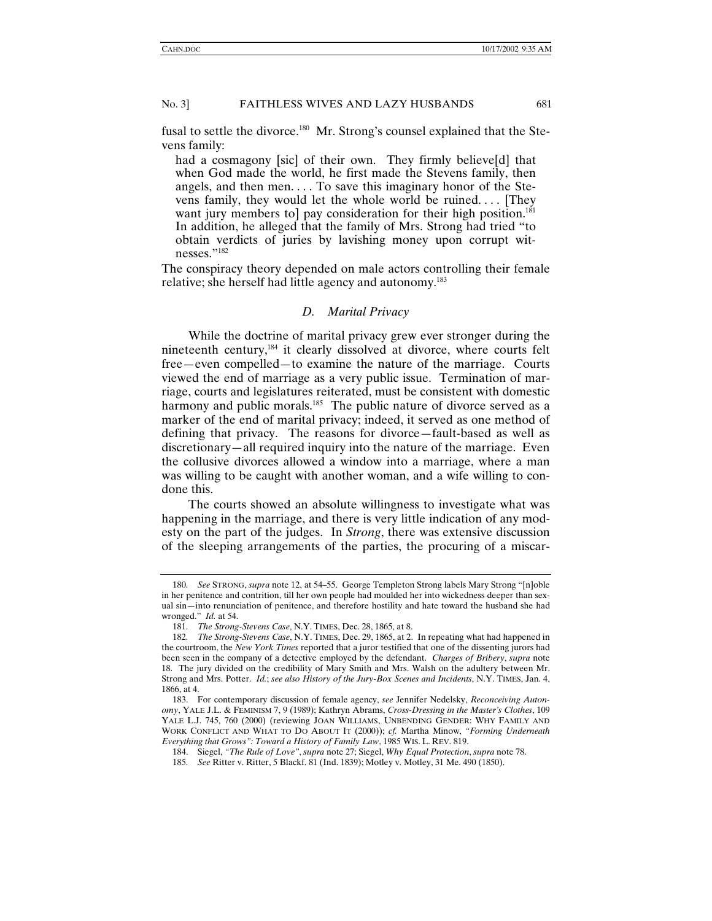fusal to settle the divorce.[180] Mr. Strong's counsel explained that the Stevens family:

> had a cosmagony [sic] of their own. They firmly believe[d] that when God made the world, he first made the Stevens family, then angels, and then men. . . . To save this imaginary honor of the Stevens family, they would let the whole world be ruined. . . . [They want jury members to] pay consideration for their high position.[181] In addition, he alleged that the family of Mrs. Strong had tried "to obtain verdicts of juries by lavishing money upon corrupt witnesses."[182]

The conspiracy theory depended on male actors controlling their female relative; she herself had little agency and autonomy.[183]

### *D. Marital Privacy*

While the doctrine of marital privacy grew ever stronger during the nineteenth century,[184] it clearly dissolved at divorce, where courts felt free—even compelled—to examine the nature of the marriage. Courts viewed the end of marriage as a very public issue. Termination of marriage, courts and legislatures reiterated, must be consistent with domestic harmony and public morals.[185] The public nature of divorce served as a marker of the end of marital privacy; indeed, it served as one method of defining that privacy. The reasons for divorce—fault-based as well as discretionary—all required inquiry into the nature of the marriage. Even the collusive divorces allowed a window into a marriage, where a man was willing to be caught with another woman, and a wife willing to condone this.

The courts showed an absolute willingness to investigate what was happening in the marriage, and there is very little indication of any modesty on the part of the judges. In *Strong*, there was extensive discussion of the sleeping arrangements of the parties, the procuring of a miscar-

---

180. *See* STRONG, *supra* note 12, at 54–55. George Templeton Strong labels Mary Strong "[n]oble in her penitence and contrition, till her own people had moulded her into wickedness deeper than sexual sin—into renunciation of penitence, and therefore hostility and hate toward the husband she had wronged." *Id.* at 54.

181. *The Strong-Stevens Case*, N.Y. TIMES, Dec. 28, 1865, at 8.

182. *The Strong-Stevens Case*, N.Y. TIMES, Dec. 29, 1865, at 2. In repeating what had happened in the courtroom, the *New York Times* reported that a juror testified that one of the dissenting jurors had been seen in the company of a detective employed by the defendant. *Charges of Bribery*, *supra* note 18. The jury divided on the credibility of Mary Smith and Mrs. Walsh on the adultery between Mr. Strong and Mrs. Potter. *Id.*; *see also History of the Jury-Box Scenes and Incidents*, N.Y. TIMES, Jan. 4, 1866, at 4.

183. For contemporary discussion of female agency, *see* Jennifer Nedelsky, *Reconceiving Autonomy*, YALE J.L. & FEMINISM 7, 9 (1989); Kathryn Abrams, *Cross-Dressing in the Master's Clothes*, 109 YALE L.J. 745, 760 (2000) (reviewing JOAN WILLIAMS, UNBENDING GENDER: WHY FAMILY AND WORK CONFLICT AND WHAT TO DO ABOUT IT (2000)); *cf.* Martha Minow, *"Forming Underneath Everything that Grows": Toward a History of Family Law*, 1985 WIS. L. REV. 819.

184. Siegel, *"The Rule of Love"*, *supra* note 27; Siegel, *Why Equal Protection*, *supra* note 78.

185. *See* Ritter v. Ritter, 5 Blackf. 81 (Ind. 1839); Motley v. Motley, 31 Me. 490 (1850).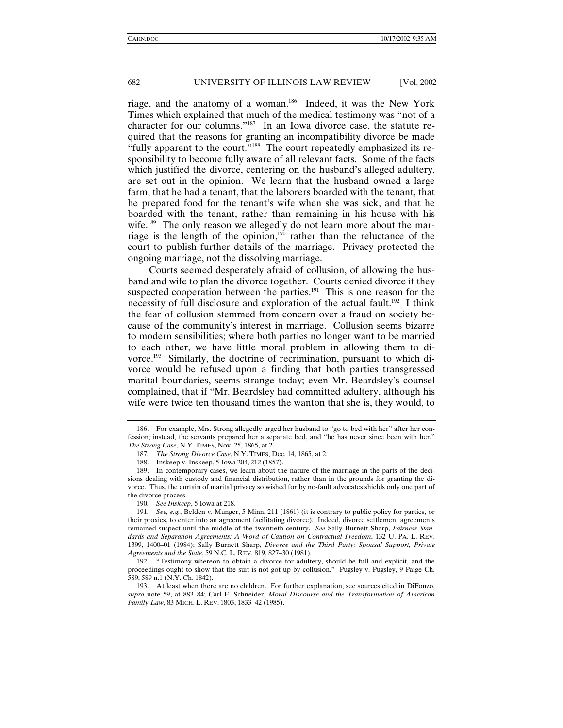riage, and the anatomy of a woman.[186] Indeed, it was the New York Times which explained that much of the medical testimony was "not of a character for our columns."[187] In an Iowa divorce case, the statute required that the reasons for granting an incompatibility divorce be made "fully apparent to the court."[188] The court repeatedly emphasized its responsibility to become fully aware of all relevant facts. Some of the facts which justified the divorce, centering on the husband's alleged adultery, are set out in the opinion. We learn that the husband owned a large farm, that he had a tenant, that the laborers boarded with the tenant, that he prepared food for the tenant's wife when she was sick, and that he boarded with the tenant, rather than remaining in his house with his wife.[189] The only reason we allegedly do not learn more about the marriage is the length of the opinion,[190] rather than the reluctance of the court to publish further details of the marriage. Privacy protected the ongoing marriage, not the dissolving marriage.

Courts seemed desperately afraid of collusion, of allowing the husband and wife to plan the divorce together. Courts denied divorce if they suspected cooperation between the parties.[191] This is one reason for the necessity of full disclosure and exploration of the actual fault.[192] I think the fear of collusion stemmed from concern over a fraud on society because of the community's interest in marriage. Collusion seems bizarre to modern sensibilities; where both parties no longer want to be married to each other, we have little moral problem in allowing them to divorce.[193] Similarly, the doctrine of recrimination, pursuant to which divorce would be refused upon a finding that both parties transgressed marital boundaries, seems strange today; even Mr. Beardsley's counsel complained, that if "Mr. Beardsley had committed adultery, although his wife were twice ten thousand times the wanton that she is, they would, to

---

186. For example, Mrs. Strong allegedly urged her husband to "go to bed with her" after her confession; instead, the servants prepared her a separate bed, and "he has never since been with her." *The Strong Case*, N.Y. TIMES, Nov. 25, 1865, at 2.

187. *The Strong Divorce Case*, N.Y. TIMES, Dec. 14, 1865, at 2.

188. Inskeep v. Inskeep, 5 Iowa 204, 212 (1857).

189. In contemporary cases, we learn about the nature of the marriage in the parts of the decisions dealing with custody and financial distribution, rather than in the grounds for granting the divorce. Thus, the curtain of marital privacy so wished for by no-fault advocates shields only one part of the divorce process.

190. *See Inskeep*, 5 Iowa at 218.

191. *See, e.g.*, Belden v. Munger, 5 Minn. 211 (1861) (it is contrary to public policy for parties, or their proxies, to enter into an agreement facilitating divorce). Indeed, divorce settlement agreements remained suspect until the middle of the twentieth century. *See* Sally Burnett Sharp, *Fairness Standards and Separation Agreements: A Word of Caution on Contractual Freedom*, 132 U. PA. L. REV. 1399, 1400–01 (1984); Sally Burnett Sharp, *Divorce and the Third Party: Spousal Support, Private Agreements and the State*, 59 N.C. L. REV. 819, 827–30 (1981).

192. "Testimony whereon to obtain a divorce for adultery, should be full and explicit, and the proceedings ought to show that the suit is not got up by collusion." Pugsley v. Pugsley, 9 Paige Ch. 589, 589 n.1 (N.Y. Ch. 1842).

193. At least when there are no children. For further explanation, see sources cited in DiFonzo, *supra* note 59, at 883–84; Carl E. Schneider, *Moral Discourse and the Transformation of American Family Law*, 83 MICH. L. REV. 1803, 1833–42 (1985).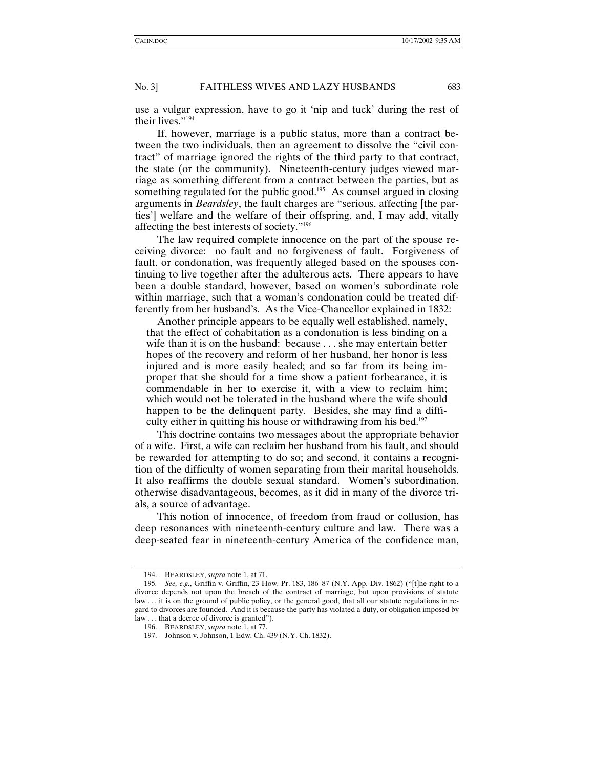use a vulgar expression, have to go it 'nip and tuck' during the rest of their lives."[194]

If, however, marriage is a public status, more than a contract between the two individuals, then an agreement to dissolve the "civil contract" of marriage ignored the rights of the third party to that contract, the state (or the community). Nineteenth-century judges viewed marriage as something different from a contract between the parties, but as something regulated for the public good.[195] As counsel argued in closing arguments in *Beardsley*, the fault charges are "serious, affecting [the parties'] welfare and the welfare of their offspring, and, I may add, vitally affecting the best interests of society."[196]

The law required complete innocence on the part of the spouse receiving divorce: no fault and no forgiveness of fault. Forgiveness of fault, or condonation, was frequently alleged based on the spouses continuing to live together after the adulterous acts. There appears to have been a double standard, however, based on women's subordinate role within marriage, such that a woman's condonation could be treated differently from her husband's. As the Vice-Chancellor explained in 1832:

> Another principle appears to be equally well established, namely, that the effect of cohabitation as a condonation is less binding on a wife than it is on the husband: because . . . she may entertain better hopes of the recovery and reform of her husband, her honor is less injured and is more easily healed; and so far from its being improper that she should for a time show a patient forbearance, it is commendable in her to exercise it, with a view to reclaim him; which would not be tolerated in the husband where the wife should happen to be the delinquent party. Besides, she may find a difficulty either in quitting his house or withdrawing from his bed.[197]

This doctrine contains two messages about the appropriate behavior of a wife. First, a wife can reclaim her husband from his fault, and should be rewarded for attempting to do so; and second, it contains a recognition of the difficulty of women separating from their marital households. It also reaffirms the double sexual standard. Women's subordination, otherwise disadvantageous, becomes, as it did in many of the divorce trials, a source of advantage.

This notion of innocence, of freedom from fraud or collusion, has deep resonances with nineteenth-century culture and law. There was a deep-seated fear in nineteenth-century America of the confidence man,

---

194. BEARDSLEY, *supra* note 1, at 71.

195. *See, e.g.*, Griffin v. Griffin, 23 How. Pr. 183, 186–87 (N.Y. App. Div. 1862) ("[t]he right to a divorce depends not upon the breach of the contract of marriage, but upon provisions of statute law . . . it is on the ground of public policy, or the general good, that all our statute regulations in regard to divorces are founded. And it is because the party has violated a duty, or obligation imposed by law . . . that a decree of divorce is granted").

196. BEARDSLEY, *supra* note 1, at 77.

197. Johnson v. Johnson, 1 Edw. Ch. 439 (N.Y. Ch. 1832).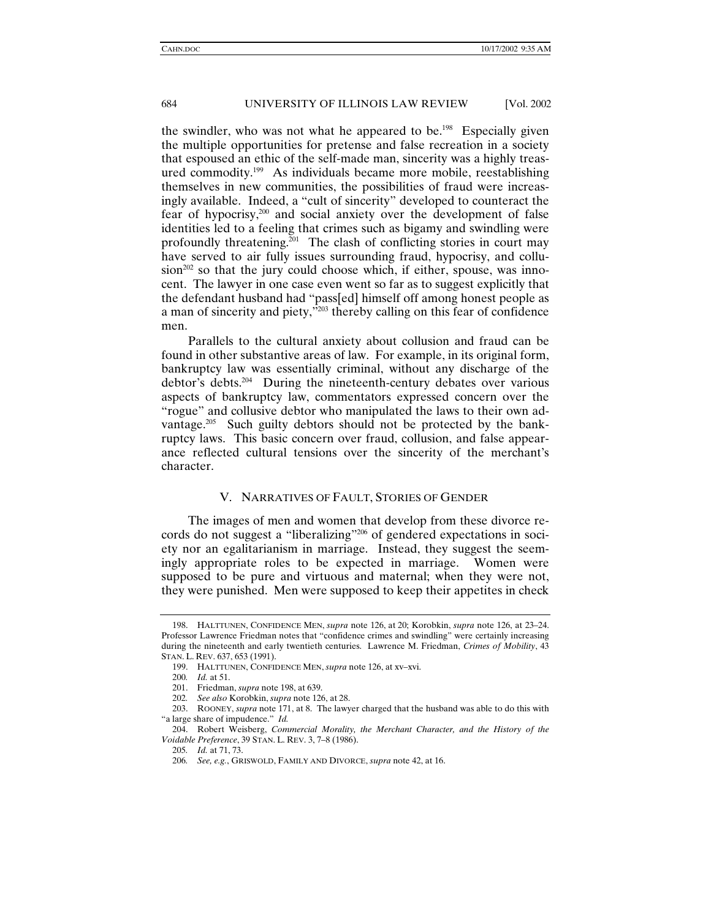the swindler, who was not what he appeared to be.[198] Especially given the multiple opportunities for pretense and false recreation in a society that espoused an ethic of the self-made man, sincerity was a highly treasured commodity.[199] As individuals became more mobile, reestablishing themselves in new communities, the possibilities of fraud were increasingly available. Indeed, a "cult of sincerity" developed to counteract the fear of hypocrisy,[200] and social anxiety over the development of false identities led to a feeling that crimes such as bigamy and swindling were profoundly threatening.[201] The clash of conflicting stories in court may have served to air fully issues surrounding fraud, hypocrisy, and collusion[202] so that the jury could choose which, if either, spouse, was innocent. The lawyer in one case even went so far as to suggest explicitly that the defendant husband had "pass[ed] himself off among honest people as a man of sincerity and piety,"[203] thereby calling on this fear of confidence men.

Parallels to the cultural anxiety about collusion and fraud can be found in other substantive areas of law. For example, in its original form, bankruptcy law was essentially criminal, without any discharge of the debtor's debts.[204] During the nineteenth-century debates over various aspects of bankruptcy law, commentators expressed concern over the "rogue" and collusive debtor who manipulated the laws to their own advantage.[205] Such guilty debtors should not be protected by the bankruptcy laws. This basic concern over fraud, collusion, and false appearance reflected cultural tensions over the sincerity of the merchant's character.

## V. NARRATIVES OF FAULT, STORIES OF GENDER

The images of men and women that develop from these divorce records do not suggest a "liberalizing"[206] of gendered expectations in society nor an egalitarianism in marriage. Instead, they suggest the seemingly appropriate roles to be expected in marriage. Women were supposed to be pure and virtuous and maternal; when they were not, they were punished. Men were supposed to keep their appetites in check

---

198. HALTTUNEN, CONFIDENCE MEN, *supra* note 126, at 20; Korobkin, *supra* note 126, at 23–24. Professor Lawrence Friedman notes that "confidence crimes and swindling" were certainly increasing during the nineteenth and early twentieth centuries. Lawrence M. Friedman, *Crimes of Mobility*, 43 STAN. L. REV. 637, 653 (1991).

199. HALTTUNEN, CONFIDENCE MEN, *supra* note 126, at xv–xvi.

200. *Id.* at 51.

201. Friedman, *supra* note 198, at 639.

202. *See also* Korobkin, *supra* note 126, at 28.

203. ROONEY, *supra* note 171, at 8. The lawyer charged that the husband was able to do this with "a large share of impudence." *Id.*

204. Robert Weisberg, *Commercial Morality, the Merchant Character, and the History of the Voidable Preference*, 39 STAN. L. REV. 3, 7–8 (1986).

205. *Id.* at 71, 73.

206. *See, e.g.*, GRISWOLD, FAMILY AND DIVORCE, *supra* note 42, at 16.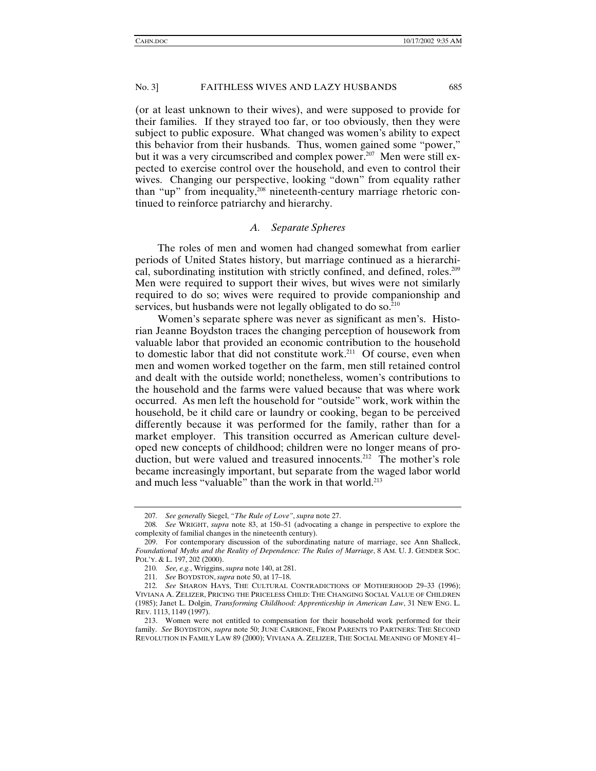(or at least unknown to their wives), and were supposed to provide for their families. If they strayed too far, or too obviously, then they were subject to public exposure. What changed was women's ability to expect this behavior from their husbands. Thus, women gained some "power," but it was a very circumscribed and complex power.[207] Men were still expected to exercise control over the household, and even to control their wives. Changing our perspective, looking "down" from equality rather than "up" from inequality,[208] nineteenth-century marriage rhetoric continued to reinforce patriarchy and hierarchy.

### *A. Separate Spheres*

The roles of men and women had changed somewhat from earlier periods of United States history, but marriage continued as a hierarchical, subordinating institution with strictly confined, and defined, roles.[209] Men were required to support their wives, but wives were not similarly required to do so; wives were required to provide companionship and services, but husbands were not legally obligated to do so.[210]

Women's separate sphere was never as significant as men's. Historian Jeanne Boydston traces the changing perception of housework from valuable labor that provided an economic contribution to the household to domestic labor that did not constitute work.[211] Of course, even when men and women worked together on the farm, men still retained control and dealt with the outside world; nonetheless, women's contributions to the household and the farms were valued because that was where work occurred. As men left the household for "outside" work, work within the household, be it child care or laundry or cooking, began to be perceived differently because it was performed for the family, rather than for a market employer. This transition occurred as American culture developed new concepts of childhood; children were no longer means of production, but were valued and treasured innocents.[212] The mother's role became increasingly important, but separate from the waged labor world and much less "valuable" than the work in that world.[213]

---

207. *See generally* Siegel, *"The Rule of Love"*, *supra* note 27.

208. *See* WRIGHT, *supra* note 83, at 150–51 (advocating a change in perspective to explore the complexity of familial changes in the nineteenth century).

209. For contemporary discussion of the subordinating nature of marriage, see Ann Shalleck, *Foundational Myths and the Reality of Dependence: The Rules of Marriage*, 8 AM. U. J. GENDER SOC. POL'Y. & L. 197, 202 (2000).

210. *See, e.g.*, Wriggins, *supra* note 140, at 281.

211. *See* BOYDSTON, *supra* note 50, at 17–18.

212. *See* SHARON HAYS, THE CULTURAL CONTRADICTIONS OF MOTHERHOOD 29–33 (1996); VIVIANA A. ZELIZER, PRICING THE PRICELESS CHILD: THE CHANGING SOCIAL VALUE OF CHILDREN (1985); Janet L. Dolgin, *Transforming Childhood: Apprenticeship in American Law*, 31 NEW ENG. L. REV. 1113, 1149 (1997).

213. Women were not entitled to compensation for their household work performed for their family. *See* BOYDSTON, *supra* note 50; JUNE CARBONE, FROM PARENTS TO PARTNERS: THE SECOND REVOLUTION IN FAMILY LAW 89 (2000); VIVIANA A. ZELIZER, THE SOCIAL MEANING OF MONEY 41–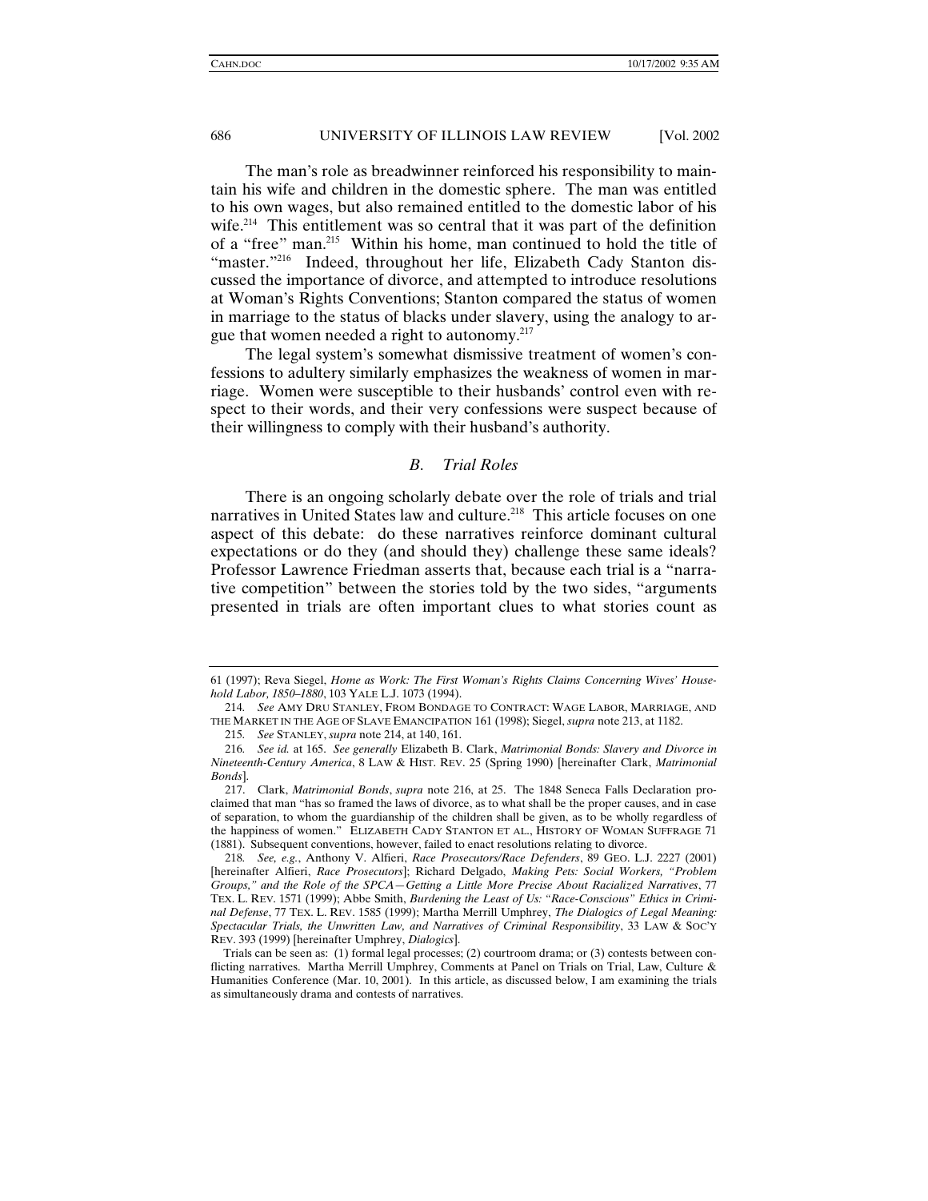The man's role as breadwinner reinforced his responsibility to maintain his wife and children in the domestic sphere. The man was entitled to his own wages, but also remained entitled to the domestic labor of his wife.[214] This entitlement was so central that it was part of the definition of a "free" man.[215] Within his home, man continued to hold the title of "master."[216] Indeed, throughout her life, Elizabeth Cady Stanton discussed the importance of divorce, and attempted to introduce resolutions at Woman's Rights Conventions; Stanton compared the status of women in marriage to the status of blacks under slavery, using the analogy to argue that women needed a right to autonomy.[217]

The legal system's somewhat dismissive treatment of women's confessions to adultery similarly emphasizes the weakness of women in marriage. Women were susceptible to their husbands' control even with respect to their words, and their very confessions were suspect because of their willingness to comply with their husband's authority.

### *B. Trial Roles*

There is an ongoing scholarly debate over the role of trials and trial narratives in United States law and culture.[218] This article focuses on one aspect of this debate: do these narratives reinforce dominant cultural expectations or do they (and should they) challenge these same ideals? Professor Lawrence Friedman asserts that, because each trial is a "narrative competition" between the stories told by the two sides, "arguments presented in trials are often important clues to what stories count as

---

61 (1997); Reva Siegel, *Home as Work: The First Woman's Rights Claims Concerning Wives' Household Labor, 1850–1880*, 103 YALE L.J. 1073 (1994).

214. *See* AMY DRU STANLEY, FROM BONDAGE TO CONTRACT: WAGE LABOR, MARRIAGE, AND THE MARKET IN THE AGE OF SLAVE EMANCIPATION 161 (1998); Siegel, *supra* note 213, at 1182.

215. *See* STANLEY, *supra* note 214, at 140, 161.

216. *See id.* at 165. *See generally* Elizabeth B. Clark, *Matrimonial Bonds: Slavery and Divorce in Nineteenth-Century America*, 8 LAW & HIST. REV. 25 (Spring 1990) [hereinafter Clark, *Matrimonial Bonds*].

217. Clark, *Matrimonial Bonds*, *supra* note 216, at 25. The 1848 Seneca Falls Declaration proclaimed that man "has so framed the laws of divorce, as to what shall be the proper causes, and in case of separation, to whom the guardianship of the children shall be given, as to be wholly regardless of the happiness of women." ELIZABETH CADY STANTON ET AL., HISTORY OF WOMAN SUFFRAGE 71 (1881). Subsequent conventions, however, failed to enact resolutions relating to divorce.

218. *See, e.g.*, Anthony V. Alfieri, *Race Prosecutors/Race Defenders*, 89 GEO. L.J. 2227 (2001) [hereinafter Alfieri, *Race Prosecutors*]; Richard Delgado, *Making Pets: Social Workers, "Problem Groups," and the Role of the SPCA—Getting a Little More Precise About Racialized Narratives*, 77 TEX. L. REV. 1571 (1999); Abbe Smith, *Burdening the Least of Us: "Race-Conscious" Ethics in Criminal Defense*, 77 TEX. L. REV. 1585 (1999); Martha Merrill Umphrey, *The Dialogics of Legal Meaning: Spectacular Trials, the Unwritten Law, and Narratives of Criminal Responsibility*, 33 LAW & SOC'Y REV. 393 (1999) [hereinafter Umphrey, *Dialogics*].

Trials can be seen as: (1) formal legal processes; (2) courtroom drama; or (3) contests between conflicting narratives. Martha Merrill Umphrey, Comments at Panel on Trials on Trial, Law, Culture & Humanities Conference (Mar. 10, 2001). In this article, as discussed below, I am examining the trials as simultaneously drama and contests of narratives.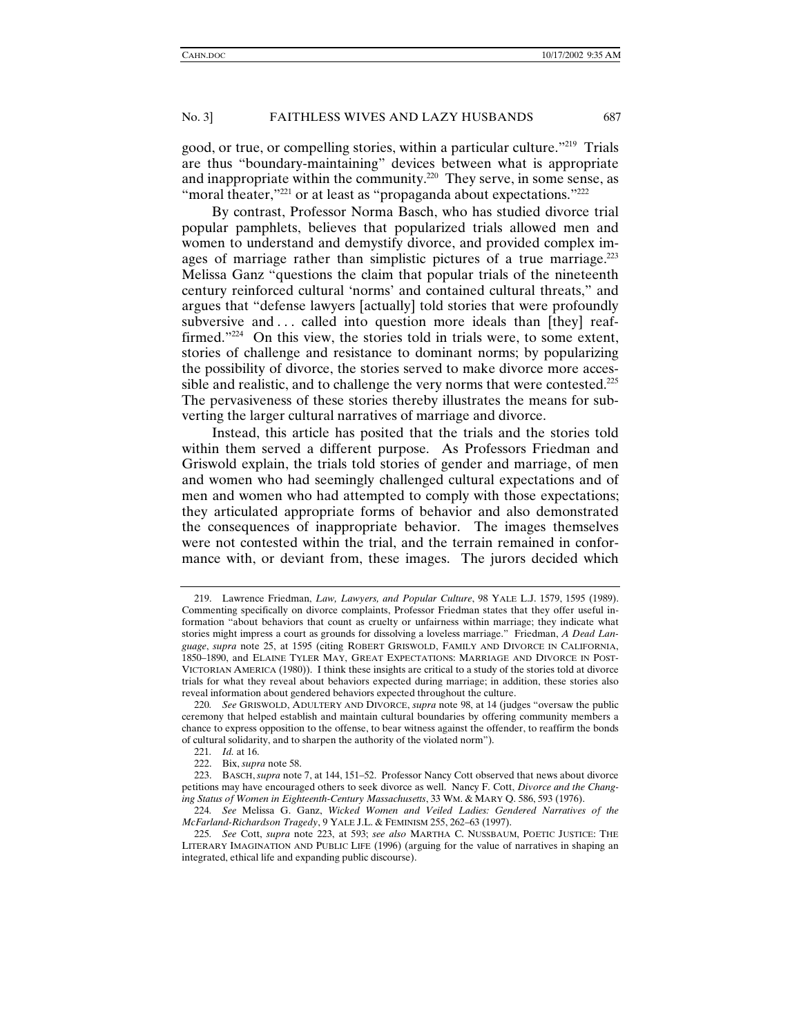good, or true, or compelling stories, within a particular culture."[219] Trials are thus "boundary-maintaining" devices between what is appropriate and inappropriate within the community.[220] They serve, in some sense, as "moral theater,"[221] or at least as "propaganda about expectations."[222]

By contrast, Professor Norma Basch, who has studied divorce trial popular pamphlets, believes that popularized trials allowed men and women to understand and demystify divorce, and provided complex images of marriage rather than simplistic pictures of a true marriage.[223] Melissa Ganz "questions the claim that popular trials of the nineteenth century reinforced cultural 'norms' and contained cultural threats," and argues that "defense lawyers [actually] told stories that were profoundly subversive and . . . called into question more ideals than [they] reaffirmed."[224] On this view, the stories told in trials were, to some extent, stories of challenge and resistance to dominant norms; by popularizing the possibility of divorce, the stories served to make divorce more accessible and realistic, and to challenge the very norms that were contested.[225] The pervasiveness of these stories thereby illustrates the means for subverting the larger cultural narratives of marriage and divorce.

Instead, this article has posited that the trials and the stories told within them served a different purpose. As Professors Friedman and Griswold explain, the trials told stories of gender and marriage, of men and women who had seemingly challenged cultural expectations and of men and women who had attempted to comply with those expectations; they articulated appropriate forms of behavior and also demonstrated the consequences of inappropriate behavior. The images themselves were not contested within the trial, and the terrain remained in conformance with, or deviant from, these images. The jurors decided which

---

219. Lawrence Friedman, *Law, Lawyers, and Popular Culture*, 98 YALE L.J. 1579, 1595 (1989). Commenting specifically on divorce complaints, Professor Friedman states that they offer useful information "about behaviors that count as cruelty or unfairness within marriage; they indicate what stories might impress a court as grounds for dissolving a loveless marriage." Friedman, *A Dead Language*, *supra* note 25, at 1595 (citing ROBERT GRISWOLD, FAMILY AND DIVORCE IN CALIFORNIA, 1850–1890, and ELAINE TYLER MAY, GREAT EXPECTATIONS: MARRIAGE AND DIVORCE IN POST-VICTORIAN AMERICA (1980)). I think these insights are critical to a study of the stories told at divorce trials for what they reveal about behaviors expected during marriage; in addition, these stories also reveal information about gendered behaviors expected throughout the culture.

220. *See* GRISWOLD, ADULTERY AND DIVORCE, *supra* note 98, at 14 (judges "oversaw the public ceremony that helped establish and maintain cultural boundaries by offering community members a chance to express opposition to the offense, to bear witness against the offender, to reaffirm the bonds of cultural solidarity, and to sharpen the authority of the violated norm").

221. *Id.* at 16.

222. Bix, *supra* note 58.

223. BASCH, *supra* note 7, at 144, 151–52. Professor Nancy Cott observed that news about divorce petitions may have encouraged others to seek divorce as well. Nancy F. Cott, *Divorce and the Changing Status of Women in Eighteenth-Century Massachusetts*, 33 WM. & MARY Q. 586, 593 (1976).

224. *See* Melissa G. Ganz, *Wicked Women and Veiled Ladies: Gendered Narratives of the McFarland-Richardson Tragedy*, 9 YALE J.L. & FEMINISM 255, 262–63 (1997).

225. *See* Cott, *supra* note 223, at 593; *see also* MARTHA C. NUSSBAUM, POETIC JUSTICE: THE LITERARY IMAGINATION AND PUBLIC LIFE (1996) (arguing for the value of narratives in shaping an integrated, ethical life and expanding public discourse).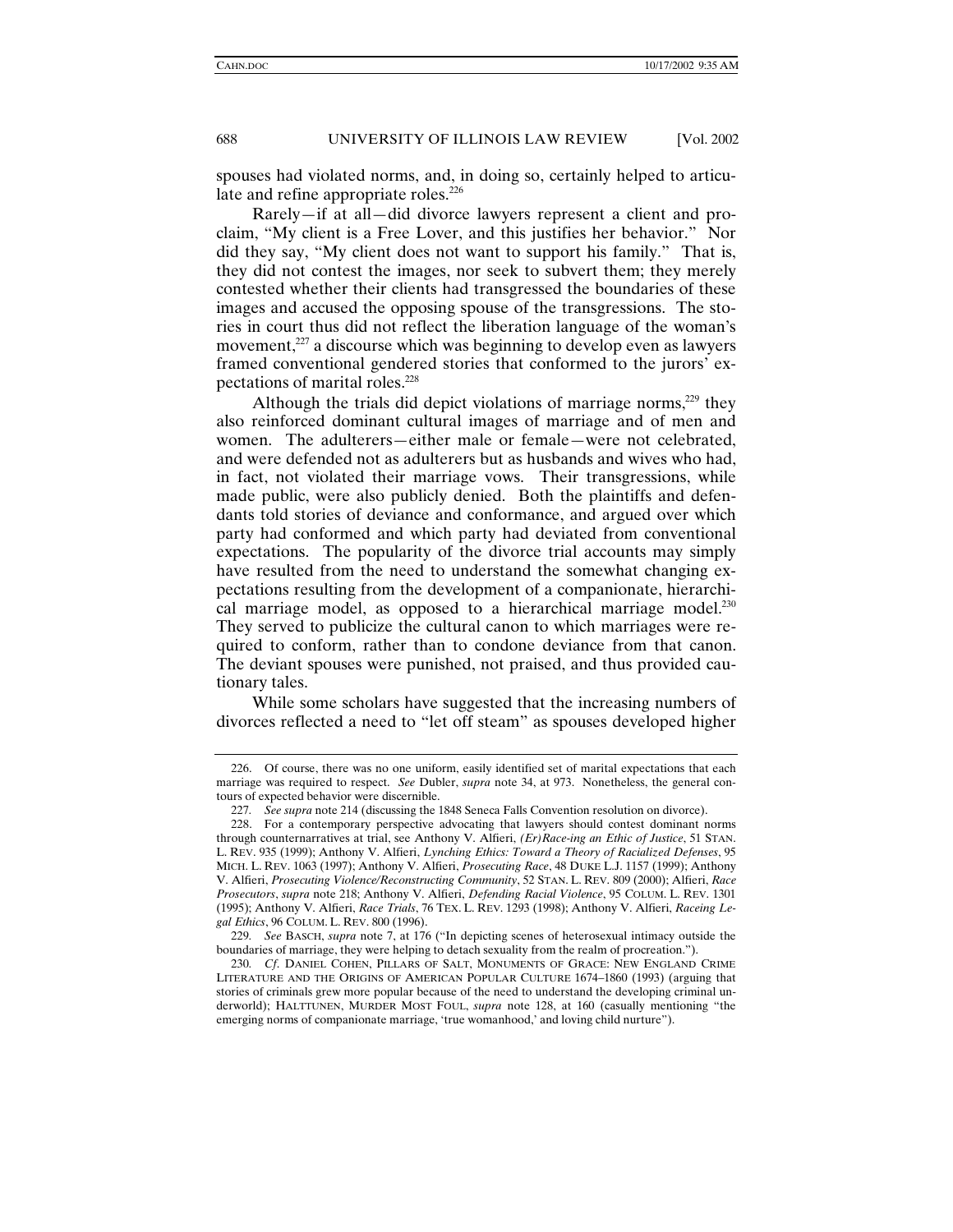spouses had violated norms, and, in doing so, certainly helped to articulate and refine appropriate roles.[226]

Rarely—if at all—did divorce lawyers represent a client and proclaim, "My client is a Free Lover, and this justifies her behavior." Nor did they say, "My client does not want to support his family." That is, they did not contest the images, nor seek to subvert them; they merely contested whether their clients had transgressed the boundaries of these images and accused the opposing spouse of the transgressions. The stories in court thus did not reflect the liberation language of the woman's movement,[227] a discourse which was beginning to develop even as lawyers framed conventional gendered stories that conformed to the jurors' expectations of marital roles.[228]

Although the trials did depict violations of marriage norms,[229] they also reinforced dominant cultural images of marriage and of men and women. The adulterers—either male or female—were not celebrated, and were defended not as adulterers but as husbands and wives who had, in fact, not violated their marriage vows. Their transgressions, while made public, were also publicly denied. Both the plaintiffs and defendants told stories of deviance and conformance, and argued over which party had conformed and which party had deviated from conventional expectations. The popularity of the divorce trial accounts may simply have resulted from the need to understand the somewhat changing expectations resulting from the development of a companionate, hierarchical marriage model, as opposed to a hierarchical marriage model.[230] They served to publicize the cultural canon to which marriages were required to conform, rather than to condone deviance from that canon. The deviant spouses were punished, not praised, and thus provided cautionary tales.

While some scholars have suggested that the increasing numbers of divorces reflected a need to "let off steam" as spouses developed higher

---

226. Of course, there was no one uniform, easily identified set of marital expectations that each marriage was required to respect. *See* Dubler, *supra* note 34, at 973. Nonetheless, the general contours of expected behavior were discernible.

227. *See supra* note 214 (discussing the 1848 Seneca Falls Convention resolution on divorce).

228. For a contemporary perspective advocating that lawyers should contest dominant norms through counternarratives at trial, see Anthony V. Alfieri, *(Er)Race-ing an Ethic of Justice*, 51 STAN. L. REV. 935 (1999); Anthony V. Alfieri, *Lynching Ethics: Toward a Theory of Racialized Defenses*, 95 MICH. L. REV. 1063 (1997); Anthony V. Alfieri, *Prosecuting Race*, 48 DUKE L.J. 1157 (1999); Anthony V. Alfieri, *Prosecuting Violence/Reconstructing Community*, 52 STAN. L. REV. 809 (2000); Alfieri, *Race Prosecutors*, *supra* note 218; Anthony V. Alfieri, *Defending Racial Violence*, 95 COLUM. L. REV. 1301 (1995); Anthony V. Alfieri, *Race Trials*, 76 TEX. L. REV. 1293 (1998); Anthony V. Alfieri, *Raceing Legal Ethics*, 96 COLUM. L. REV. 800 (1996).

229. *See* BASCH, *supra* note 7, at 176 ("In depicting scenes of heterosexual intimacy outside the boundaries of marriage, they were helping to detach sexuality from the realm of procreation.").

230. *Cf.* DANIEL COHEN, PILLARS OF SALT, MONUMENTS OF GRACE: NEW ENGLAND CRIME LITERATURE AND THE ORIGINS OF AMERICAN POPULAR CULTURE 1674–1860 (1993) (arguing that stories of criminals grew more popular because of the need to understand the developing criminal underworld); HALTTUNEN, MURDER MOST FOUL, *supra* note 128, at 160 (casually mentioning "the emerging norms of companionate marriage, 'true womanhood,' and loving child nurture").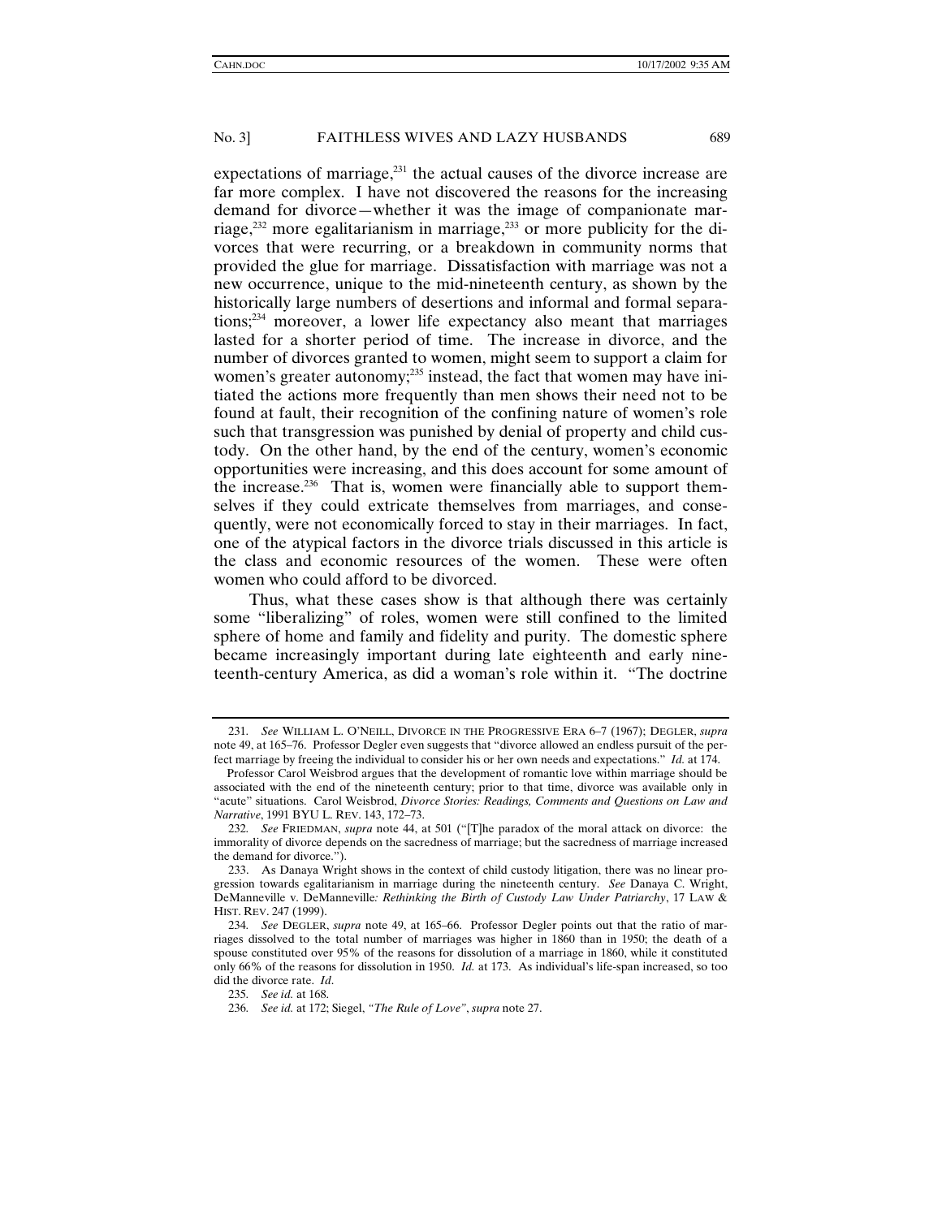expectations of marriage,[231] the actual causes of the divorce increase are far more complex. I have not discovered the reasons for the increasing demand for divorce—whether it was the image of companionate marriage,[232] more egalitarianism in marriage,[233] or more publicity for the divorces that were recurring, or a breakdown in community norms that provided the glue for marriage. Dissatisfaction with marriage was not a new occurrence, unique to the mid-nineteenth century, as shown by the historically large numbers of desertions and informal and formal separations;[234] moreover, a lower life expectancy also meant that marriages lasted for a shorter period of time. The increase in divorce, and the number of divorces granted to women, might seem to support a claim for women's greater autonomy;[235] instead, the fact that women may have initiated the actions more frequently than men shows their need not to be found at fault, their recognition of the confining nature of women's role such that transgression was punished by denial of property and child custody. On the other hand, by the end of the century, women's economic opportunities were increasing, and this does account for some amount of the increase.[236] That is, women were financially able to support themselves if they could extricate themselves from marriages, and consequently, were not economically forced to stay in their marriages. In fact, one of the atypical factors in the divorce trials discussed in this article is the class and economic resources of the women. These were often women who could afford to be divorced.

Thus, what these cases show is that although there was certainly some "liberalizing" of roles, women were still confined to the limited sphere of home and family and fidelity and purity. The domestic sphere became increasingly important during late eighteenth and early nineteenth-century America, as did a woman's role within it. "The doctrine

---

231. *See* WILLIAM L. O'NEILL, DIVORCE IN THE PROGRESSIVE ERA 6–7 (1967); DEGLER, *supra* note 49, at 165–76. Professor Degler even suggests that "divorce allowed an endless pursuit of the perfect marriage by freeing the individual to consider his or her own needs and expectations." *Id.* at 174.

Professor Carol Weisbrod argues that the development of romantic love within marriage should be associated with the end of the nineteenth century; prior to that time, divorce was available only in "acute" situations. Carol Weisbrod, *Divorce Stories: Readings, Comments and Questions on Law and Narrative*, 1991 BYU L. REV. 143, 172–73.

232. *See* FRIEDMAN, *supra* note 44, at 501 ("[T]he paradox of the moral attack on divorce: the immorality of divorce depends on the sacredness of marriage; but the sacredness of marriage increased the demand for divorce.").

233. As Danaya Wright shows in the context of child custody litigation, there was no linear progression towards egalitarianism in marriage during the nineteenth century. *See* Danaya C. Wright, *DeManneville v. DeManneville: Rethinking the Birth of Custody Law Under Patriarchy*, 17 LAW & HIST. REV. 247 (1999).

234. *See* DEGLER, *supra* note 49, at 165–66. Professor Degler points out that the ratio of marriages dissolved to the total number of marriages was higher in 1860 than in 1950; the death of a spouse constituted over 95% of the reasons for dissolution of a marriage in 1860, while it constituted only 66% of the reasons for dissolution in 1950. *Id.* at 173. As individual's life-span increased, so too did the divorce rate. *Id*.

235. *See id.* at 168.

236. *See id.* at 172; Siegel, *"The Rule of Love"*, *supra* note 27.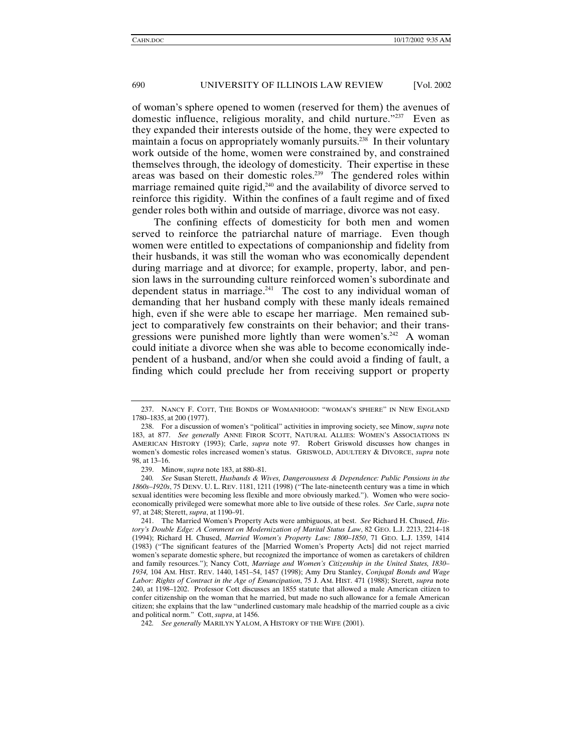of woman's sphere opened to women (reserved for them) the avenues of domestic influence, religious morality, and child nurture."[237] Even as they expanded their interests outside of the home, they were expected to maintain a focus on appropriately womanly pursuits.[238] In their voluntary work outside of the home, women were constrained by, and constrained themselves through, the ideology of domesticity. Their expertise in these areas was based on their domestic roles.[239] The gendered roles within marriage remained quite rigid,[240] and the availability of divorce served to reinforce this rigidity. Within the confines of a fault regime and of fixed gender roles both within and outside of marriage, divorce was not easy.

The confining effects of domesticity for both men and women served to reinforce the patriarchal nature of marriage. Even though women were entitled to expectations of companionship and fidelity from their husbands, it was still the woman who was economically dependent during marriage and at divorce; for example, property, labor, and pension laws in the surrounding culture reinforced women's subordinate and dependent status in marriage.[241] The cost to any individual woman of demanding that her husband comply with these manly ideals remained high, even if she were able to escape her marriage. Men remained subject to comparatively few constraints on their behavior; and their transgressions were punished more lightly than were women's.[242] A woman could initiate a divorce when she was able to become economically independent of a husband, and/or when she could avoid a finding of fault, a finding which could preclude her from receiving support or property

---

237. NANCY F. COTT, THE BONDS OF WOMANHOOD: "WOMAN'S SPHERE" IN NEW ENGLAND 1780–1835, at 200 (1977).

238. For a discussion of women's "political" activities in improving society, see Minow, *supra* note 183, at 877. *See generally* ANNE FIROR SCOTT, NATURAL ALLIES: WOMEN'S ASSOCIATIONS IN AMERICAN HISTORY (1993); Carle, *supra* note 97. Robert Griswold discusses how changes in women's domestic roles increased women's status. GRISWOLD, ADULTERY & DIVORCE, *supra* note 98, at 13–16.

239. Minow, *supra* note 183, at 880–81.

240. *See* Susan Sterett, *Husbands & Wives, Dangerousness & Dependence: Public Pensions in the 1860s–1920s*, 75 DENV. U. L. REV. 1181, 1211 (1998) ("The late-nineteenth century was a time in which sexual identities were becoming less flexible and more obviously marked."). Women who were socioeconomically privileged were somewhat more able to live outside of these roles. *See* Carle, *supra* note 97, at 248; Sterett, *supra*, at 1190–91.

241. The Married Women's Property Acts were ambiguous, at best. *See* Richard H. Chused, *History's Double Edge: A Comment on Modernization of Marital Status Law*, 82 GEO. L.J. 2213, 2214–18 (1994); Richard H. Chused, *Married Women's Property Law: 1800–1850*, 71 GEO. L.J. 1359, 1414 (1983) ("The significant features of the [Married Women's Property Acts] did not reject married women's separate domestic sphere, but recognized the importance of women as caretakers of children and family resources."); Nancy Cott, *Marriage and Women's Citizenship in the United States, 1830–1934,* 104 AM. HIST. REV. 1440, 1451–54, 1457 (1998); Amy Dru Stanley, *Conjugal Bonds and Wage Labor: Rights of Contract in the Age of Emancipation*, 75 J. AM. HIST. 471 (1988); Sterett, *supra* note 240, at 1198–1202. Professor Cott discusses an 1855 statute that allowed a male American citizen to confer citizenship on the woman that he married, but made no such allowance for a female American citizen; she explains that the law "underlined customary male headship of the married couple as a civic and political norm." Cott, *supra*, at 1456.

242. *See generally* MARILYN YALOM, A HISTORY OF THE WIFE (2001).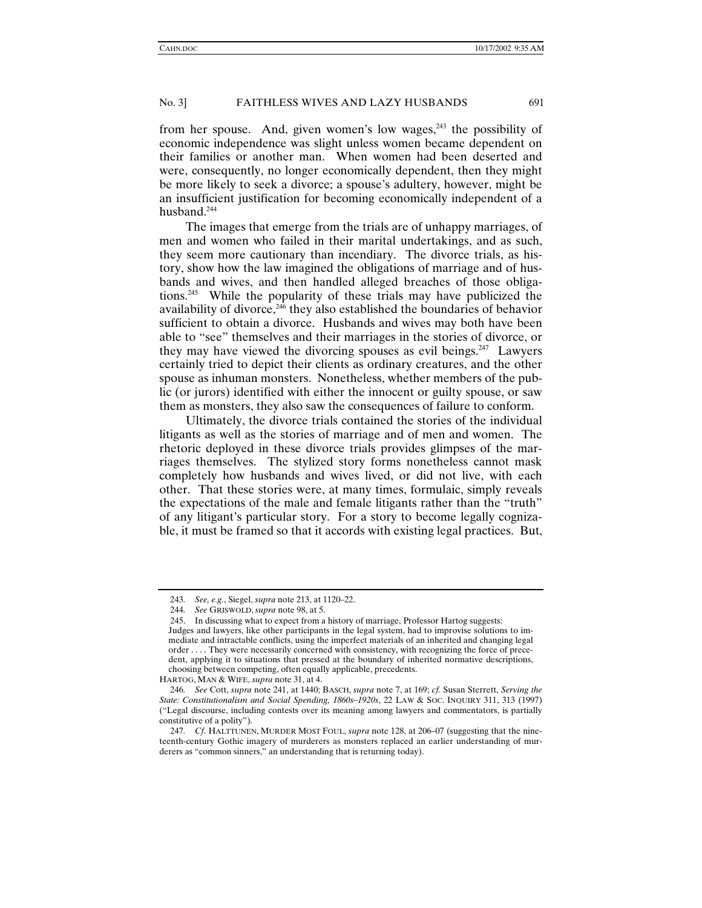from her spouse. And, given women's low wages,[243] the possibility of economic independence was slight unless women became dependent on their families or another man. When women had been deserted and were, consequently, no longer economically dependent, then they might be more likely to seek a divorce; a spouse's adultery, however, might be an insufficient justification for becoming economically independent of a husband.[244]

The images that emerge from the trials are of unhappy marriages, of men and women who failed in their marital undertakings, and as such, they seem more cautionary than incendiary. The divorce trials, as history, show how the law imagined the obligations of marriage and of husbands and wives, and then handled alleged breaches of those obligations.[245] While the popularity of these trials may have publicized the availability of divorce,[246] they also established the boundaries of behavior sufficient to obtain a divorce. Husbands and wives may both have been able to "see" themselves and their marriages in the stories of divorce, or they may have viewed the divorcing spouses as evil beings.[247] Lawyers certainly tried to depict their clients as ordinary creatures, and the other spouse as inhuman monsters. Nonetheless, whether members of the public (or jurors) identified with either the innocent or guilty spouse, or saw them as monsters, they also saw the consequences of failure to conform.

Ultimately, the divorce trials contained the stories of the individual litigants as well as the stories of marriage and of men and women. The rhetoric deployed in these divorce trials provides glimpses of the marriages themselves. The stylized story forms nonetheless cannot mask completely how husbands and wives lived, or did not live, with each other. That these stories were, at many times, formulaic, simply reveals the expectations of the male and female litigants rather than the "truth" of any litigant's particular story. For a story to become legally cognizable, it must be framed so that it accords with existing legal practices. But,

---

243. *See, e.g.*, Siegel, *supra* note 213, at 1120–22.

244. *See* GRISWOLD, *supra* note 98, at 5.

245. In discussing what to expect from a history of marriage, Professor Hartog suggests:

> Judges and lawyers, like other participants in the legal system, had to improvise solutions to immediate and intractable conflicts, using the imperfect materials of an inherited and changing legal order . . . . They were necessarily concerned with consistency, with recognizing the force of precedent, applying it to situations that pressed at the boundary of inherited normative descriptions, choosing between competing, often equally applicable, precedents.

HARTOG, MAN & WIFE, *supra* note 31, at 4.

246. *See* Cott, *supra* note 241, at 1440; BASCH, *supra* note 7, at 169; *cf.* Susan Sterrett, *Serving the State: Constitutionalism and Social Spending, 1860s–1920s*, 22 LAW & SOC. INQUIRY 311, 313 (1997) ("Legal discourse, including contests over its meaning among lawyers and commentators, is partially constitutive of a polity").

247. *Cf*. HALTTUNEN, MURDER MOST FOUL, *supra* note 128, at 206–07 (suggesting that the nineteenth-century Gothic imagery of murderers as monsters replaced an earlier understanding of murderers as "common sinners," an understanding that is returning today).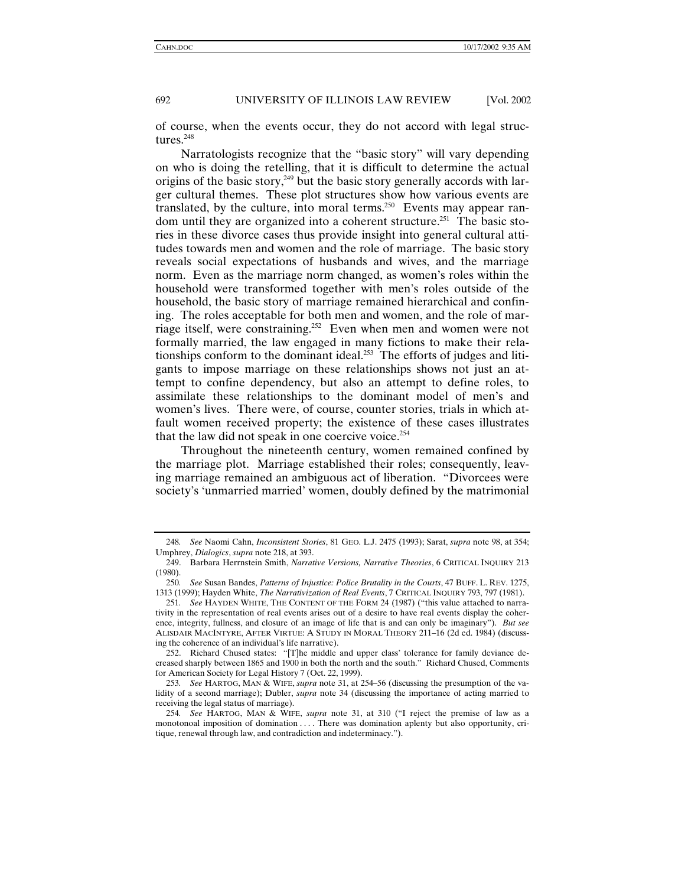of course, when the events occur, they do not accord with legal structures.[248]

Narratologists recognize that the "basic story" will vary depending on who is doing the retelling, that it is difficult to determine the actual origins of the basic story,[249] but the basic story generally accords with larger cultural themes. These plot structures show how various events are translated, by the culture, into moral terms.[250] Events may appear random until they are organized into a coherent structure.[251] The basic stories in these divorce cases thus provide insight into general cultural attitudes towards men and women and the role of marriage. The basic story reveals social expectations of husbands and wives, and the marriage norm. Even as the marriage norm changed, as women's roles within the household were transformed together with men's roles outside of the household, the basic story of marriage remained hierarchical and confining. The roles acceptable for both men and women, and the role of marriage itself, were constraining.[252] Even when men and women were not formally married, the law engaged in many fictions to make their relationships conform to the dominant ideal.[253] The efforts of judges and litigants to impose marriage on these relationships shows not just an attempt to confine dependency, but also an attempt to define roles, to assimilate these relationships to the dominant model of men's and women's lives. There were, of course, counter stories, trials in which at-fault women received property; the existence of these cases illustrates that the law did not speak in one coercive voice.[254]

Throughout the nineteenth century, women remained confined by the marriage plot. Marriage established their roles; consequently, leaving marriage remained an ambiguous act of liberation. "Divorcees were society's 'unmarried married' women, doubly defined by the matrimonial

---

248. *See* Naomi Cahn, *Inconsistent Stories*, 81 GEO. L.J. 2475 (1993); Sarat, *supra* note 98, at 354; Umphrey, *Dialogics*, *supra* note 218, at 393.

249. Barbara Herrnstein Smith, *Narrative Versions, Narrative Theories*, 6 CRITICAL INQUIRY 213 (1980).

250. *See* Susan Bandes, *Patterns of Injustice: Police Brutality in the Courts*, 47 BUFF. L. REV. 1275, 1313 (1999); Hayden White, *The Narrativization of Real Events*, 7 CRITICAL INQUIRY 793, 797 (1981).

251. *See* HAYDEN WHITE, THE CONTENT OF THE FORM 24 (1987) ("this value attached to narrativity in the representation of real events arises out of a desire to have real events display the coherence, integrity, fullness, and closure of an image of life that is and can only be imaginary"). *But see* ALISDAIR MACINTYRE, AFTER VIRTUE: A STUDY IN MORAL THEORY 211–16 (2d ed. 1984) (discussing the coherence of an individual's life narrative).

252. Richard Chused states: "[T]he middle and upper class' tolerance for family deviance decreased sharply between 1865 and 1900 in both the north and the south." Richard Chused, Comments for American Society for Legal History 7 (Oct. 22, 1999).

253. *See* HARTOG, MAN & WIFE, *supra* note 31, at 254–56 (discussing the presumption of the validity of a second marriage); Dubler, *supra* note 34 (discussing the importance of acting married to receiving the legal status of marriage).

254. *See* HARTOG, MAN & WIFE, *supra* note 31, at 310 ("I reject the premise of law as a monotonoal imposition of domination . . . . There was domination aplenty but also opportunity, critique, renewal through law, and contradiction and indeterminacy.").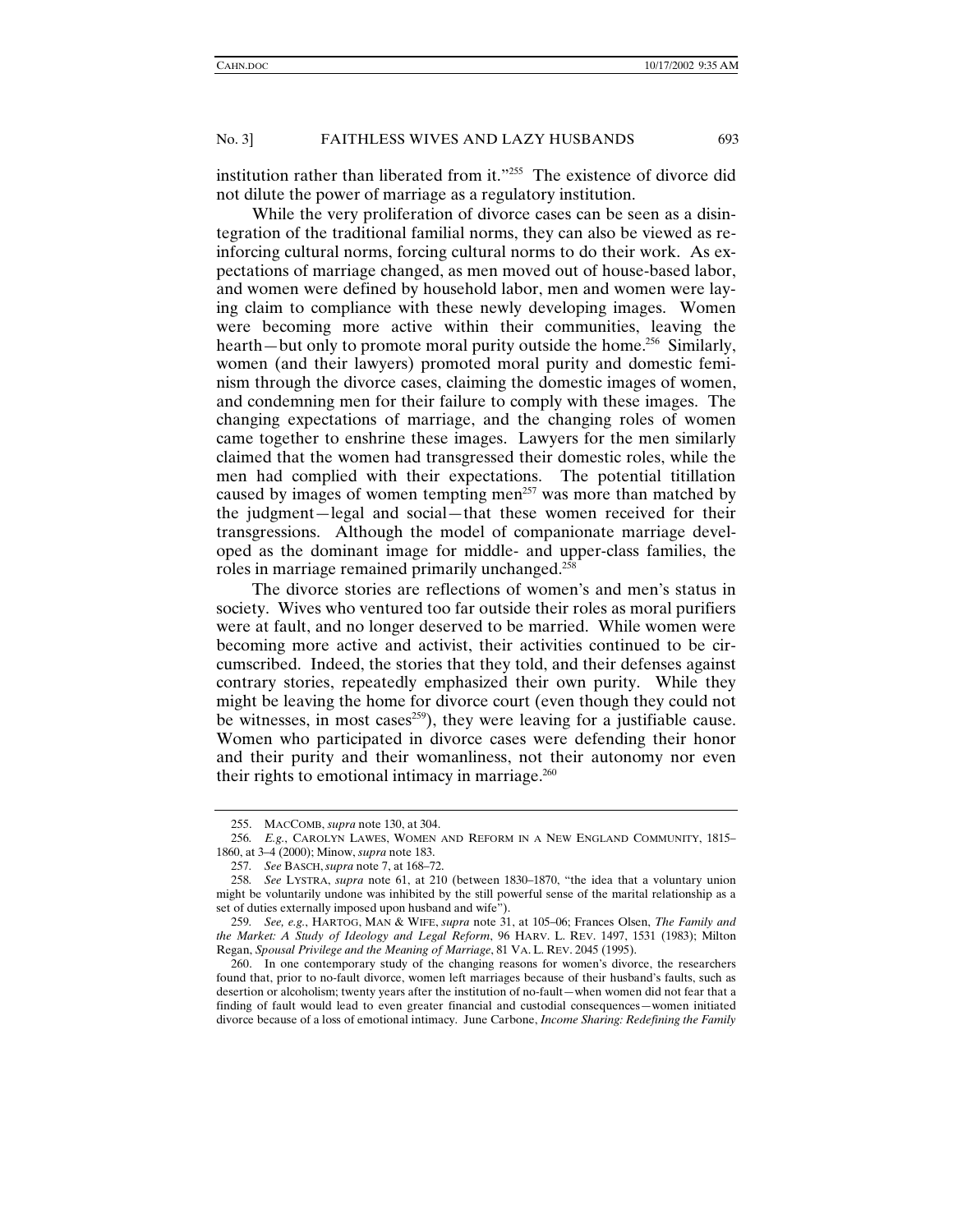institution rather than liberated from it."[255] The existence of divorce did not dilute the power of marriage as a regulatory institution.

While the very proliferation of divorce cases can be seen as a disintegration of the traditional familial norms, they can also be viewed as reinforcing cultural norms, forcing cultural norms to do their work. As expectations of marriage changed, as men moved out of house-based labor, and women were defined by household labor, men and women were laying claim to compliance with these newly developing images. Women were becoming more active within their communities, leaving the hearth—but only to promote moral purity outside the home.[256] Similarly, women (and their lawyers) promoted moral purity and domestic feminism through the divorce cases, claiming the domestic images of women, and condemning men for their failure to comply with these images. The changing expectations of marriage, and the changing roles of women came together to enshrine these images. Lawyers for the men similarly claimed that the women had transgressed their domestic roles, while the men had complied with their expectations. The potential titillation caused by images of women tempting men[257] was more than matched by the judgment—legal and social—that these women received for their transgressions. Although the model of companionate marriage developed as the dominant image for middle- and upper-class families, the roles in marriage remained primarily unchanged.[258]

The divorce stories are reflections of women's and men's status in society. Wives who ventured too far outside their roles as moral purifiers were at fault, and no longer deserved to be married. While women were becoming more active and activist, their activities continued to be circumscribed. Indeed, the stories that they told, and their defenses against contrary stories, repeatedly emphasized their own purity. While they might be leaving the home for divorce court (even though they could not be witnesses, in most cases[259]), they were leaving for a justifiable cause. Women who participated in divorce cases were defending their honor and their purity and their womanliness, not their autonomy nor even their rights to emotional intimacy in marriage.[260]

---

255. MACCOMB, *supra* note 130, at 304.

256. *E.g.*, CAROLYN LAWES, WOMEN AND REFORM IN A NEW ENGLAND COMMUNITY, 1815–1860, at 3–4 (2000); Minow, *supra* note 183.

257. *See* BASCH, *supra* note 7, at 168–72.

258. *See* LYSTRA, *supra* note 61, at 210 (between 1830–1870, "the idea that a voluntary union might be voluntarily undone was inhibited by the still powerful sense of the marital relationship as a set of duties externally imposed upon husband and wife").

259. *See, e.g.*, HARTOG, MAN & WIFE, *supra* note 31, at 105–06; Frances Olsen, *The Family and the Market: A Study of Ideology and Legal Reform*, 96 HARV. L. REV. 1497, 1531 (1983); Milton Regan, *Spousal Privilege and the Meaning of Marriage*, 81 VA. L. REV. 2045 (1995).

260. In one contemporary study of the changing reasons for women's divorce, the researchers found that, prior to no-fault divorce, women left marriages because of their husband's faults, such as desertion or alcoholism; twenty years after the institution of no-fault—when women did not fear that a finding of fault would lead to even greater financial and custodial consequences—women initiated divorce because of a loss of emotional intimacy. June Carbone, *Income Sharing: Redefining the Family*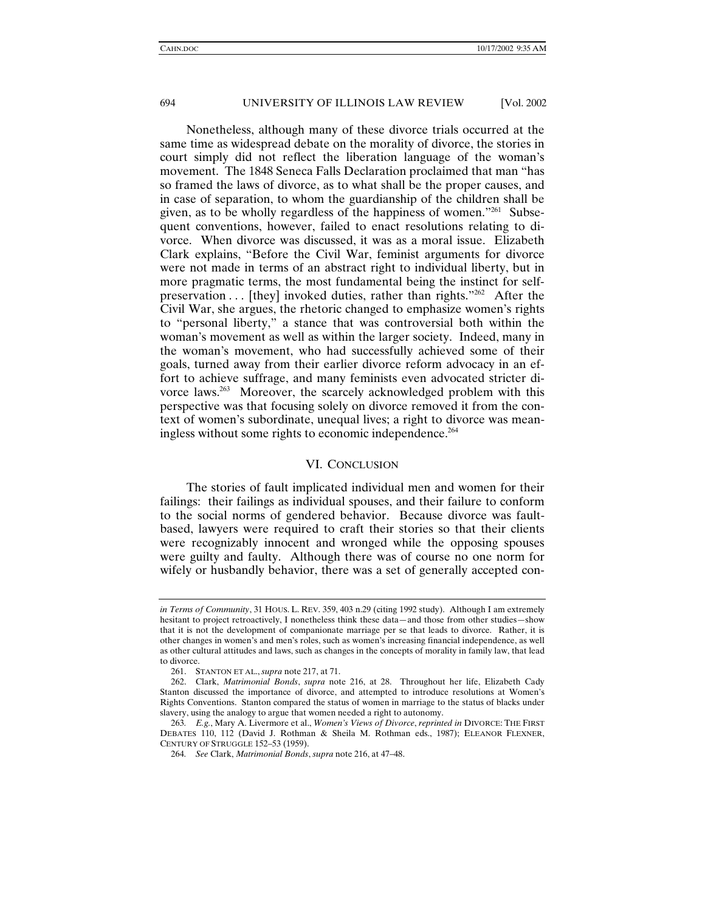Nonetheless, although many of these divorce trials occurred at the same time as widespread debate on the morality of divorce, the stories in court simply did not reflect the liberation language of the woman's movement. The 1848 Seneca Falls Declaration proclaimed that man "has so framed the laws of divorce, as to what shall be the proper causes, and in case of separation, to whom the guardianship of the children shall be given, as to be wholly regardless of the happiness of women."[261] Subsequent conventions, however, failed to enact resolutions relating to divorce. When divorce was discussed, it was as a moral issue. Elizabeth Clark explains, "Before the Civil War, feminist arguments for divorce were not made in terms of an abstract right to individual liberty, but in more pragmatic terms, the most fundamental being the instinct for self-preservation . . . [they] invoked duties, rather than rights."[262] After the Civil War, she argues, the rhetoric changed to emphasize women's rights to "personal liberty," a stance that was controversial both within the woman's movement as well as within the larger society. Indeed, many in the woman's movement, who had successfully achieved some of their goals, turned away from their earlier divorce reform advocacy in an effort to achieve suffrage, and many feminists even advocated stricter divorce laws.[263] Moreover, the scarcely acknowledged problem with this perspective was that focusing solely on divorce removed it from the context of women's subordinate, unequal lives; a right to divorce was meaningless without some rights to economic independence.[264]

## VI. Conclusion

The stories of fault implicated individual men and women for their failings: their failings as individual spouses, and their failure to conform to the social norms of gendered behavior. Because divorce was fault-based, lawyers were required to craft their stories so that their clients were recognizably innocent and wronged while the opposing spouses were guilty and faulty. Although there was of course no one norm for wifely or husbandly behavior, there was a set of generally accepted con-

---

*in Terms of Community*, 31 Hous. L. Rev. 359, 403 n.29 (citing 1992 study). Although I am extremely hesitant to project retroactively, I nonetheless think these data—and those from other studies—show that it is not the development of companionate marriage per se that leads to divorce. Rather, it is other changes in women's and men's roles, such as women's increasing financial independence, as well as other cultural attitudes and laws, such as changes in the concepts of morality in family law, that lead to divorce.

261. Stanton et al., *supra* note 217, at 71.

262. Clark, *Matrimonial Bonds*, *supra* note 216, at 28. Throughout her life, Elizabeth Cady Stanton discussed the importance of divorce, and attempted to introduce resolutions at Women's Rights Conventions. Stanton compared the status of women in marriage to the status of blacks under slavery, using the analogy to argue that women needed a right to autonomy.

263. *E.g.*, Mary A. Livermore et al., *Women's Views of Divorce*, *reprinted in* Divorce: The First Debates 110, 112 (David J. Rothman & Sheila M. Rothman eds., 1987); Eleanor Flexner, Century of Struggle 152–53 (1959).

264. *See* Clark, *Matrimonial Bonds*, *supra* note 216, at 47–48.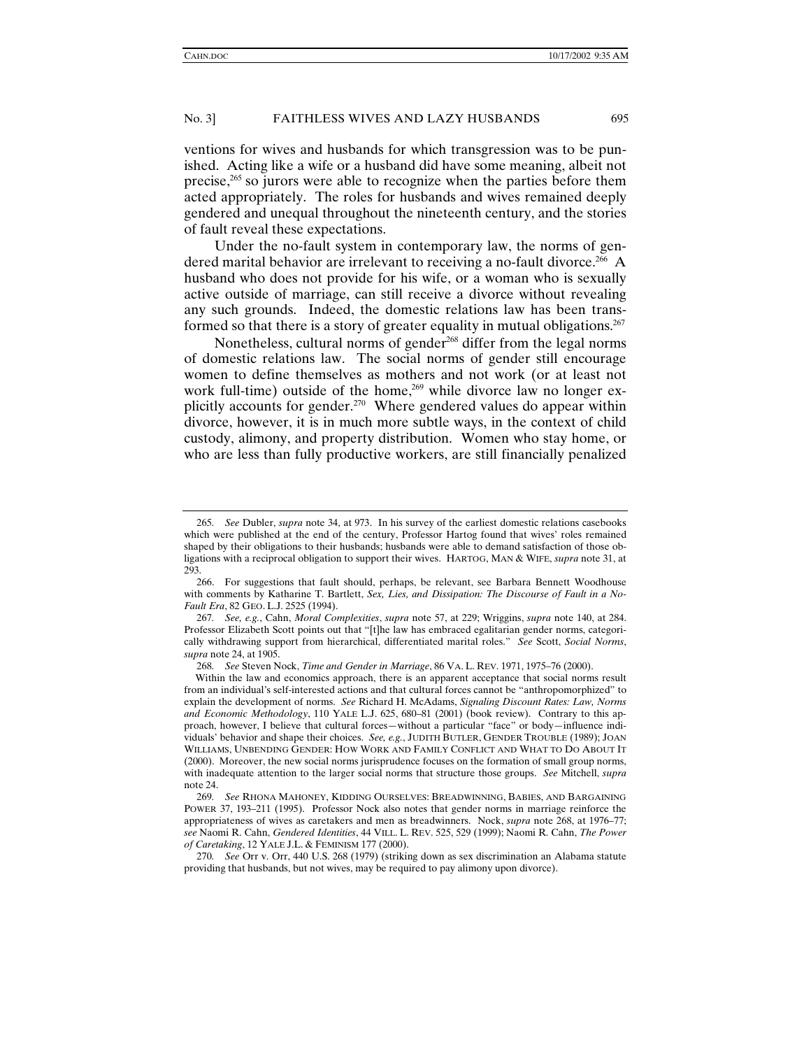ventions for wives and husbands for which transgression was to be punished. Acting like a wife or a husband did have some meaning, albeit not precise,[265] so jurors were able to recognize when the parties before them acted appropriately. The roles for husbands and wives remained deeply gendered and unequal throughout the nineteenth century, and the stories of fault reveal these expectations.

Under the no-fault system in contemporary law, the norms of gendered marital behavior are irrelevant to receiving a no-fault divorce.[266] A husband who does not provide for his wife, or a woman who is sexually active outside of marriage, can still receive a divorce without revealing any such grounds. Indeed, the domestic relations law has been transformed so that there is a story of greater equality in mutual obligations.[267]

Nonetheless, cultural norms of gender[268] differ from the legal norms of domestic relations law. The social norms of gender still encourage women to define themselves as mothers and not work (or at least not work full-time) outside of the home,[269] while divorce law no longer explicitly accounts for gender.[270] Where gendered values do appear within divorce, however, it is in much more subtle ways, in the context of child custody, alimony, and property distribution. Women who stay home, or who are less than fully productive workers, are still financially penalized

---

265. *See* Dubler, *supra* note 34, at 973. In his survey of the earliest domestic relations casebooks which were published at the end of the century, Professor Hartog found that wives' roles remained shaped by their obligations to their husbands; husbands were able to demand satisfaction of those obligations with a reciprocal obligation to support their wives. HARTOG, MAN & WIFE, *supra* note 31, at 293.

266. For suggestions that fault should, perhaps, be relevant, see Barbara Bennett Woodhouse with comments by Katharine T. Bartlett, *Sex, Lies, and Dissipation: The Discourse of Fault in a No-Fault Era*, 82 GEO. L.J. 2525 (1994).

267. *See, e.g.*, Cahn, *Moral Complexities*, *supra* note 57, at 229; Wriggins, *supra* note 140, at 284. Professor Elizabeth Scott points out that "[t]he law has embraced egalitarian gender norms, categorically withdrawing support from hierarchical, differentiated marital roles." *See* Scott, *Social Norms*, *supra* note 24, at 1905.

268. *See* Steven Nock, *Time and Gender in Marriage*, 86 VA. L. REV. 1971, 1975–76 (2000).

Within the law and economics approach, there is an apparent acceptance that social norms result from an individual's self-interested actions and that cultural forces cannot be "anthropomorphized" to explain the development of norms. *See* Richard H. McAdams, *Signaling Discount Rates: Law, Norms and Economic Methodology*, 110 YALE L.J. 625, 680–81 (2001) (book review). Contrary to this approach, however, I believe that cultural forces—without a particular "face" or body—influence individuals' behavior and shape their choices. *See, e.g.*, JUDITH BUTLER, GENDER TROUBLE (1989); JOAN WILLIAMS, UNBENDING GENDER: HOW WORK AND FAMILY CONFLICT AND WHAT TO DO ABOUT IT (2000). Moreover, the new social norms jurisprudence focuses on the formation of small group norms, with inadequate attention to the larger social norms that structure those groups. *See* Mitchell, *supra* note 24.

269. *See* RHONA MAHONEY, KIDDING OURSELVES: BREADWINNING, BABIES, AND BARGAINING POWER 37, 193–211 (1995). Professor Nock also notes that gender norms in marriage reinforce the appropriateness of wives as caretakers and men as breadwinners. Nock, *supra* note 268, at 1976–77; *see* Naomi R. Cahn, *Gendered Identities*, 44 VILL. L. REV. 525, 529 (1999); Naomi R. Cahn, *The Power of Caretaking*, 12 YALE J.L. & FEMINISM 177 (2000).

270. *See* Orr v. Orr, 440 U.S. 268 (1979) (striking down as sex discrimination an Alabama statute providing that husbands, but not wives, may be required to pay alimony upon divorce).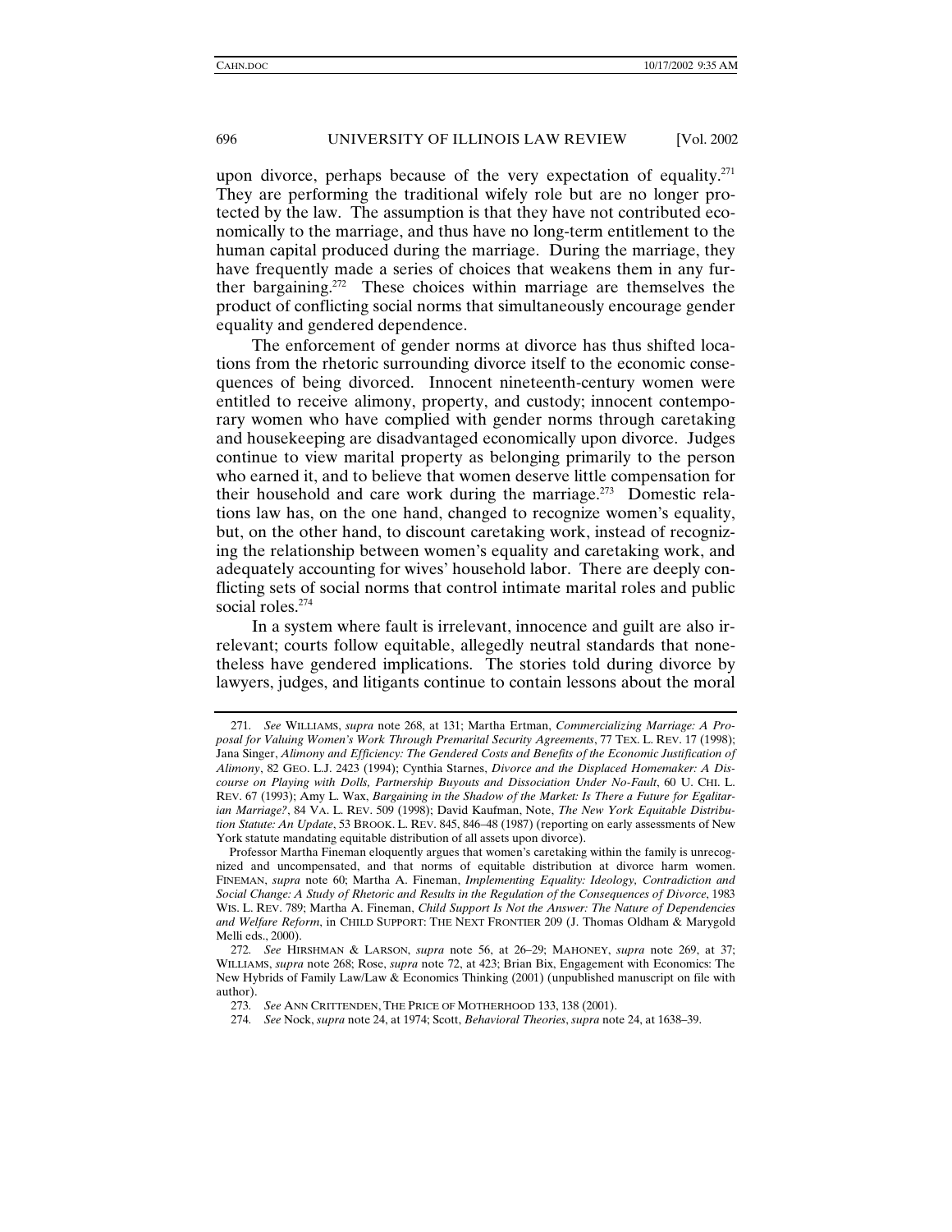upon divorce, perhaps because of the very expectation of equality.[271] They are performing the traditional wifely role but are no longer protected by the law. The assumption is that they have not contributed economically to the marriage, and thus have no long-term entitlement to the human capital produced during the marriage. During the marriage, they have frequently made a series of choices that weakens them in any further bargaining.[272] These choices within marriage are themselves the product of conflicting social norms that simultaneously encourage gender equality and gendered dependence.

The enforcement of gender norms at divorce has thus shifted locations from the rhetoric surrounding divorce itself to the economic consequences of being divorced. Innocent nineteenth-century women were entitled to receive alimony, property, and custody; innocent contemporary women who have complied with gender norms through caretaking and housekeeping are disadvantaged economically upon divorce. Judges continue to view marital property as belonging primarily to the person who earned it, and to believe that women deserve little compensation for their household and care work during the marriage.[273] Domestic relations law has, on the one hand, changed to recognize women's equality, but, on the other hand, to discount caretaking work, instead of recognizing the relationship between women's equality and caretaking work, and adequately accounting for wives' household labor. There are deeply conflicting sets of social norms that control intimate marital roles and public social roles.[274]

In a system where fault is irrelevant, innocence and guilt are also irrelevant; courts follow equitable, allegedly neutral standards that nonetheless have gendered implications. The stories told during divorce by lawyers, judges, and litigants continue to contain lessons about the moral

---

271. *See* WILLIAMS, *supra* note 268, at 131; Martha Ertman, *Commercializing Marriage: A Proposal for Valuing Women's Work Through Premarital Security Agreements*, 77 TEX. L. REV. 17 (1998); Jana Singer, *Alimony and Efficiency: The Gendered Costs and Benefits of the Economic Justification of Alimony*, 82 GEO. L.J. 2423 (1994); Cynthia Starnes, *Divorce and the Displaced Homemaker: A Discourse on Playing with Dolls, Partnership Buyouts and Dissociation Under No-Fault*, 60 U. CHI. L. REV. 67 (1993); Amy L. Wax, *Bargaining in the Shadow of the Market: Is There a Future for Egalitarian Marriage?*, 84 VA. L. REV. 509 (1998); David Kaufman, Note, *The New York Equitable Distribution Statute: An Update*, 53 BROOK. L. REV. 845, 846–48 (1987) (reporting on early assessments of New York statute mandating equitable distribution of all assets upon divorce).

Professor Martha Fineman eloquently argues that women's caretaking within the family is unrecognized and uncompensated, and that norms of equitable distribution at divorce harm women. FINEMAN, *supra* note 60; Martha A. Fineman, *Implementing Equality: Ideology, Contradiction and Social Change: A Study of Rhetoric and Results in the Regulation of the Consequences of Divorce*, 1983 WIS. L. REV. 789; Martha A. Fineman, *Child Support Is Not the Answer: The Nature of Dependencies and Welfare Reform*, in CHILD SUPPORT: THE NEXT FRONTIER 209 (J. Thomas Oldham & Marygold Melli eds., 2000).

272. *See* HIRSHMAN & LARSON, *supra* note 56, at 26–29; MAHONEY, *supra* note 269, at 37; WILLIAMS, *supra* note 268; Rose, *supra* note 72, at 423; Brian Bix, Engagement with Economics: The New Hybrids of Family Law/Law & Economics Thinking (2001) (unpublished manuscript on file with author).

273. *See* ANN CRITTENDEN, THE PRICE OF MOTHERHOOD 133, 138 (2001).

274. *See* Nock, *supra* note 24, at 1974; Scott, *Behavioral Theories*, *supra* note 24, at 1638–39.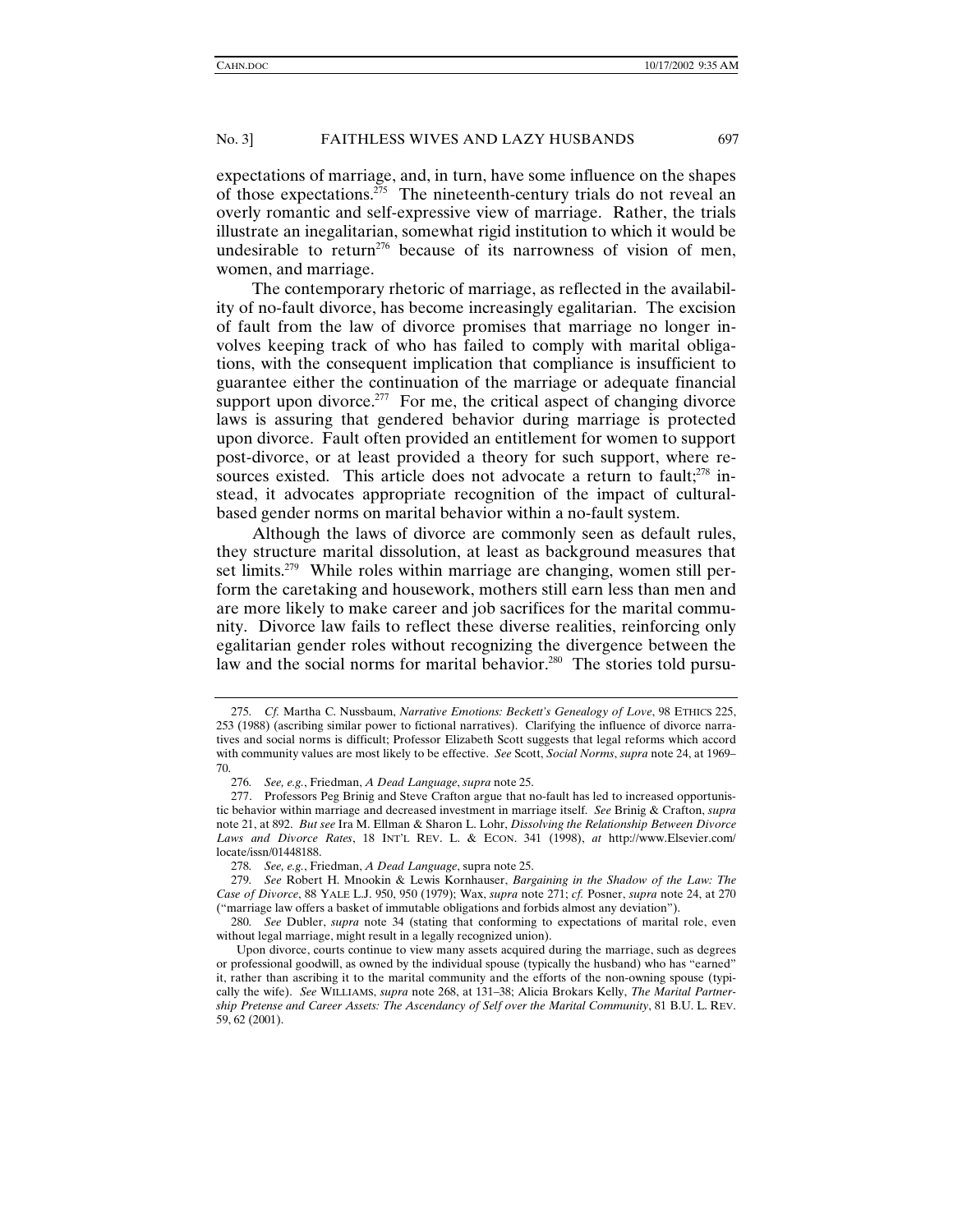expectations of marriage, and, in turn, have some influence on the shapes of those expectations.[275] The nineteenth-century trials do not reveal an overly romantic and self-expressive view of marriage. Rather, the trials illustrate an inegalitarian, somewhat rigid institution to which it would be undesirable to return[276] because of its narrowness of vision of men, women, and marriage.

The contemporary rhetoric of marriage, as reflected in the availability of no-fault divorce, has become increasingly egalitarian. The excision of fault from the law of divorce promises that marriage no longer involves keeping track of who has failed to comply with marital obligations, with the consequent implication that compliance is insufficient to guarantee either the continuation of the marriage or adequate financial support upon divorce.[277] For me, the critical aspect of changing divorce laws is assuring that gendered behavior during marriage is protected upon divorce. Fault often provided an entitlement for women to support post-divorce, or at least provided a theory for such support, where resources existed. This article does not advocate a return to fault;[278] instead, it advocates appropriate recognition of the impact of cultural-based gender norms on marital behavior within a no-fault system.

Although the laws of divorce are commonly seen as default rules, they structure marital dissolution, at least as background measures that set limits.[279] While roles within marriage are changing, women still perform the caretaking and housework, mothers still earn less than men and are more likely to make career and job sacrifices for the marital community. Divorce law fails to reflect these diverse realities, reinforcing only egalitarian gender roles without recognizing the divergence between the law and the social norms for marital behavior.[280] The stories told pursu-

---

275. *Cf.* Martha C. Nussbaum, *Narrative Emotions: Beckett's Genealogy of Love*, 98 ETHICS 225, 253 (1988) (ascribing similar power to fictional narratives). Clarifying the influence of divorce narratives and social norms is difficult; Professor Elizabeth Scott suggests that legal reforms which accord with community values are most likely to be effective. *See* Scott, *Social Norms*, *supra* note 24, at 1969–70.

276. *See, e.g.*, Friedman, *A Dead Language*, *supra* note 25.

277. Professors Peg Brinig and Steve Crafton argue that no-fault has led to increased opportunistic behavior within marriage and decreased investment in marriage itself. *See* Brinig & Crafton, *supra* note 21, at 892. *But see* Ira M. Ellman & Sharon L. Lohr, *Dissolving the Relationship Between Divorce Laws and Divorce Rates*, 18 INT'L REV. L. & ECON. 341 (1998), *at* http://www.Elsevier.com/locate/issn/01448188.

278. *See, e.g.*, Friedman, *A Dead Language*, supra note 25.

279. *See* Robert H. Mnookin & Lewis Kornhauser, *Bargaining in the Shadow of the Law: The Case of Divorce*, 88 YALE L.J. 950, 950 (1979); Wax, *supra* note 271; *cf.* Posner, *supra* note 24, at 270 ("marriage law offers a basket of immutable obligations and forbids almost any deviation").

280. *See* Dubler, *supra* note 34 (stating that conforming to expectations of marital role, even without legal marriage, might result in a legally recognized union).

Upon divorce, courts continue to view many assets acquired during the marriage, such as degrees or professional goodwill, as owned by the individual spouse (typically the husband) who has "earned" it, rather than ascribing it to the marital community and the efforts of the non-owning spouse (typically the wife). *See* WILLIAMS, *supra* note 268, at 131–38; Alicia Brokars Kelly, *The Marital Partnership Pretense and Career Assets: The Ascendancy of Self over the Marital Community*, 81 B.U. L. REV. 59, 62 (2001).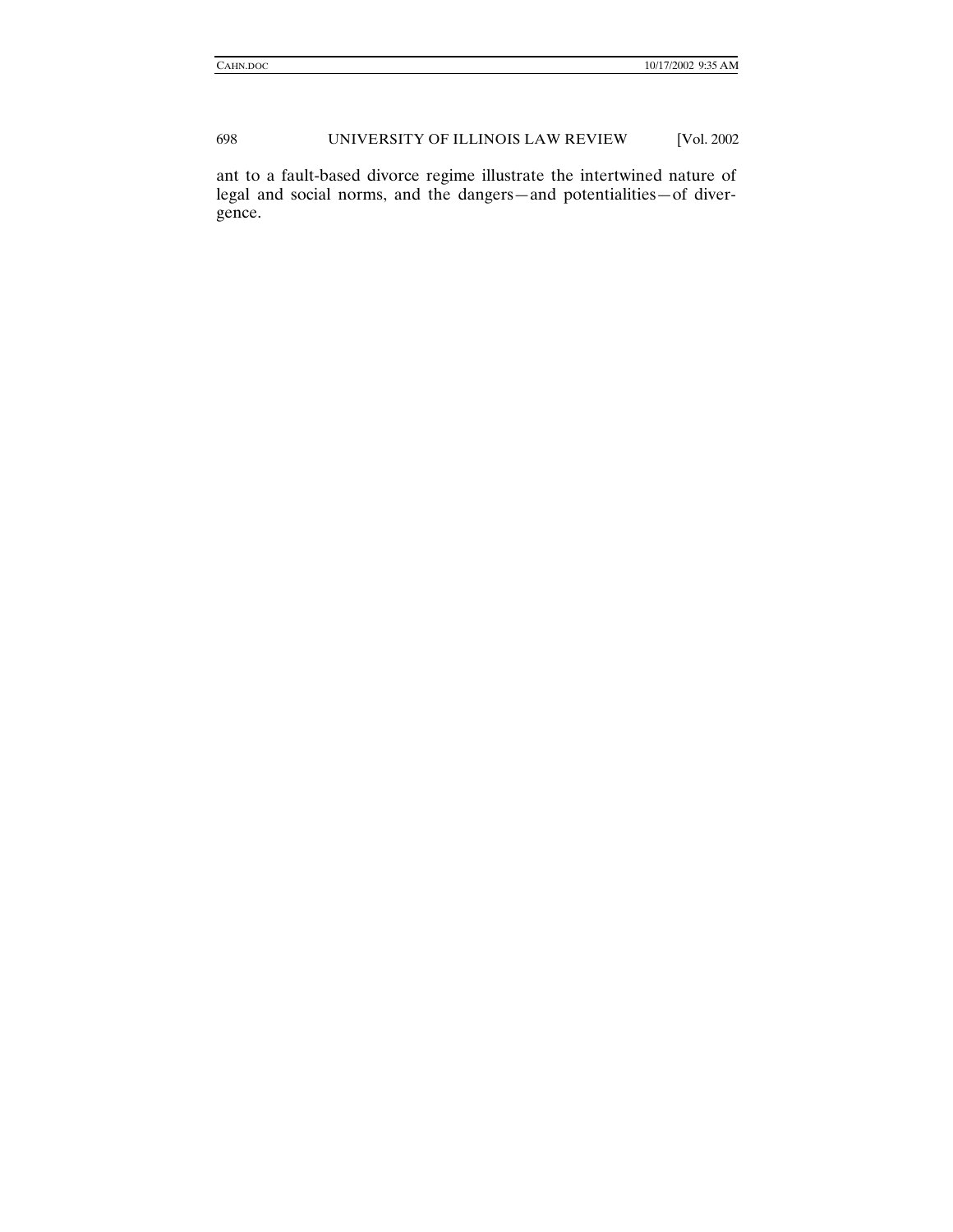ant to a fault-based divorce regime illustrate the intertwined nature of legal and social norms, and the dangers—and potentialities—of divergence.